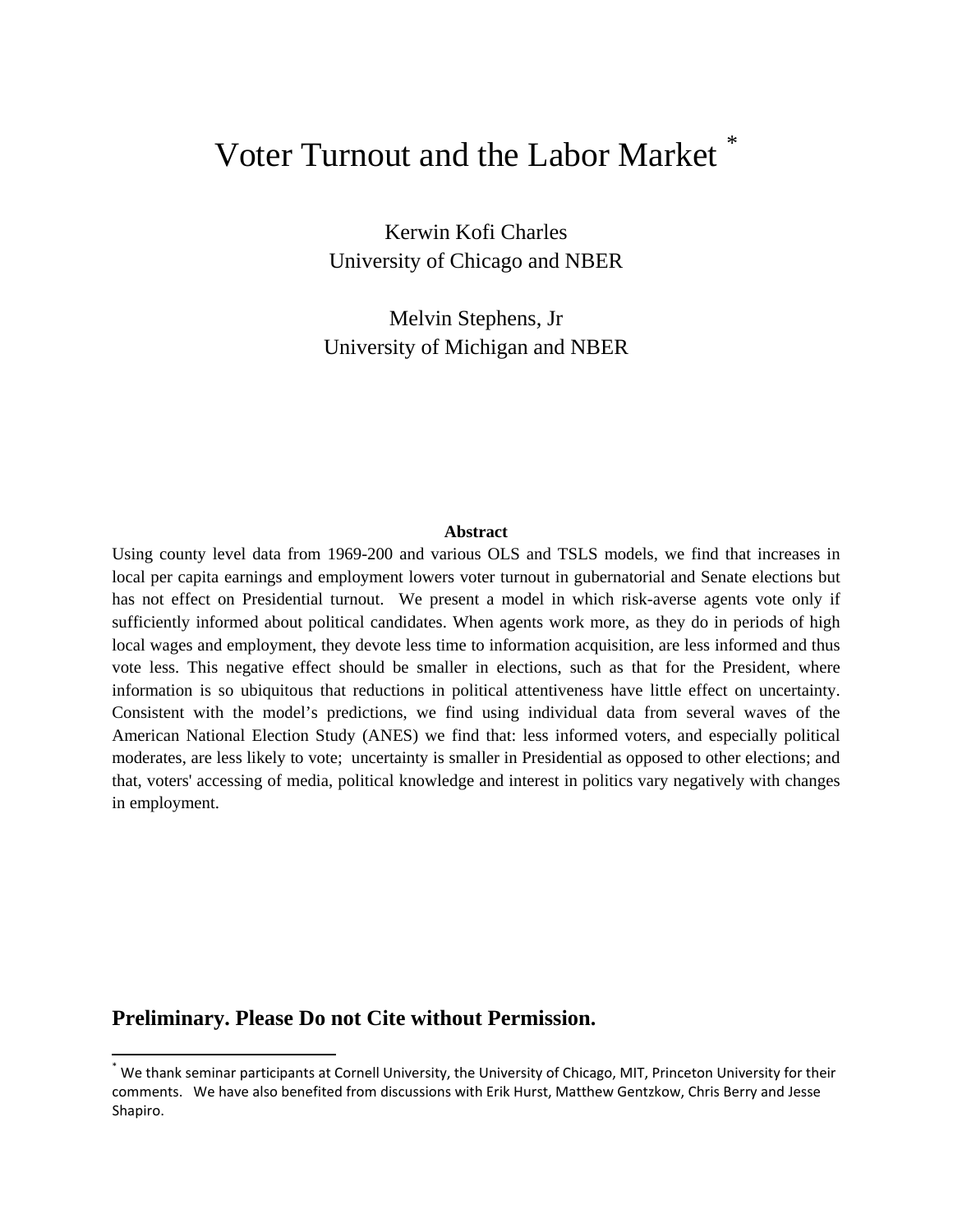# Voter Turnout and the Labor Market [*]

Kerwin Kofi Charles  
University of Chicago and NBER

Melvin Stephens, Jr  
University of Michigan and NBER

**Abstract**

Using county level data from 1969-200 and various OLS and TSLS models, we find that increases in local per capita earnings and employment lowers voter turnout in gubernatorial and Senate elections but has not effect on Presidential turnout. We present a model in which risk-averse agents vote only if sufficiently informed about political candidates. When agents work more, as they do in periods of high local wages and employment, they devote less time to information acquisition, are less informed and thus vote less. This negative effect should be smaller in elections, such as that for the President, where information is so ubiquitous that reductions in political attentiveness have little effect on uncertainty. Consistent with the model's predictions, we find using individual data from several waves of the American National Election Study (ANES) we find that: less informed voters, and especially political moderates, are less likely to vote; uncertainty is smaller in Presidential as opposed to other elections; and that, voters' accessing of media, political knowledge and interest in politics vary negatively with changes in employment.

**Preliminary. Please Do not Cite without Permission.**

[*] We thank seminar participants at Cornell University, the University of Chicago, MIT, Princeton University for their comments. We have also benefited from discussions with Erik Hurst, Matthew Gentzkow, Chris Berry and Jesse Shapiro.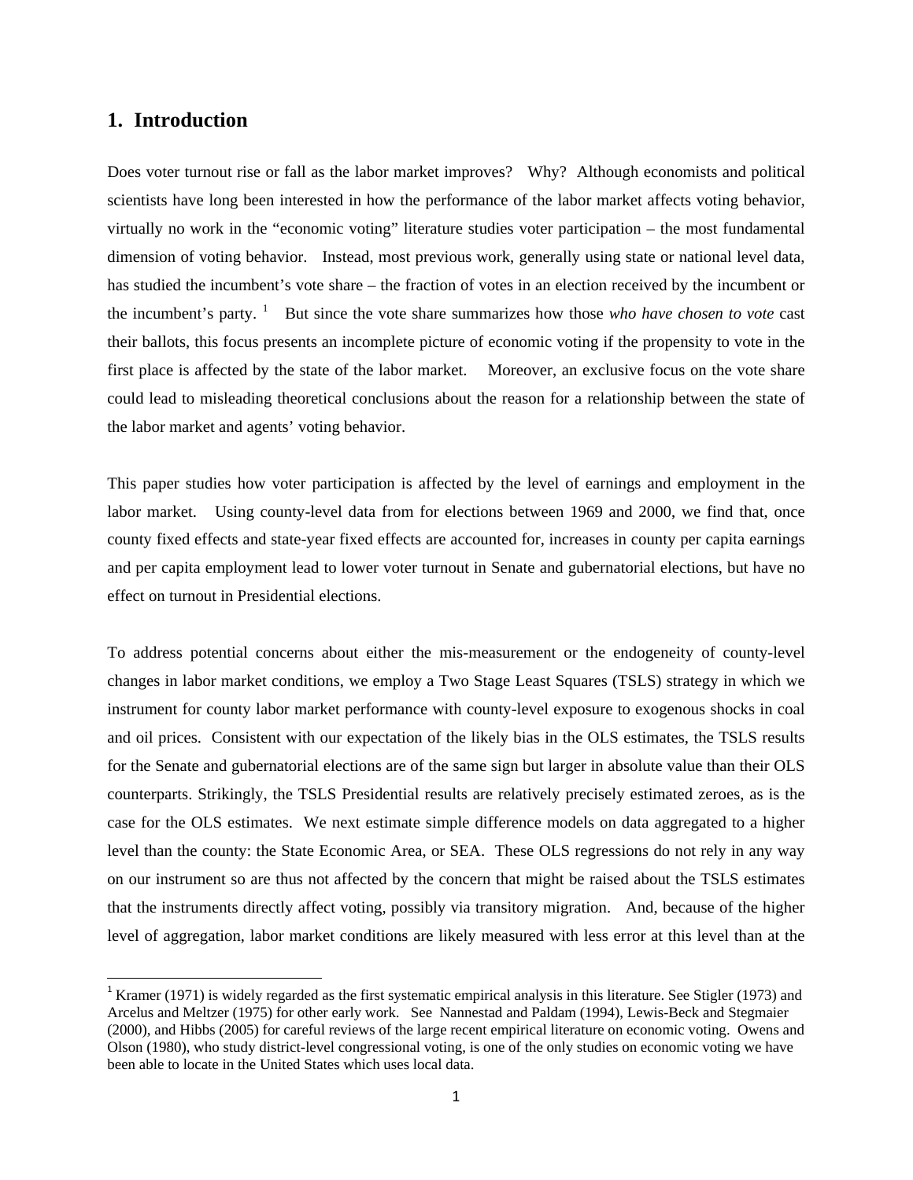## 1. Introduction

Does voter turnout rise or fall as the labor market improves? Why? Although economists and political scientists have long been interested in how the performance of the labor market affects voting behavior, virtually no work in the "economic voting" literature studies voter participation – the most fundamental dimension of voting behavior. Instead, most previous work, generally using state or national level data, has studied the incumbent's vote share – the fraction of votes in an election received by the incumbent or the incumbent's party. [1] But since the vote share summarizes how those *who have chosen to vote* cast their ballots, this focus presents an incomplete picture of economic voting if the propensity to vote in the first place is affected by the state of the labor market. Moreover, an exclusive focus on the vote share could lead to misleading theoretical conclusions about the reason for a relationship between the state of the labor market and agents' voting behavior.

This paper studies how voter participation is affected by the level of earnings and employment in the labor market. Using county-level data from for elections between 1969 and 2000, we find that, once county fixed effects and state-year fixed effects are accounted for, increases in county per capita earnings and per capita employment lead to lower voter turnout in Senate and gubernatorial elections, but have no effect on turnout in Presidential elections.

To address potential concerns about either the mis-measurement or the endogeneity of county-level changes in labor market conditions, we employ a Two Stage Least Squares (TSLS) strategy in which we instrument for county labor market performance with county-level exposure to exogenous shocks in coal and oil prices. Consistent with our expectation of the likely bias in the OLS estimates, the TSLS results for the Senate and gubernatorial elections are of the same sign but larger in absolute value than their OLS counterparts. Strikingly, the TSLS Presidential results are relatively precisely estimated zeroes, as is the case for the OLS estimates. We next estimate simple difference models on data aggregated to a higher level than the county: the State Economic Area, or SEA. These OLS regressions do not rely in any way on our instrument so are thus not affected by the concern that might be raised about the TSLS estimates that the instruments directly affect voting, possibly via transitory migration. And, because of the higher level of aggregation, labor market conditions are likely measured with less error at this level than at the

[1] Kramer (1971) is widely regarded as the first systematic empirical analysis in this literature. See Stigler (1973) and Arcelus and Meltzer (1975) for other early work. See Nannestad and Paldam (1994), Lewis-Beck and Stegmaier (2000), and Hibbs (2005) for careful reviews of the large recent empirical literature on economic voting. Owens and Olson (1980), who study district-level congressional voting, is one of the only studies on economic voting we have been able to locate in the United States which uses local data.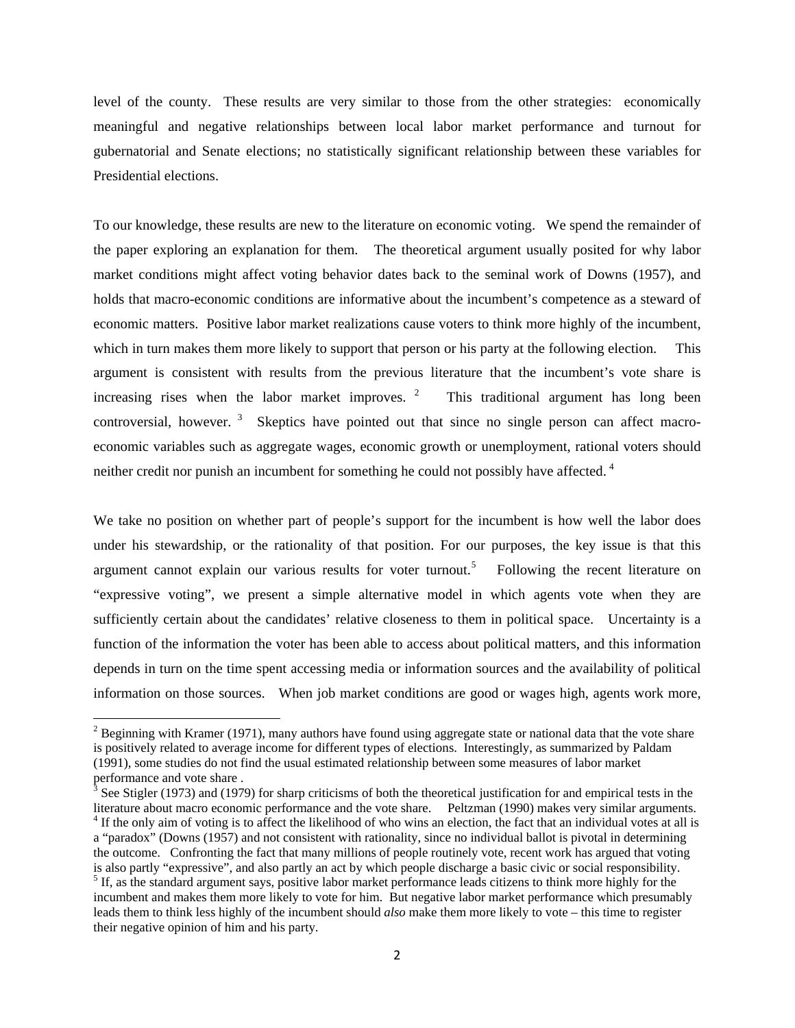level of the county. These results are very similar to those from the other strategies: economically meaningful and negative relationships between local labor market performance and turnout for gubernatorial and Senate elections; no statistically significant relationship between these variables for Presidential elections.

To our knowledge, these results are new to the literature on economic voting. We spend the remainder of the paper exploring an explanation for them. The theoretical argument usually posited for why labor market conditions might affect voting behavior dates back to the seminal work of Downs (1957), and holds that macro-economic conditions are informative about the incumbent's competence as a steward of economic matters. Positive labor market realizations cause voters to think more highly of the incumbent, which in turn makes them more likely to support that person or his party at the following election. This argument is consistent with results from the previous literature that the incumbent's vote share is increasing rises when the labor market improves. [2] This traditional argument has long been controversial, however. [3] Skeptics have pointed out that since no single person can affect macro-economic variables such as aggregate wages, economic growth or unemployment, rational voters should neither credit nor punish an incumbent for something he could not possibly have affected. [4]

We take no position on whether part of people's support for the incumbent is how well the labor does under his stewardship, or the rationality of that position. For our purposes, the key issue is that this argument cannot explain our various results for voter turnout.[5] Following the recent literature on "expressive voting", we present a simple alternative model in which agents vote when they are sufficiently certain about the candidates' relative closeness to them in political space. Uncertainty is a function of the information the voter has been able to access about political matters, and this information depends in turn on the time spent accessing media or information sources and the availability of political information on those sources. When job market conditions are good or wages high, agents work more,

---

[2] Beginning with Kramer (1971), many authors have found using aggregate state or national data that the vote share is positively related to average income for different types of elections. Interestingly, as summarized by Paldam (1991), some studies do not find the usual estimated relationship between some measures of labor market performance and vote share .

[3] See Stigler (1973) and (1979) for sharp criticisms of both the theoretical justification for and empirical tests in the literature about macro economic performance and the vote share. Peltzman (1990) makes very similar arguments.

[4] If the only aim of voting is to affect the likelihood of who wins an election, the fact that an individual votes at all is a "paradox" (Downs (1957) and not consistent with rationality, since no individual ballot is pivotal in determining the outcome. Confronting the fact that many millions of people routinely vote, recent work has argued that voting is also partly "expressive", and also partly an act by which people discharge a basic civic or social responsibility.

[5] If, as the standard argument says, positive labor market performance leads citizens to think more highly for the incumbent and makes them more likely to vote for him. But negative labor market performance which presumably leads them to think less highly of the incumbent should *also* make them more likely to vote – this time to register their negative opinion of him and his party.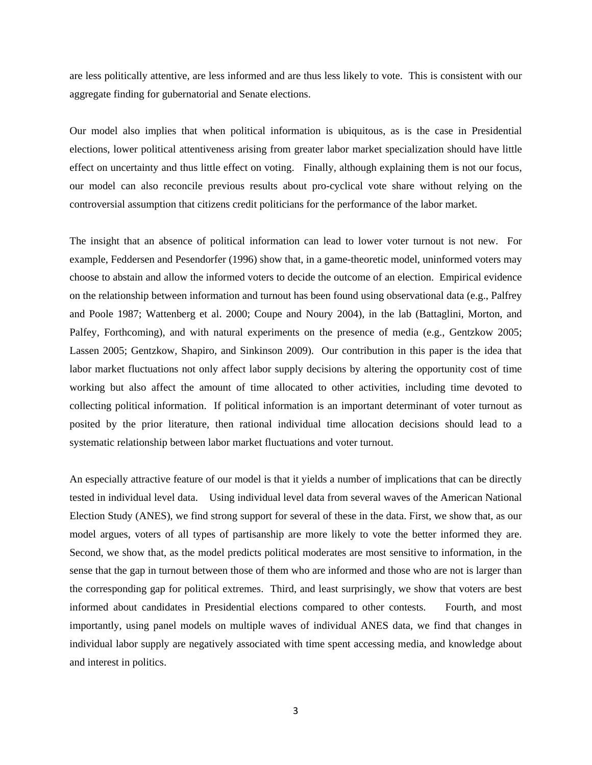are less politically attentive, are less informed and are thus less likely to vote. This is consistent with our aggregate finding for gubernatorial and Senate elections.

Our model also implies that when political information is ubiquitous, as is the case in Presidential elections, lower political attentiveness arising from greater labor market specialization should have little effect on uncertainty and thus little effect on voting. Finally, although explaining them is not our focus, our model can also reconcile previous results about pro-cyclical vote share without relying on the controversial assumption that citizens credit politicians for the performance of the labor market.

The insight that an absence of political information can lead to lower voter turnout is not new. For example, Feddersen and Pesendorfer (1996) show that, in a game-theoretic model, uninformed voters may choose to abstain and allow the informed voters to decide the outcome of an election. Empirical evidence on the relationship between information and turnout has been found using observational data (e.g., Palfrey and Poole 1987; Wattenberg et al. 2000; Coupe and Noury 2004), in the lab (Battaglini, Morton, and Palfey, Forthcoming), and with natural experiments on the presence of media (e.g., Gentzkow 2005; Lassen 2005; Gentzkow, Shapiro, and Sinkinson 2009). Our contribution in this paper is the idea that labor market fluctuations not only affect labor supply decisions by altering the opportunity cost of time working but also affect the amount of time allocated to other activities, including time devoted to collecting political information. If political information is an important determinant of voter turnout as posited by the prior literature, then rational individual time allocation decisions should lead to a systematic relationship between labor market fluctuations and voter turnout.

An especially attractive feature of our model is that it yields a number of implications that can be directly tested in individual level data. Using individual level data from several waves of the American National Election Study (ANES), we find strong support for several of these in the data. First, we show that, as our model argues, voters of all types of partisanship are more likely to vote the better informed they are. Second, we show that, as the model predicts political moderates are most sensitive to information, in the sense that the gap in turnout between those of them who are informed and those who are not is larger than the corresponding gap for political extremes. Third, and least surprisingly, we show that voters are best informed about candidates in Presidential elections compared to other contests. Fourth, and most importantly, using panel models on multiple waves of individual ANES data, we find that changes in individual labor supply are negatively associated with time spent accessing media, and knowledge about and interest in politics.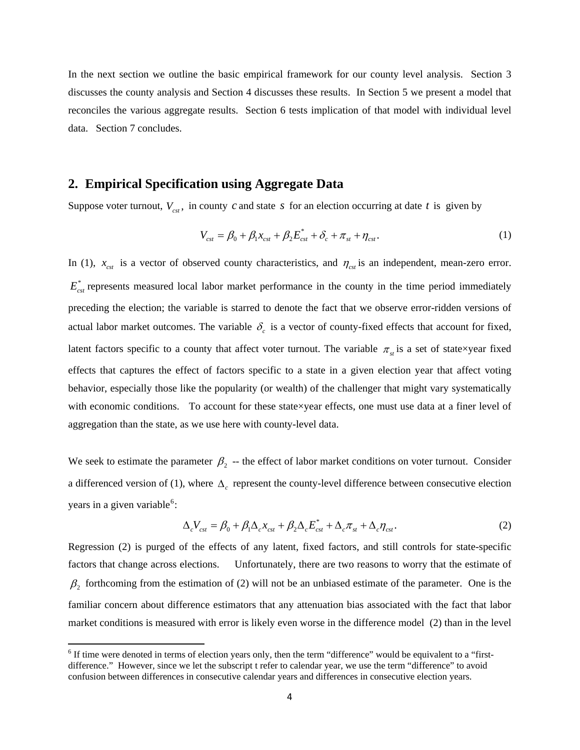In the next section we outline the basic empirical framework for our county level analysis. Section 3 discusses the county analysis and Section 4 discusses these results. In Section 5 we present a model that reconciles the various aggregate results. Section 6 tests implication of that model with individual level data. Section 7 concludes.

## 2. Empirical Specification using Aggregate Data

Suppose voter turnout, $V_{cst}$, in county $c$ and state $s$ for an election occurring at date $t$ is given by

$$V_{cst} = \beta_0 + \beta_1 x_{cst} + \beta_2 E^*_{cst} + \delta_c + \pi_{st} + \eta_{cst}. \tag{1}$$

In (1), $x_{cst}$ is a vector of observed county characteristics, and $\eta_{cst}$ is an independent, mean-zero error. $E^*_{cst}$ represents measured local labor market performance in the county in the time period immediately preceding the election; the variable is starred to denote the fact that we observe error-ridden versions of actual labor market outcomes. The variable $\delta_c$ is a vector of county-fixed effects that account for fixed, latent factors specific to a county that affect voter turnout. The variable $\pi_{st}$ is a set of state×year fixed effects that captures the effect of factors specific to a state in a given election year that affect voting behavior, especially those like the popularity (or wealth) of the challenger that might vary systematically with economic conditions. To account for these state×year effects, one must use data at a finer level of aggregation than the state, as we use here with county-level data.

We seek to estimate the parameter $\beta_2$ -- the effect of labor market conditions on voter turnout. Consider a differenced version of (1), where $\Delta_c$ represent the county-level difference between consecutive election years in a given variable[6]:

$$\Delta_c V_{cst} = \beta_0 + \beta_1 \Delta_c x_{cst} + \beta_2 \Delta_c E^*_{cst} + \Delta_c \pi_{st} + \Delta_c \eta_{cst}. \tag{2}$$

Regression (2) is purged of the effects of any latent, fixed factors, and still controls for state-specific factors that change across elections. Unfortunately, there are two reasons to worry that the estimate of $\beta_2$ forthcoming from the estimation of (2) will not be an unbiased estimate of the parameter. One is the familiar concern about difference estimators that any attenuation bias associated with the fact that labor market conditions is measured with error is likely even worse in the difference model (2) than in the level

[6] If time were denoted in terms of election years only, then the term "difference" would be equivalent to a "first-difference." However, since we let the subscript t refer to calendar year, we use the term "difference" to avoid confusion between differences in consecutive calendar years and differences in consecutive election years.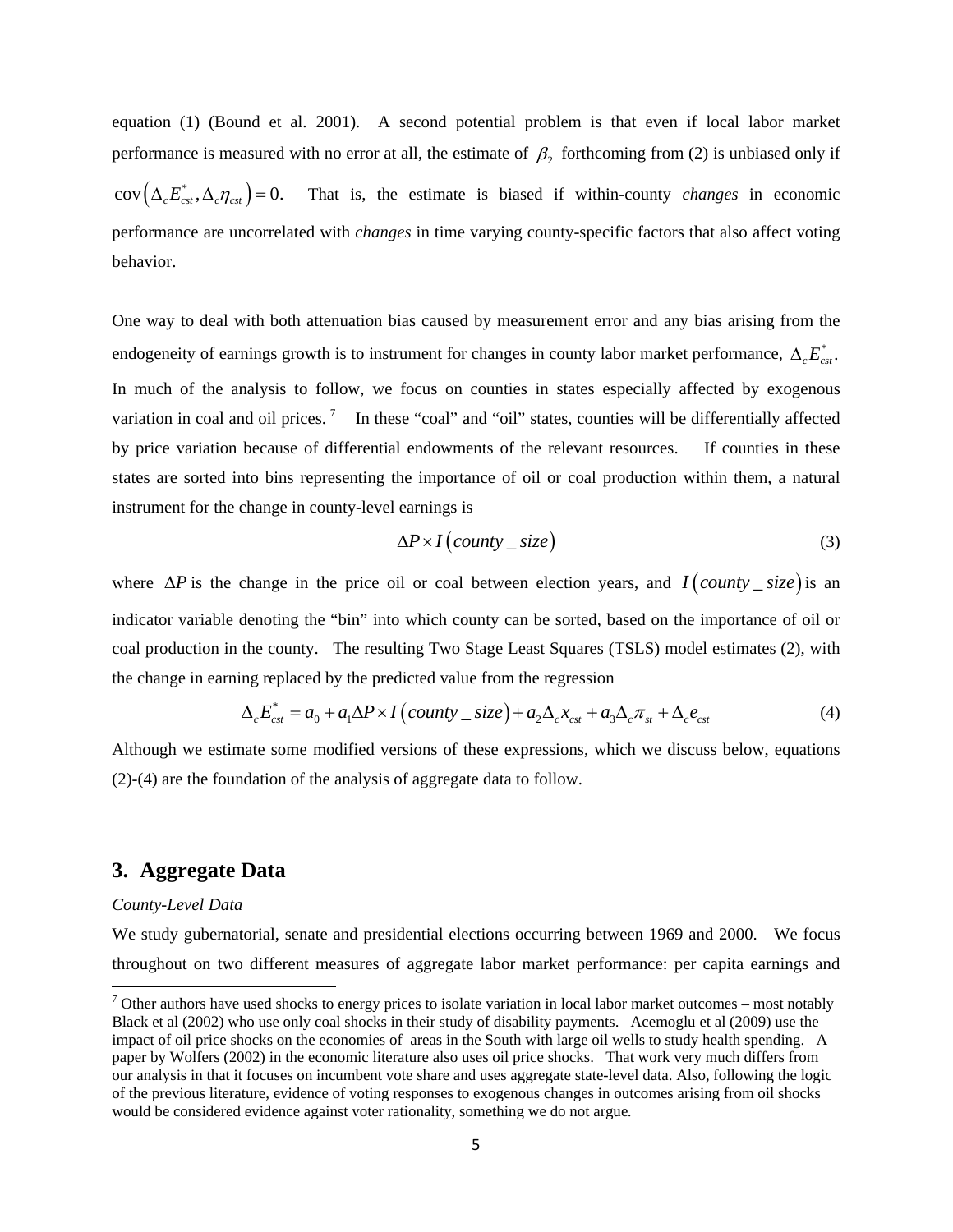equation (1) (Bound et al. 2001). A second potential problem is that even if local labor market performance is measured with no error at all, the estimate of $\beta_2$ forthcoming from (2) is unbiased only if $\operatorname{cov}\left(\Delta_c E^*_{cst}, \Delta_c \eta_{cst}\right) = 0.$ That is, the estimate is biased if within-county *changes* in economic performance are uncorrelated with *changes* in time varying county-specific factors that also affect voting behavior.

One way to deal with both attenuation bias caused by measurement error and any bias arising from the endogeneity of earnings growth is to instrument for changes in county labor market performance, $\Delta_c E^*_{cst}$. In much of the analysis to follow, we focus on counties in states especially affected by exogenous variation in coal and oil prices. [7] In these "coal" and "oil" states, counties will be differentially affected by price variation because of differential endowments of the relevant resources. If counties in these states are sorted into bins representing the importance of oil or coal production within them, a natural instrument for the change in county-level earnings is

$$\Delta P \times I\left(county\_size\right) \tag{3}$$

where $\Delta P$ is the change in the price oil or coal between election years, and $I\left(county\_size\right)$ is an indicator variable denoting the "bin" into which county can be sorted, based on the importance of oil or coal production in the county. The resulting Two Stage Least Squares (TSLS) model estimates (2), with the change in earning replaced by the predicted value from the regression

$$\Delta_c E^*_{cst} = a_0 + a_1 \Delta P \times I\left(county\_size\right) + a_2 \Delta_c x_{cst} + a_3 \Delta_c \pi_{st} + \Delta_c e_{cst} \tag{4}$$

Although we estimate some modified versions of these expressions, which we discuss below, equations (2)-(4) are the foundation of the analysis of aggregate data to follow.

## 3. Aggregate Data

*County-Level Data*

We study gubernatorial, senate and presidential elections occurring between 1969 and 2000. We focus throughout on two different measures of aggregate labor market performance: per capita earnings and

[7] Other authors have used shocks to energy prices to isolate variation in local labor market outcomes – most notably Black et al (2002) who use only coal shocks in their study of disability payments. Acemoglu et al (2009) use the impact of oil price shocks on the economies of areas in the South with large oil wells to study health spending. A paper by Wolfers (2002) in the economic literature also uses oil price shocks. That work very much differs from our analysis in that it focuses on incumbent vote share and uses aggregate state-level data. Also, following the logic of the previous literature, evidence of voting responses to exogenous changes in outcomes arising from oil shocks would be considered evidence against voter rationality, something we do not argue.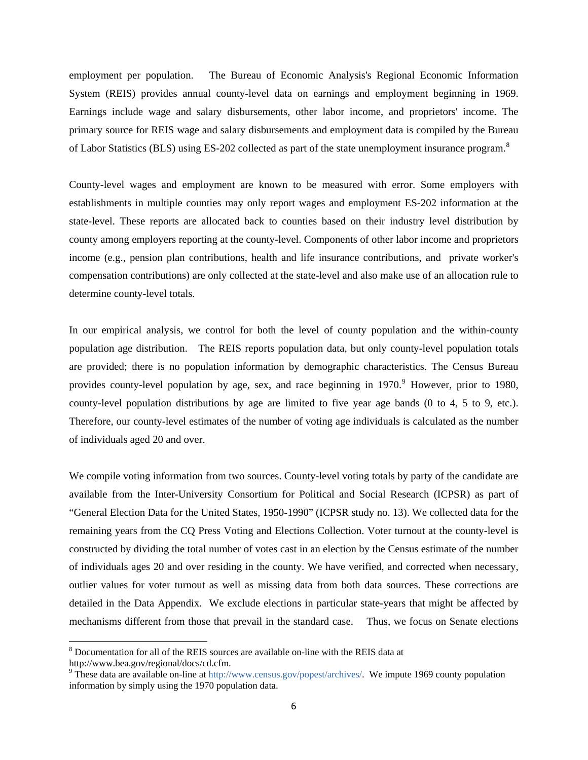employment per population. The Bureau of Economic Analysis's Regional Economic Information System (REIS) provides annual county-level data on earnings and employment beginning in 1969. Earnings include wage and salary disbursements, other labor income, and proprietors' income. The primary source for REIS wage and salary disbursements and employment data is compiled by the Bureau of Labor Statistics (BLS) using ES-202 collected as part of the state unemployment insurance program.[8]

County-level wages and employment are known to be measured with error. Some employers with establishments in multiple counties may only report wages and employment ES-202 information at the state-level. These reports are allocated back to counties based on their industry level distribution by county among employers reporting at the county-level. Components of other labor income and proprietors income (e.g., pension plan contributions, health and life insurance contributions, and private worker's compensation contributions) are only collected at the state-level and also make use of an allocation rule to determine county-level totals.

In our empirical analysis, we control for both the level of county population and the within-county population age distribution. The REIS reports population data, but only county-level population totals are provided; there is no population information by demographic characteristics. The Census Bureau provides county-level population by age, sex, and race beginning in 1970.[9] However, prior to 1980, county-level population distributions by age are limited to five year age bands (0 to 4, 5 to 9, etc.). Therefore, our county-level estimates of the number of voting age individuals is calculated as the number of individuals aged 20 and over.

We compile voting information from two sources. County-level voting totals by party of the candidate are available from the Inter-University Consortium for Political and Social Research (ICPSR) as part of "General Election Data for the United States, 1950-1990" (ICPSR study no. 13). We collected data for the remaining years from the CQ Press Voting and Elections Collection. Voter turnout at the county-level is constructed by dividing the total number of votes cast in an election by the Census estimate of the number of individuals ages 20 and over residing in the county. We have verified, and corrected when necessary, outlier values for voter turnout as well as missing data from both data sources. These corrections are detailed in the Data Appendix. We exclude elections in particular state-years that might be affected by mechanisms different from those that prevail in the standard case. Thus, we focus on Senate elections

---

[8] Documentation for all of the REIS sources are available on-line with the REIS data at http://www.bea.gov/regional/docs/cd.cfm.

[9] These data are available on-line at http://www.census.gov/popest/archives/. We impute 1969 county population information by simply using the 1970 population data.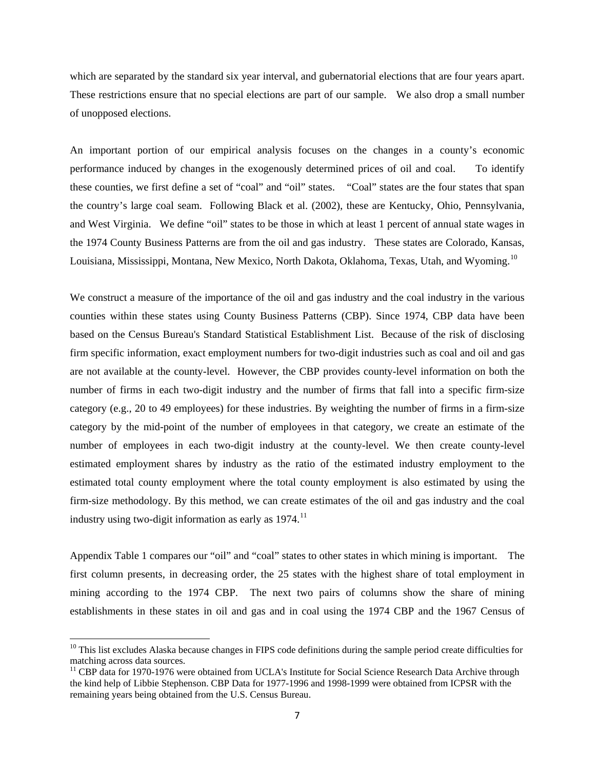which are separated by the standard six year interval, and gubernatorial elections that are four years apart. These restrictions ensure that no special elections are part of our sample. We also drop a small number of unopposed elections.

An important portion of our empirical analysis focuses on the changes in a county's economic performance induced by changes in the exogenously determined prices of oil and coal. To identify these counties, we first define a set of "coal" and "oil" states. "Coal" states are the four states that span the country's large coal seam. Following Black et al. (2002), these are Kentucky, Ohio, Pennsylvania, and West Virginia. We define "oil" states to be those in which at least 1 percent of annual state wages in the 1974 County Business Patterns are from the oil and gas industry. These states are Colorado, Kansas, Louisiana, Mississippi, Montana, New Mexico, North Dakota, Oklahoma, Texas, Utah, and Wyoming.[10]

We construct a measure of the importance of the oil and gas industry and the coal industry in the various counties within these states using County Business Patterns (CBP). Since 1974, CBP data have been based on the Census Bureau's Standard Statistical Establishment List. Because of the risk of disclosing firm specific information, exact employment numbers for two-digit industries such as coal and oil and gas are not available at the county-level. However, the CBP provides county-level information on both the number of firms in each two-digit industry and the number of firms that fall into a specific firm-size category (e.g., 20 to 49 employees) for these industries. By weighting the number of firms in a firm-size category by the mid-point of the number of employees in that category, we create an estimate of the number of employees in each two-digit industry at the county-level. We then create county-level estimated employment shares by industry as the ratio of the estimated industry employment to the estimated total county employment where the total county employment is also estimated by using the firm-size methodology. By this method, we can create estimates of the oil and gas industry and the coal industry using two-digit information as early as 1974.[11]

Appendix Table 1 compares our "oil" and "coal" states to other states in which mining is important. The first column presents, in decreasing order, the 25 states with the highest share of total employment in mining according to the 1974 CBP. The next two pairs of columns show the share of mining establishments in these states in oil and gas and in coal using the 1974 CBP and the 1967 Census of

---

[10] This list excludes Alaska because changes in FIPS code definitions during the sample period create difficulties for matching across data sources.

[11] CBP data for 1970-1976 were obtained from UCLA's Institute for Social Science Research Data Archive through the kind help of Libbie Stephenson. CBP Data for 1977-1996 and 1998-1999 were obtained from ICPSR with the remaining years being obtained from the U.S. Census Bureau.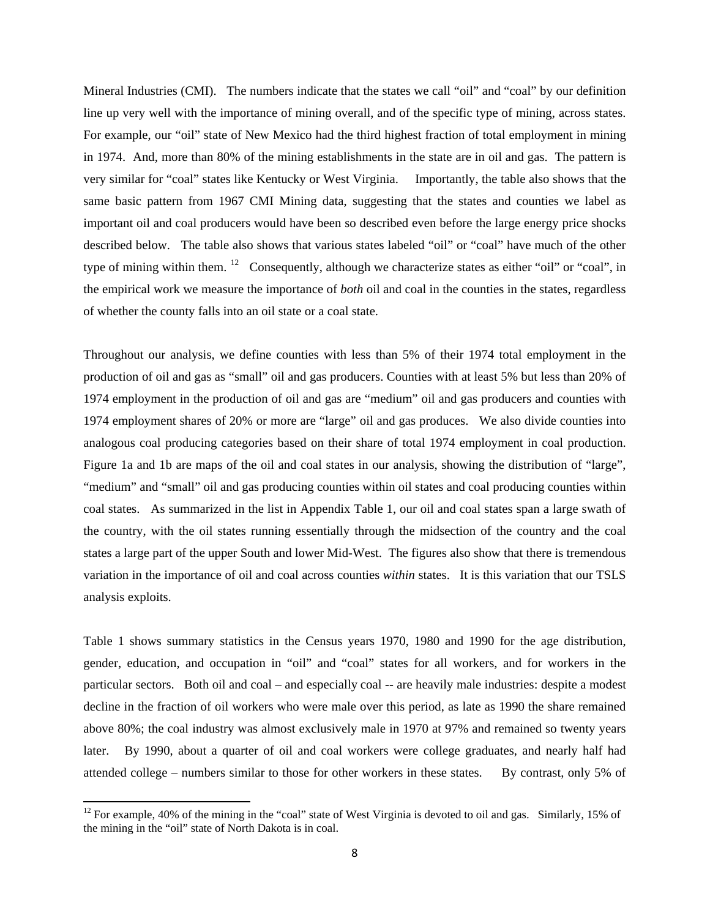Mineral Industries (CMI). The numbers indicate that the states we call "oil" and "coal" by our definition line up very well with the importance of mining overall, and of the specific type of mining, across states. For example, our "oil" state of New Mexico had the third highest fraction of total employment in mining in 1974. And, more than 80% of the mining establishments in the state are in oil and gas. The pattern is very similar for "coal" states like Kentucky or West Virginia. Importantly, the table also shows that the same basic pattern from 1967 CMI Mining data, suggesting that the states and counties we label as important oil and coal producers would have been so described even before the large energy price shocks described below. The table also shows that various states labeled "oil" or "coal" have much of the other type of mining within them. [12] Consequently, although we characterize states as either "oil" or "coal", in the empirical work we measure the importance of *both* oil and coal in the counties in the states, regardless of whether the county falls into an oil state or a coal state.

Throughout our analysis, we define counties with less than 5% of their 1974 total employment in the production of oil and gas as "small" oil and gas producers. Counties with at least 5% but less than 20% of 1974 employment in the production of oil and gas are "medium" oil and gas producers and counties with 1974 employment shares of 20% or more are "large" oil and gas produces. We also divide counties into analogous coal producing categories based on their share of total 1974 employment in coal production. Figure 1a and 1b are maps of the oil and coal states in our analysis, showing the distribution of "large", "medium" and "small" oil and gas producing counties within oil states and coal producing counties within coal states. As summarized in the list in Appendix Table 1, our oil and coal states span a large swath of the country, with the oil states running essentially through the midsection of the country and the coal states a large part of the upper South and lower Mid-West. The figures also show that there is tremendous variation in the importance of oil and coal across counties *within* states. It is this variation that our TSLS analysis exploits.

Table 1 shows summary statistics in the Census years 1970, 1980 and 1990 for the age distribution, gender, education, and occupation in "oil" and "coal" states for all workers, and for workers in the particular sectors. Both oil and coal – and especially coal -- are heavily male industries: despite a modest decline in the fraction of oil workers who were male over this period, as late as 1990 the share remained above 80%; the coal industry was almost exclusively male in 1970 at 97% and remained so twenty years later. By 1990, about a quarter of oil and coal workers were college graduates, and nearly half had attended college – numbers similar to those for other workers in these states. By contrast, only 5% of

[12] For example, 40% of the mining in the "coal" state of West Virginia is devoted to oil and gas. Similarly, 15% of the mining in the "oil" state of North Dakota is in coal.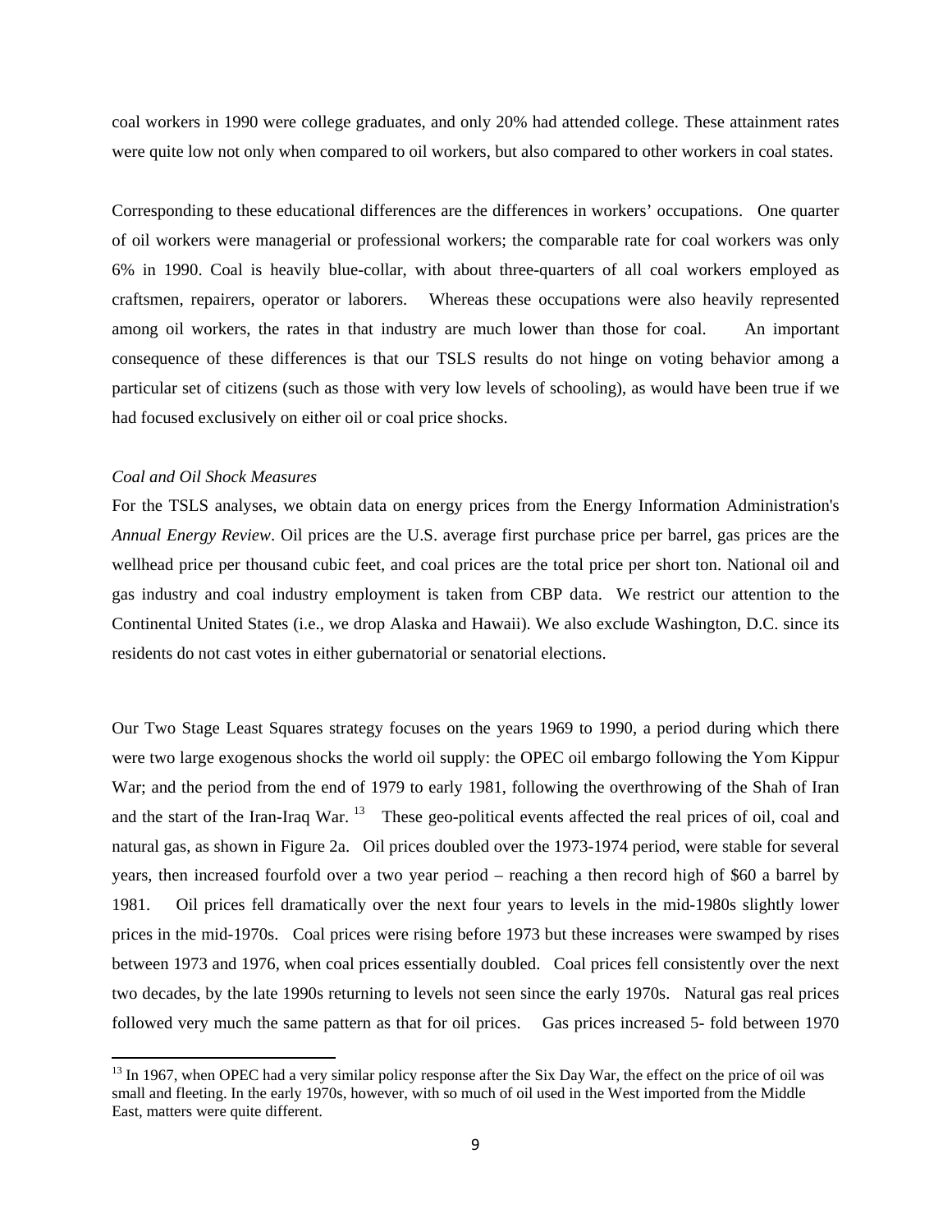coal workers in 1990 were college graduates, and only 20% had attended college. These attainment rates were quite low not only when compared to oil workers, but also compared to other workers in coal states.

Corresponding to these educational differences are the differences in workers' occupations. One quarter of oil workers were managerial or professional workers; the comparable rate for coal workers was only 6% in 1990. Coal is heavily blue-collar, with about three-quarters of all coal workers employed as craftsmen, repairers, operator or laborers. Whereas these occupations were also heavily represented among oil workers, the rates in that industry are much lower than those for coal. An important consequence of these differences is that our TSLS results do not hinge on voting behavior among a particular set of citizens (such as those with very low levels of schooling), as would have been true if we had focused exclusively on either oil or coal price shocks.

*Coal and Oil Shock Measures*

For the TSLS analyses, we obtain data on energy prices from the Energy Information Administration's *Annual Energy Review*. Oil prices are the U.S. average first purchase price per barrel, gas prices are the wellhead price per thousand cubic feet, and coal prices are the total price per short ton. National oil and gas industry and coal industry employment is taken from CBP data. We restrict our attention to the Continental United States (i.e., we drop Alaska and Hawaii). We also exclude Washington, D.C. since its residents do not cast votes in either gubernatorial or senatorial elections.

Our Two Stage Least Squares strategy focuses on the years 1969 to 1990, a period during which there were two large exogenous shocks the world oil supply: the OPEC oil embargo following the Yom Kippur War; and the period from the end of 1979 to early 1981, following the overthrowing of the Shah of Iran and the start of the Iran-Iraq War.[13] These geo-political events affected the real prices of oil, coal and natural gas, as shown in Figure 2a. Oil prices doubled over the 1973-1974 period, were stable for several years, then increased fourfold over a two year period – reaching a then record high of $60 a barrel by 1981. Oil prices fell dramatically over the next four years to levels in the mid-1980s slightly lower prices in the mid-1970s. Coal prices were rising before 1973 but these increases were swamped by rises between 1973 and 1976, when coal prices essentially doubled. Coal prices fell consistently over the next two decades, by the late 1990s returning to levels not seen since the early 1970s. Natural gas real prices followed very much the same pattern as that for oil prices. Gas prices increased 5- fold between 1970

[13] In 1967, when OPEC had a very similar policy response after the Six Day War, the effect on the price of oil was small and fleeting. In the early 1970s, however, with so much of oil used in the West imported from the Middle East, matters were quite different.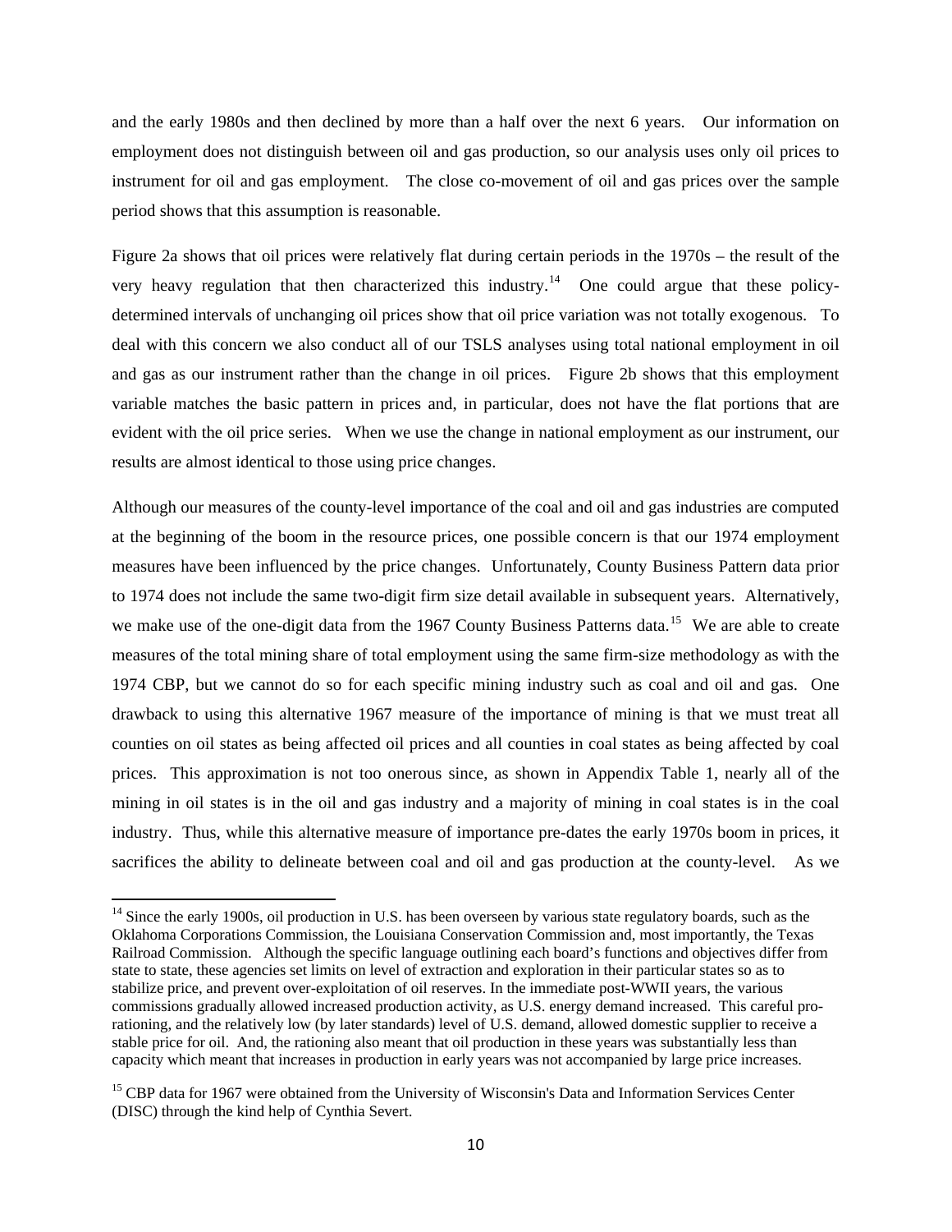and the early 1980s and then declined by more than a half over the next 6 years. Our information on employment does not distinguish between oil and gas production, so our analysis uses only oil prices to instrument for oil and gas employment. The close co-movement of oil and gas prices over the sample period shows that this assumption is reasonable.

Figure 2a shows that oil prices were relatively flat during certain periods in the 1970s – the result of the very heavy regulation that then characterized this industry.[14] One could argue that these policy-determined intervals of unchanging oil prices show that oil price variation was not totally exogenous. To deal with this concern we also conduct all of our TSLS analyses using total national employment in oil and gas as our instrument rather than the change in oil prices. Figure 2b shows that this employment variable matches the basic pattern in prices and, in particular, does not have the flat portions that are evident with the oil price series. When we use the change in national employment as our instrument, our results are almost identical to those using price changes.

Although our measures of the county-level importance of the coal and oil and gas industries are computed at the beginning of the boom in the resource prices, one possible concern is that our 1974 employment measures have been influenced by the price changes. Unfortunately, County Business Pattern data prior to 1974 does not include the same two-digit firm size detail available in subsequent years. Alternatively, we make use of the one-digit data from the 1967 County Business Patterns data.[15] We are able to create measures of the total mining share of total employment using the same firm-size methodology as with the 1974 CBP, but we cannot do so for each specific mining industry such as coal and oil and gas. One drawback to using this alternative 1967 measure of the importance of mining is that we must treat all counties on oil states as being affected oil prices and all counties in coal states as being affected by coal prices. This approximation is not too onerous since, as shown in Appendix Table 1, nearly all of the mining in oil states is in the oil and gas industry and a majority of mining in coal states is in the coal industry. Thus, while this alternative measure of importance pre-dates the early 1970s boom in prices, it sacrifices the ability to delineate between coal and oil and gas production at the county-level. As we

[14] Since the early 1900s, oil production in U.S. has been overseen by various state regulatory boards, such as the Oklahoma Corporations Commission, the Louisiana Conservation Commission and, most importantly, the Texas Railroad Commission. Although the specific language outlining each board's functions and objectives differ from state to state, these agencies set limits on level of extraction and exploration in their particular states so as to stabilize price, and prevent over-exploitation of oil reserves. In the immediate post-WWII years, the various commissions gradually allowed increased production activity, as U.S. energy demand increased. This careful pro-rationing, and the relatively low (by later standards) level of U.S. demand, allowed domestic supplier to receive a stable price for oil. And, the rationing also meant that oil production in these years was substantially less than capacity which meant that increases in production in early years was not accompanied by large price increases.

[15] CBP data for 1967 were obtained from the University of Wisconsin's Data and Information Services Center (DISC) through the kind help of Cynthia Severt.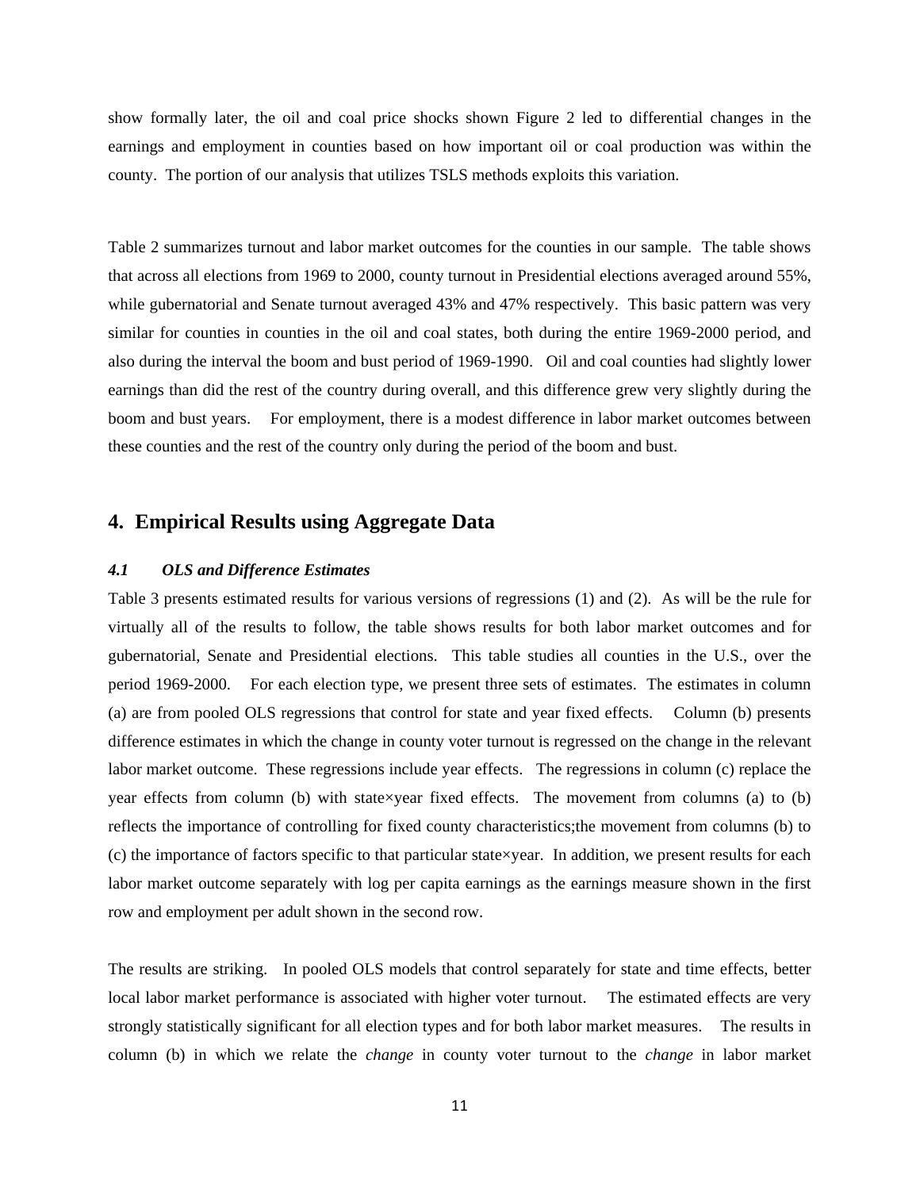show formally later, the oil and coal price shocks shown Figure 2 led to differential changes in the earnings and employment in counties based on how important oil or coal production was within the county. The portion of our analysis that utilizes TSLS methods exploits this variation.

Table 2 summarizes turnout and labor market outcomes for the counties in our sample. The table shows that across all elections from 1969 to 2000, county turnout in Presidential elections averaged around 55%, while gubernatorial and Senate turnout averaged 43% and 47% respectively. This basic pattern was very similar for counties in counties in the oil and coal states, both during the entire 1969-2000 period, and also during the interval the boom and bust period of 1969-1990. Oil and coal counties had slightly lower earnings than did the rest of the country during overall, and this difference grew very slightly during the boom and bust years. For employment, there is a modest difference in labor market outcomes between these counties and the rest of the country only during the period of the boom and bust.

## 4. Empirical Results using Aggregate Data

### *4.1 OLS and Difference Estimates*

Table 3 presents estimated results for various versions of regressions (1) and (2). As will be the rule for virtually all of the results to follow, the table shows results for both labor market outcomes and for gubernatorial, Senate and Presidential elections. This table studies all counties in the U.S., over the period 1969-2000. For each election type, we present three sets of estimates. The estimates in column (a) are from pooled OLS regressions that control for state and year fixed effects. Column (b) presents difference estimates in which the change in county voter turnout is regressed on the change in the relevant labor market outcome. These regressions include year effects. The regressions in column (c) replace the year effects from column (b) with state×year fixed effects. The movement from columns (a) to (b) reflects the importance of controlling for fixed county characteristics;the movement from columns (b) to (c) the importance of factors specific to that particular state×year. In addition, we present results for each labor market outcome separately with log per capita earnings as the earnings measure shown in the first row and employment per adult shown in the second row.

The results are striking. In pooled OLS models that control separately for state and time effects, better local labor market performance is associated with higher voter turnout. The estimated effects are very strongly statistically significant for all election types and for both labor market measures. The results in column (b) in which we relate the *change* in county voter turnout to the *change* in labor market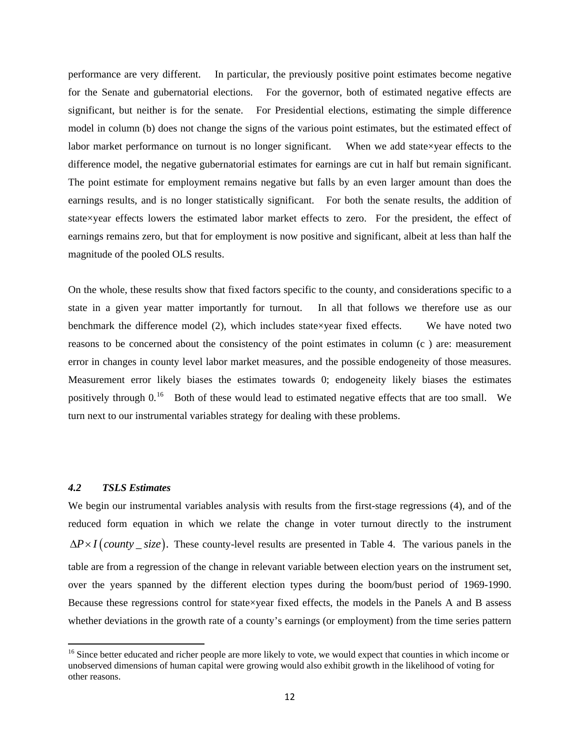performance are very different. In particular, the previously positive point estimates become negative for the Senate and gubernatorial elections. For the governor, both of estimated negative effects are significant, but neither is for the senate. For Presidential elections, estimating the simple difference model in column (b) does not change the signs of the various point estimates, but the estimated effect of labor market performance on turnout is no longer significant. When we add state×year effects to the difference model, the negative gubernatorial estimates for earnings are cut in half but remain significant. The point estimate for employment remains negative but falls by an even larger amount than does the earnings results, and is no longer statistically significant. For both the senate results, the addition of state×year effects lowers the estimated labor market effects to zero. For the president, the effect of earnings remains zero, but that for employment is now positive and significant, albeit at less than half the magnitude of the pooled OLS results.

On the whole, these results show that fixed factors specific to the county, and considerations specific to a state in a given year matter importantly for turnout. In all that follows we therefore use as our benchmark the difference model (2), which includes state×year fixed effects. We have noted two reasons to be concerned about the consistency of the point estimates in column (c ) are: measurement error in changes in county level labor market measures, and the possible endogeneity of those measures. Measurement error likely biases the estimates towards 0; endogeneity likely biases the estimates positively through 0.[16] Both of these would lead to estimated negative effects that are too small. We turn next to our instrumental variables strategy for dealing with these problems.

### *4.2 TSLS Estimates*

We begin our instrumental variables analysis with results from the first-stage regressions (4), and of the reduced form equation in which we relate the change in voter turnout directly to the instrument $\Delta P \times I\left(county\_size\right)$. These county-level results are presented in Table 4. The various panels in the table are from a regression of the change in relevant variable between election years on the instrument set, over the years spanned by the different election types during the boom/bust period of 1969-1990. Because these regressions control for state×year fixed effects, the models in the Panels A and B assess whether deviations in the growth rate of a county's earnings (or employment) from the time series pattern

[16] Since better educated and richer people are more likely to vote, we would expect that counties in which income or unobserved dimensions of human capital were growing would also exhibit growth in the likelihood of voting for other reasons.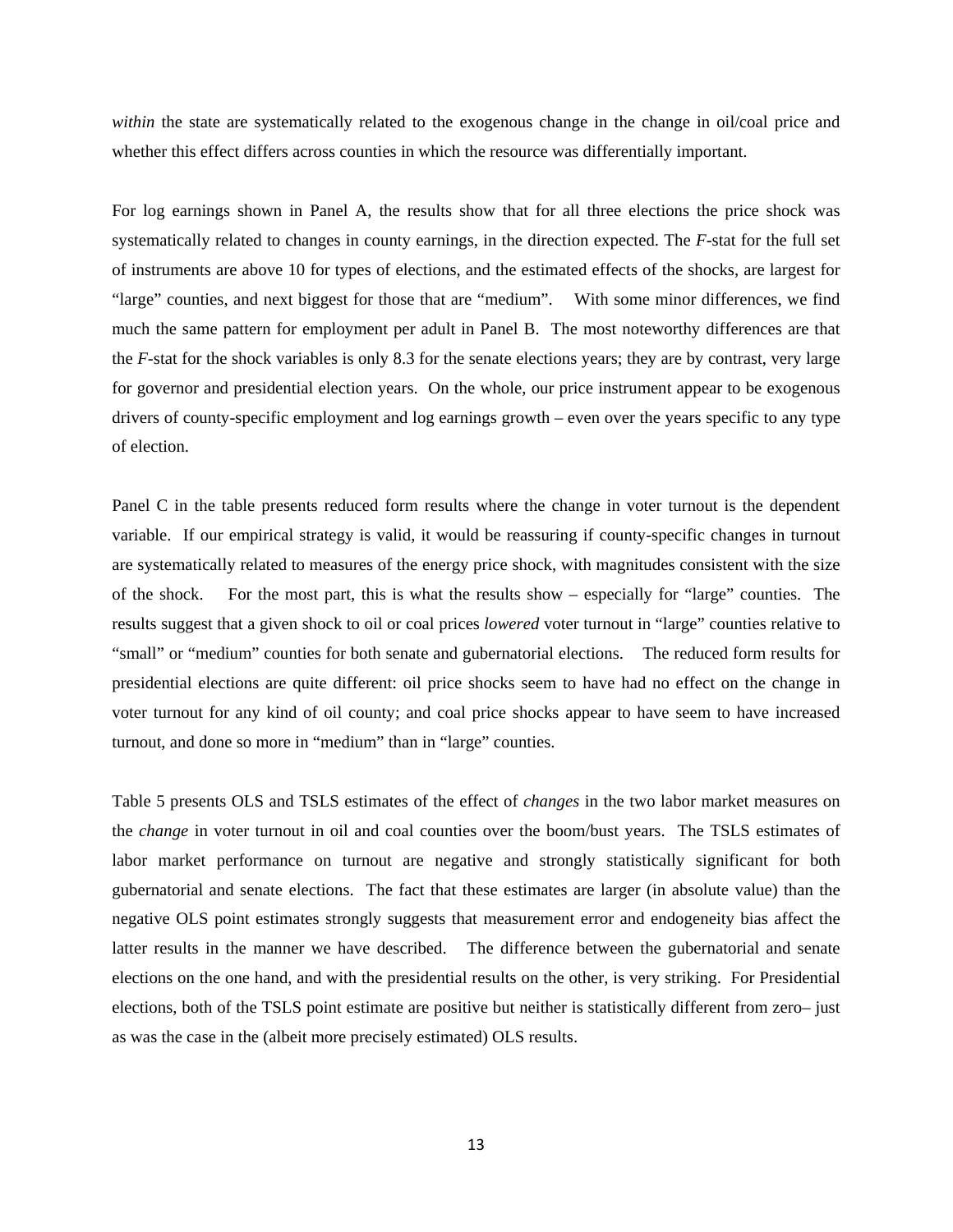*within* the state are systematically related to the exogenous change in the change in oil/coal price and whether this effect differs across counties in which the resource was differentially important.

For log earnings shown in Panel A, the results show that for all three elections the price shock was systematically related to changes in county earnings, in the direction expected. The *F*-stat for the full set of instruments are above 10 for types of elections, and the estimated effects of the shocks, are largest for "large" counties, and next biggest for those that are "medium". With some minor differences, we find much the same pattern for employment per adult in Panel B. The most noteworthy differences are that the *F*-stat for the shock variables is only 8.3 for the senate elections years; they are by contrast, very large for governor and presidential election years. On the whole, our price instrument appear to be exogenous drivers of county-specific employment and log earnings growth – even over the years specific to any type of election.

Panel C in the table presents reduced form results where the change in voter turnout is the dependent variable. If our empirical strategy is valid, it would be reassuring if county-specific changes in turnout are systematically related to measures of the energy price shock, with magnitudes consistent with the size of the shock. For the most part, this is what the results show – especially for "large" counties. The results suggest that a given shock to oil or coal prices *lowered* voter turnout in "large" counties relative to "small" or "medium" counties for both senate and gubernatorial elections. The reduced form results for presidential elections are quite different: oil price shocks seem to have had no effect on the change in voter turnout for any kind of oil county; and coal price shocks appear to have seem to have increased turnout, and done so more in "medium" than in "large" counties.

Table 5 presents OLS and TSLS estimates of the effect of *changes* in the two labor market measures on the *change* in voter turnout in oil and coal counties over the boom/bust years. The TSLS estimates of labor market performance on turnout are negative and strongly statistically significant for both gubernatorial and senate elections. The fact that these estimates are larger (in absolute value) than the negative OLS point estimates strongly suggests that measurement error and endogeneity bias affect the latter results in the manner we have described. The difference between the gubernatorial and senate elections on the one hand, and with the presidential results on the other, is very striking. For Presidential elections, both of the TSLS point estimate are positive but neither is statistically different from zero– just as was the case in the (albeit more precisely estimated) OLS results.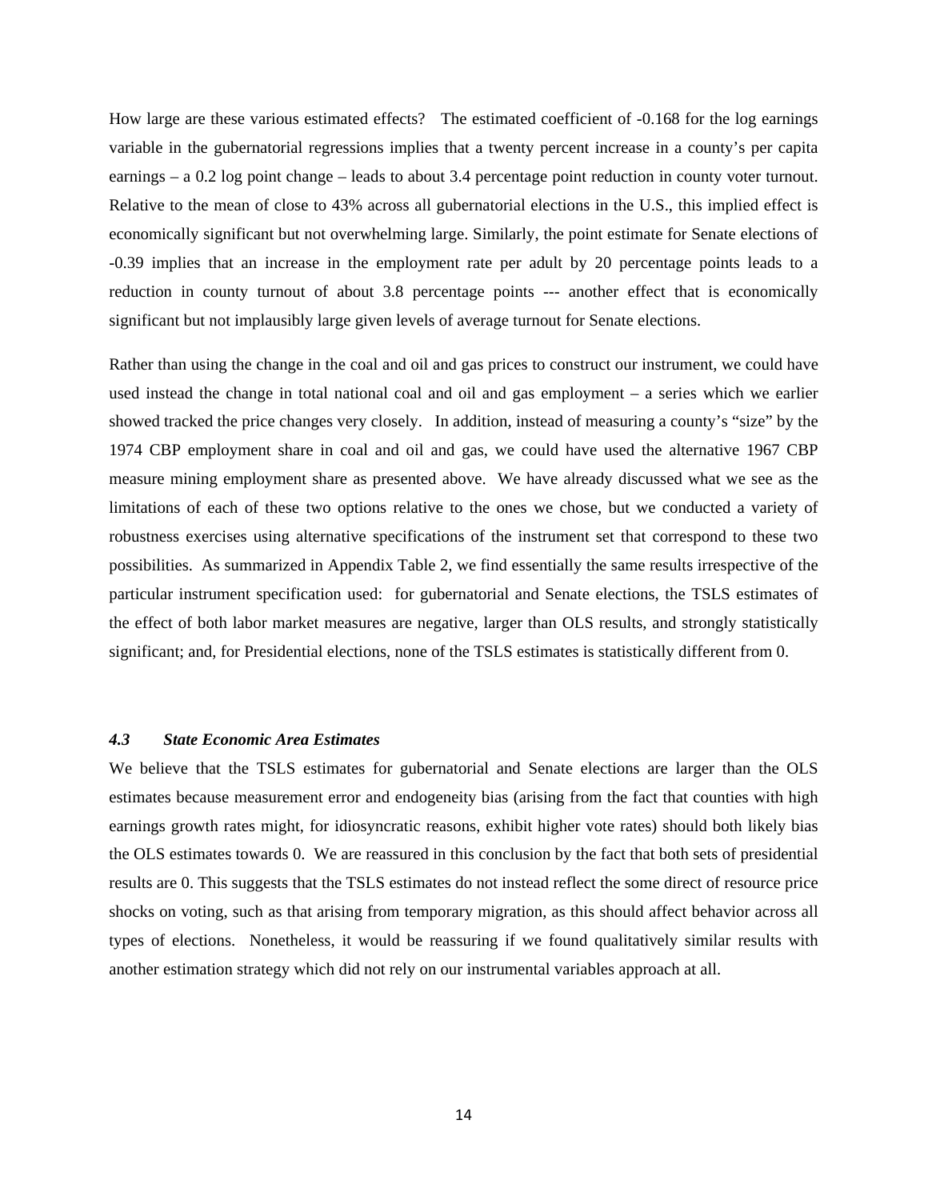How large are these various estimated effects? The estimated coefficient of -0.168 for the log earnings variable in the gubernatorial regressions implies that a twenty percent increase in a county's per capita earnings – a 0.2 log point change – leads to about 3.4 percentage point reduction in county voter turnout. Relative to the mean of close to 43% across all gubernatorial elections in the U.S., this implied effect is economically significant but not overwhelming large. Similarly, the point estimate for Senate elections of -0.39 implies that an increase in the employment rate per adult by 20 percentage points leads to a reduction in county turnout of about 3.8 percentage points --- another effect that is economically significant but not implausibly large given levels of average turnout for Senate elections.

Rather than using the change in the coal and oil and gas prices to construct our instrument, we could have used instead the change in total national coal and oil and gas employment – a series which we earlier showed tracked the price changes very closely. In addition, instead of measuring a county's "size" by the 1974 CBP employment share in coal and oil and gas, we could have used the alternative 1967 CBP measure mining employment share as presented above. We have already discussed what we see as the limitations of each of these two options relative to the ones we chose, but we conducted a variety of robustness exercises using alternative specifications of the instrument set that correspond to these two possibilities. As summarized in Appendix Table 2, we find essentially the same results irrespective of the particular instrument specification used: for gubernatorial and Senate elections, the TSLS estimates of the effect of both labor market measures are negative, larger than OLS results, and strongly statistically significant; and, for Presidential elections, none of the TSLS estimates is statistically different from 0.

### *4.3 State Economic Area Estimates*

We believe that the TSLS estimates for gubernatorial and Senate elections are larger than the OLS estimates because measurement error and endogeneity bias (arising from the fact that counties with high earnings growth rates might, for idiosyncratic reasons, exhibit higher vote rates) should both likely bias the OLS estimates towards 0. We are reassured in this conclusion by the fact that both sets of presidential results are 0. This suggests that the TSLS estimates do not instead reflect the some direct of resource price shocks on voting, such as that arising from temporary migration, as this should affect behavior across all types of elections. Nonetheless, it would be reassuring if we found qualitatively similar results with another estimation strategy which did not rely on our instrumental variables approach at all.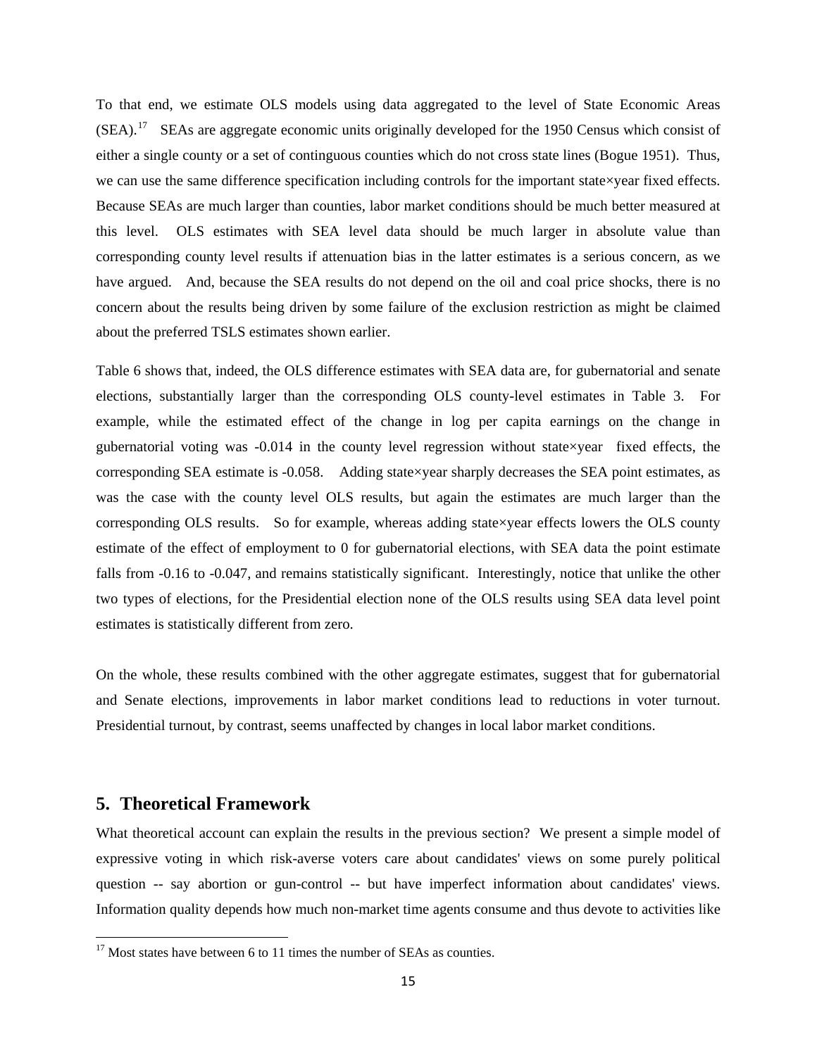To that end, we estimate OLS models using data aggregated to the level of State Economic Areas (SEA).[17] SEAs are aggregate economic units originally developed for the 1950 Census which consist of either a single county or a set of contingous counties which do not cross state lines (Bogue 1951). Thus, we can use the same difference specification including controls for the important state×year fixed effects. Because SEAs are much larger than counties, labor market conditions should be much better measured at this level. OLS estimates with SEA level data should be much larger in absolute value than corresponding county level results if attenuation bias in the latter estimates is a serious concern, as we have argued. And, because the SEA results do not depend on the oil and coal price shocks, there is no concern about the results being driven by some failure of the exclusion restriction as might be claimed about the preferred TSLS estimates shown earlier.

Table 6 shows that, indeed, the OLS difference estimates with SEA data are, for gubernatorial and senate elections, substantially larger than the corresponding OLS county-level estimates in Table 3. For example, while the estimated effect of the change in log per capita earnings on the change in gubernatorial voting was -0.014 in the county level regression without state×year fixed effects, the corresponding SEA estimate is -0.058. Adding state×year sharply decreases the SEA point estimates, as was the case with the county level OLS results, but again the estimates are much larger than the corresponding OLS results. So for example, whereas adding state×year effects lowers the OLS county estimate of the effect of employment to 0 for gubernatorial elections, with SEA data the point estimate falls from -0.16 to -0.047, and remains statistically significant. Interestingly, notice that unlike the other two types of elections, for the Presidential election none of the OLS results using SEA data level point estimates is statistically different from zero.

On the whole, these results combined with the other aggregate estimates, suggest that for gubernatorial and Senate elections, improvements in labor market conditions lead to reductions in voter turnout. Presidential turnout, by contrast, seems unaffected by changes in local labor market conditions.

## 5. Theoretical Framework

What theoretical account can explain the results in the previous section? We present a simple model of expressive voting in which risk-averse voters care about candidates' views on some purely political question -- say abortion or gun-control -- but have imperfect information about candidates' views. Information quality depends how much non-market time agents consume and thus devote to activities like

[17] Most states have between 6 to 11 times the number of SEAs as counties.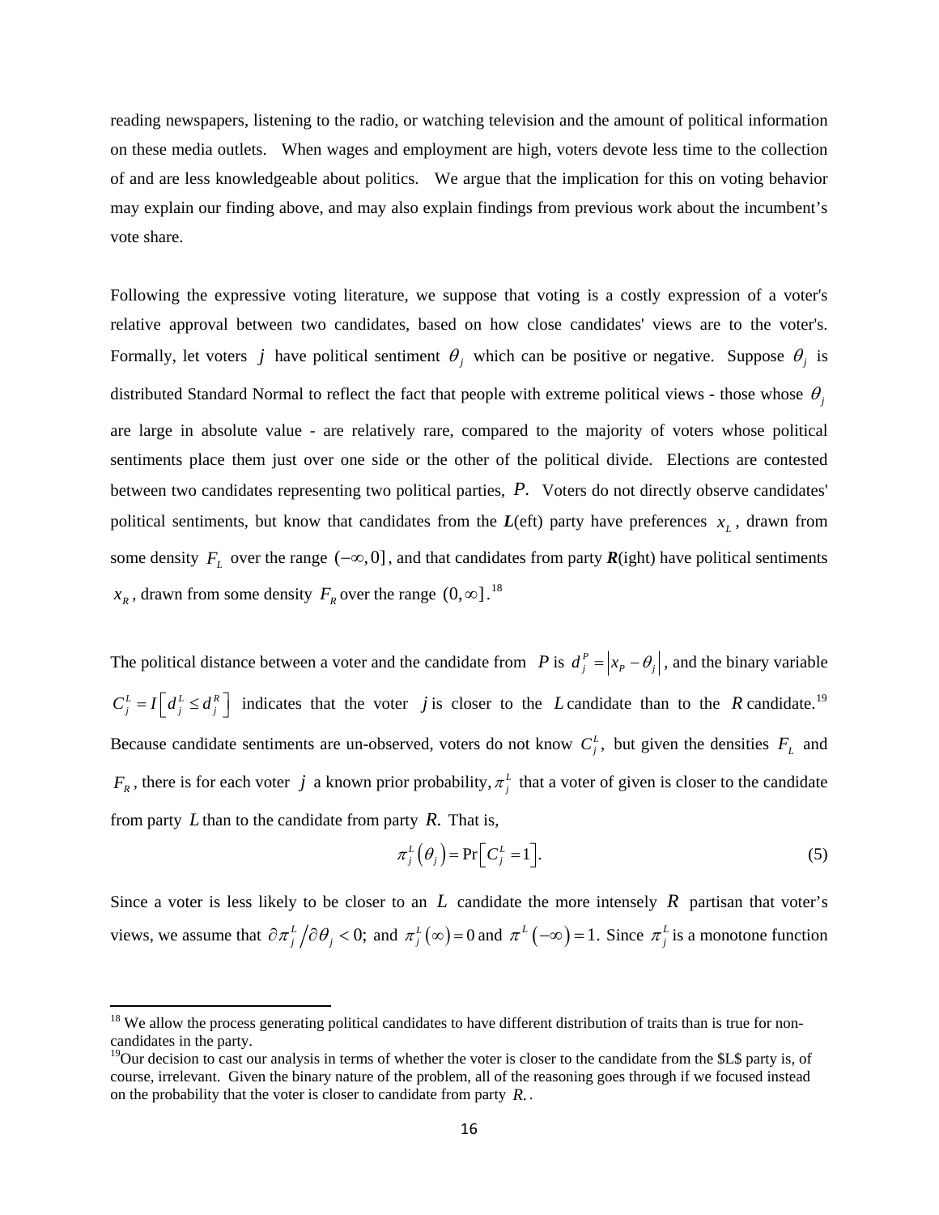reading newspapers, listening to the radio, or watching television and the amount of political information on these media outlets. When wages and employment are high, voters devote less time to the collection of and are less knowledgeable about politics. We argue that the implication for this on voting behavior may explain our finding above, and may also explain findings from previous work about the incumbent's vote share.

Following the expressive voting literature, we suppose that voting is a costly expression of a voter's relative approval between two candidates, based on how close candidates' views are to the voter's. Formally, let voters $j$ have political sentiment $\theta_j$ which can be positive or negative. Suppose $\theta_j$ is distributed Standard Normal to reflect the fact that people with extreme political views - those whose $\theta_j$ are large in absolute value - are relatively rare, compared to the majority of voters whose political sentiments place them just over one side or the other of the political divide. Elections are contested between two candidates representing two political parties, $P.$ Voters do not directly observe candidates' political sentiments, but know that candidates from the ***L***(eft) party have preferences $x_L$, drawn from some density $F_L$ over the range $(-\infty, 0]$, and that candidates from party ***R***(ight) have political sentiments $x_R$, drawn from some density $F_R$ over the range $(0, \infty]$.[18]

The political distance between a voter and the candidate from $P$ is $d_j^P = |x_P - \theta_j|$, and the binary variable $C_j^L = I\left[d_j^L \leq d_j^R\right]$ indicates that the voter $j$ is closer to the $L$ candidate than to the $R$ candidate.[19] Because candidate sentiments are un-observed, voters do not know $C_j^L$, but given the densities $F_L$ and $F_R$, there is for each voter $j$ a known prior probability, $\pi_j^L$ that a voter of given is closer to the candidate from party $L$ than to the candidate from party $R.$ That is,

$$\pi_j^L(\theta_j) = \Pr\left[C_j^L = 1\right]. \tag{5}$$

Since a voter is less likely to be closer to an $L$ candidate the more intensely $R$ partisan that voter's views, we assume that $\partial \pi_j^L / \partial \theta_j < 0;$ and $\pi_j^L(\infty) = 0$ and $\pi^L(-\infty) = 1.$ Since $\pi_j^L$ is a monotone function

[18] We allow the process generating political candidates to have different distribution of traits than is true for non-candidates in the party.

[19] Our decision to cast our analysis in terms of whether the voter is closer to the candidate from the $L$ party is, of course, irrelevant. Given the binary nature of the problem, all of the reasoning goes through if we focused instead on the probability that the voter is closer to candidate from party $R.$.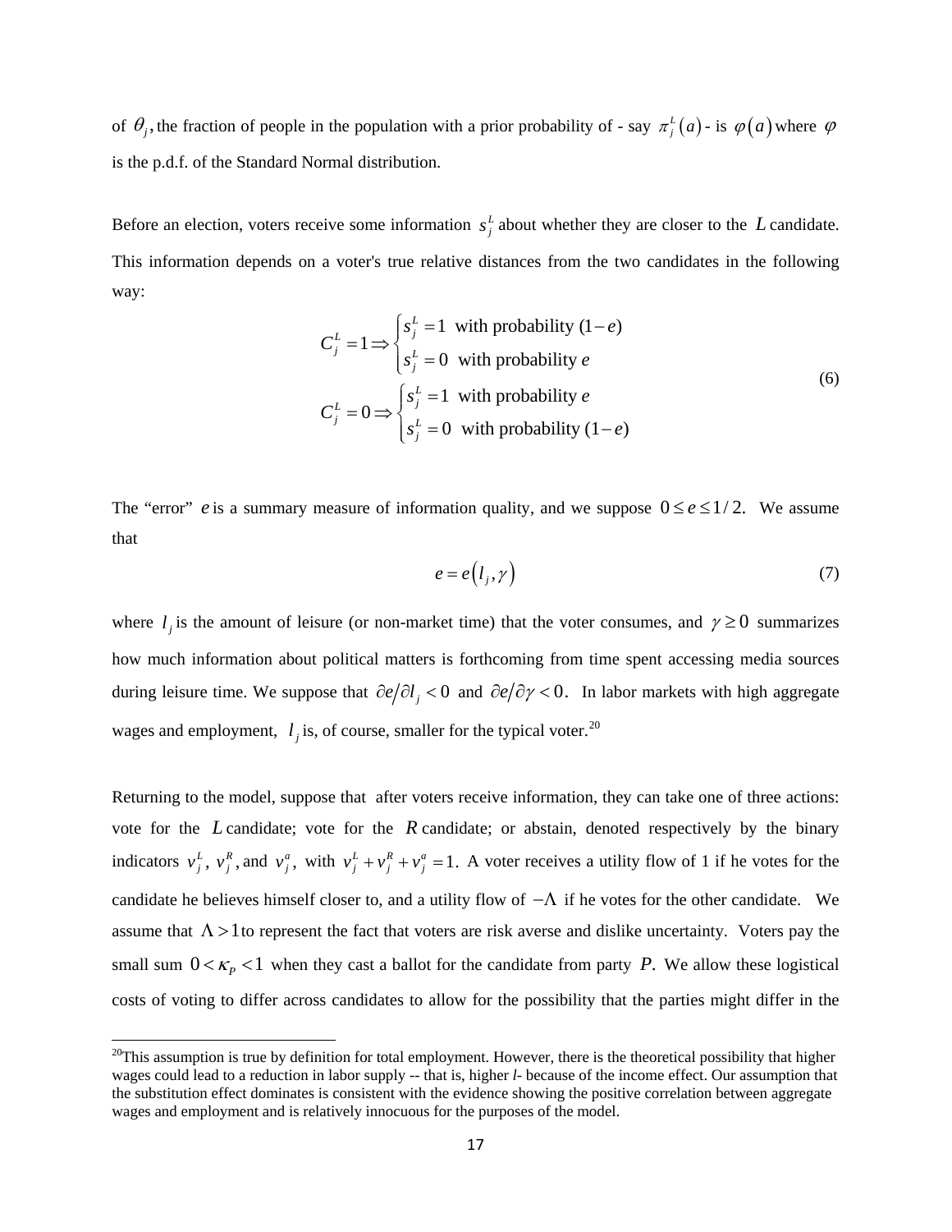of $\theta_j$, the fraction of people in the population with a prior probability of - say $\pi_j^L(a)$ - is $\varphi(a)$ where $\varphi$ is the p.d.f. of the Standard Normal distribution.

Before an election, voters receive some information $s_j^L$ about whether they are closer to the $L$ candidate. This information depends on a voter's true relative distances from the two candidates in the following way:

$$
\begin{aligned}
C_j^L = 1 &\Rightarrow \begin{cases} s_j^L = 1 \text{ with probability } (1-e) \\ s_j^L = 0 \text{ with probability } e \end{cases} \\
C_j^L = 0 &\Rightarrow \begin{cases} s_j^L = 1 \text{ with probability } e \\ s_j^L = 0 \text{ with probability } (1-e) \end{cases}
\end{aligned}
\tag{6}
$$

The "error" $e$ is a summary measure of information quality, and we suppose $0 \le e \le 1/2$. We assume that

$$
e = e(l_j, \gamma) \tag{7}
$$

where $l_j$ is the amount of leisure (or non-market time) that the voter consumes, and $\gamma \ge 0$ summarizes how much information about political matters is forthcoming from time spent accessing media sources during leisure time. We suppose that $\partial e / \partial l_j < 0$ and $\partial e / \partial \gamma < 0$. In labor markets with high aggregate wages and employment, $l_j$ is, of course, smaller for the typical voter.[20]

Returning to the model, suppose that after voters receive information, they can take one of three actions: vote for the $L$ candidate; vote for the $R$ candidate; or abstain, denoted respectively by the binary indicators $v_j^L$, $v_j^R$, and $v_j^a$, with $v_j^L + v_j^R + v_j^a = 1$. A voter receives a utility flow of 1 if he votes for the candidate he believes himself closer to, and a utility flow of $-\Lambda$ if he votes for the other candidate. We assume that $\Lambda > 1$ to represent the fact that voters are risk averse and dislike uncertainty. Voters pay the small sum $0 < \kappa_P < 1$ when they cast a ballot for the candidate from party $P$. We allow these logistical costs of voting to differ across candidates to allow for the possibility that the parties might differ in the

[20]This assumption is true by definition for total employment. However, there is the theoretical possibility that higher wages could lead to a reduction in labor supply -- that is, higher *l*- because of the income effect. Our assumption that the substitution effect dominates is consistent with the evidence showing the positive correlation between aggregate wages and employment and is relatively innocuous for the purposes of the model.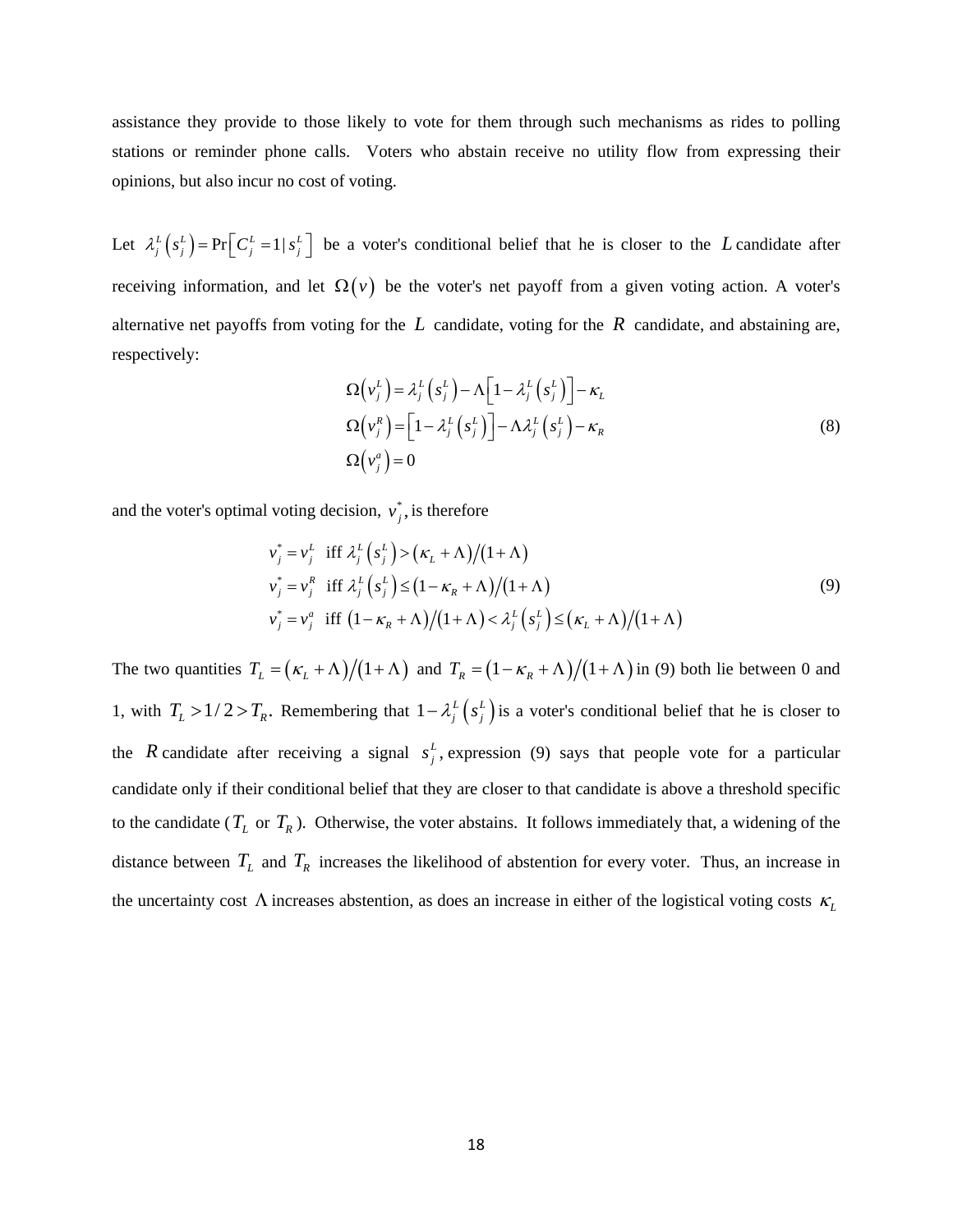assistance they provide to those likely to vote for them through such mechanisms as rides to polling stations or reminder phone calls. Voters who abstain receive no utility flow from expressing their opinions, but also incur no cost of voting.

Let $\lambda_j^L\left(s_j^L\right)=\Pr\left[C_j^L=1\,|\,s_j^L\right]$ be a voter's conditional belief that he is closer to the $L$ candidate after receiving information, and let $\Omega(v)$ be the voter's net payoff from a given voting action. A voter's alternative net payoffs from voting for the $L$ candidate, voting for the $R$ candidate, and abstaining are, respectively:

$$
\begin{aligned}
\Omega\left(v_j^L\right) &= \lambda_j^L\left(s_j^L\right)-\Lambda\left[1-\lambda_j^L\left(s_j^L\right)\right]-\kappa_L \\
\Omega\left(v_j^R\right) &= \left[1-\lambda_j^L\left(s_j^L\right)\right]-\Lambda\lambda_j^L\left(s_j^L\right)-\kappa_R \\
\Omega\left(v_j^a\right) &= 0
\end{aligned}
\tag{8}
$$

and the voter's optimal voting decision, $v_j^*$, is therefore

$$
\begin{aligned}
v_j^* &= v_j^L \quad \text{iff } \lambda_j^L\left(s_j^L\right) > \left(\kappa_L+\Lambda\right)/\left(1+\Lambda\right) \\
v_j^* &= v_j^R \quad \text{iff } \lambda_j^L\left(s_j^L\right) \le \left(1-\kappa_R+\Lambda\right)/\left(1+\Lambda\right) \\
v_j^* &= v_j^a \quad \text{iff } \left(1-\kappa_R+\Lambda\right)/\left(1+\Lambda\right) < \lambda_j^L\left(s_j^L\right) \le \left(\kappa_L+\Lambda\right)/\left(1+\Lambda\right)
\end{aligned}
\tag{9}
$$

The two quantities $T_L=\left(\kappa_L+\Lambda\right)/\left(1+\Lambda\right)$ and $T_R=\left(1-\kappa_R+\Lambda\right)/\left(1+\Lambda\right)$ in (9) both lie between 0 and 1, with $T_L > 1/2 > T_R$. Remembering that $1-\lambda_j^L\left(s_j^L\right)$ is a voter's conditional belief that he is closer to the $R$ candidate after receiving a signal $s_j^L$, expression (9) says that people vote for a particular candidate only if their conditional belief that they are closer to that candidate is above a threshold specific to the candidate ($T_L$ or $T_R$). Otherwise, the voter abstains. It follows immediately that, a widening of the distance between $T_L$ and $T_R$ increases the likelihood of abstention for every voter. Thus, an increase in the uncertainty cost $\Lambda$ increases abstention, as does an increase in either of the logistical voting costs $\kappa_L$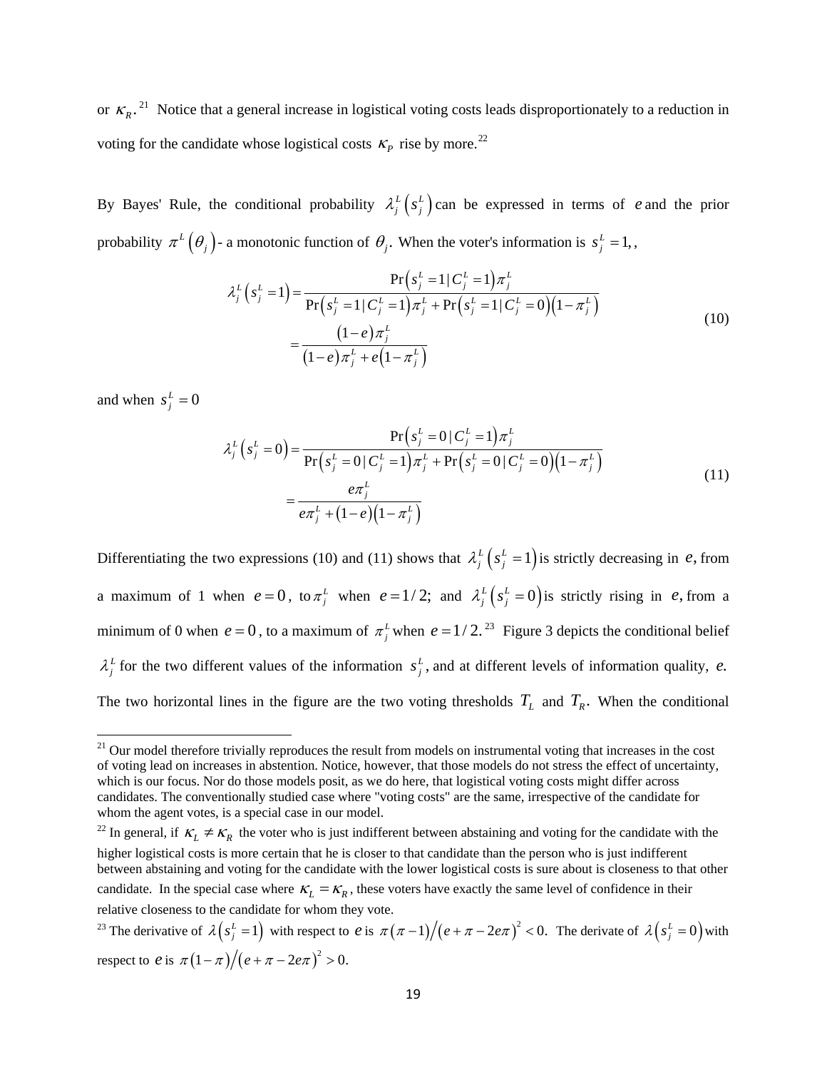or $\kappa_R$.[21] Notice that a general increase in logistical voting costs leads disproportionately to a reduction in voting for the candidate whose logistical costs $\kappa_P$ rise by more.[22]

By Bayes' Rule, the conditional probability $\lambda_j^L\left(s_j^L\right)$ can be expressed in terms of $e$ and the prior probability $\pi^L\left(\theta_j\right)$ - a monotonic function of $\theta_j$. When the voter's information is $s_j^L = 1$, ,

$$
\begin{aligned}
\lambda_j^L\left(s_j^L = 1\right) &= \frac{\Pr\left(s_j^L = 1 \mid C_j^L = 1\right)\pi_j^L}{\Pr\left(s_j^L = 1 \mid C_j^L = 1\right)\pi_j^L + \Pr\left(s_j^L = 1 \mid C_j^L = 0\right)\left(1-\pi_j^L\right)} \\
&= \frac{\left(1-e\right)\pi_j^L}{\left(1-e\right)\pi_j^L + e\left(1-\pi_j^L\right)}
\end{aligned}
\tag{10}
$$

and when $s_j^L = 0$

$$
\begin{aligned}
\lambda_j^L\left(s_j^L = 0\right) &= \frac{\Pr\left(s_j^L = 0 \mid C_j^L = 1\right)\pi_j^L}{\Pr\left(s_j^L = 0 \mid C_j^L = 1\right)\pi_j^L + \Pr\left(s_j^L = 0 \mid C_j^L = 0\right)\left(1-\pi_j^L\right)} \\
&= \frac{e\pi_j^L}{e\pi_j^L + \left(1-e\right)\left(1-\pi_j^L\right)}
\end{aligned}
\tag{11}
$$

Differentiating the two expressions (10) and (11) shows that $\lambda_j^L\left(s_j^L = 1\right)$ is strictly decreasing in $e$, from a maximum of 1 when $e = 0$, to $\pi_j^L$ when $e = 1/2$; and $\lambda_j^L\left(s_j^L = 0\right)$ is strictly rising in $e$, from a minimum of 0 when $e = 0$, to a maximum of $\pi_j^L$ when $e = 1/2$.[23] Figure 3 depicts the conditional belief $\lambda_j^L$ for the two different values of the information $s_j^L$, and at different levels of information quality, $e$. The two horizontal lines in the figure are the two voting thresholds $T_L$ and $T_R$. When the conditional

---

[21] Our model therefore trivially reproduces the result from models on instrumental voting that increases in the cost of voting lead on increases in abstention. Notice, however, that those models do not stress the effect of uncertainty, which is our focus. Nor do those models posit, as we do here, that logistical voting costs might differ across candidates. The conventionally studied case where "voting costs" are the same, irrespective of the candidate for whom the agent votes, is a special case in our model.

[22] In general, if $\kappa_L \neq \kappa_R$ the voter who is just indifferent between abstaining and voting for the candidate with the higher logistical costs is more certain that he is closer to that candidate than the person who is just indifferent between abstaining and voting for the candidate with the lower logistical costs is sure about is closeness to that other candidate. In the special case where $\kappa_L = \kappa_R$, these voters have exactly the same level of confidence in their relative closeness to the candidate for whom they vote.

[23] The derivative of $\lambda\left(s_j^L = 1\right)$ with respect to $e$ is $\pi\left(\pi - 1\right)/\left(e + \pi - 2e\pi\right)^2 < 0$. The derivate of $\lambda\left(s_j^L = 0\right)$ with respect to $e$ is $\pi\left(1-\pi\right)/\left(e + \pi - 2e\pi\right)^2 > 0$.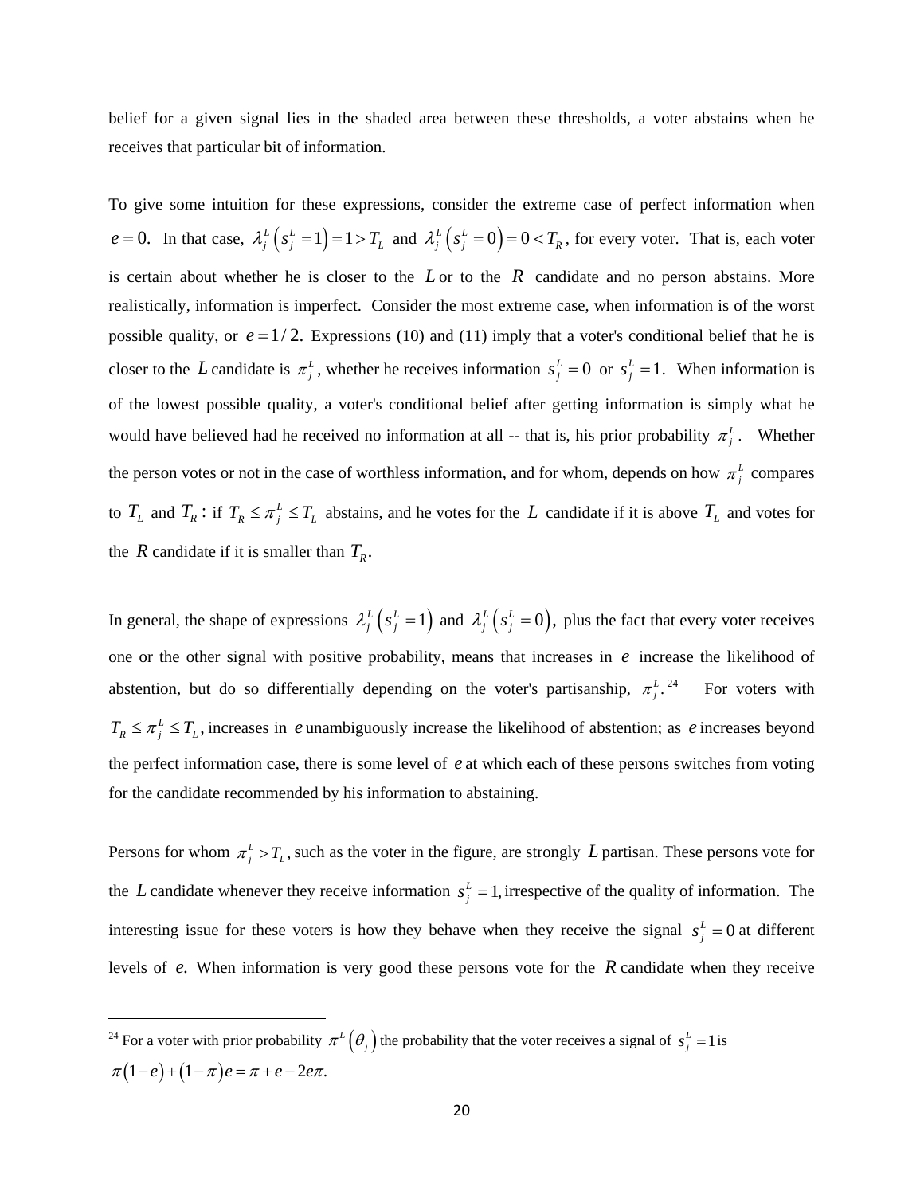belief for a given signal lies in the shaded area between these thresholds, a voter abstains when he receives that particular bit of information.

To give some intuition for these expressions, consider the extreme case of perfect information when $e = 0.$ In that case, $\lambda_j^L\left(s_j^L = 1\right) = 1 > T_L$ and $\lambda_j^L\left(s_j^L = 0\right) = 0 < T_R$, for every voter. That is, each voter is certain about whether he is closer to the $L$ or to the $R$ candidate and no person abstains. More realistically, information is imperfect. Consider the most extreme case, when information is of the worst possible quality, or $e = 1/2.$ Expressions (10) and (11) imply that a voter's conditional belief that he is closer to the $L$ candidate is $\pi_j^L$, whether he receives information $s_j^L = 0$ or $s_j^L = 1.$ When information is of the lowest possible quality, a voter's conditional belief after getting information is simply what he would have believed had he received no information at all -- that is, his prior probability $\pi_j^L$. Whether the person votes or not in the case of worthless information, and for whom, depends on how $\pi_j^L$ compares to $T_L$ and $T_R$ : if $T_R \leq \pi_j^L \leq T_L$ abstains, and he votes for the $L$ candidate if it is above $T_L$ and votes for the $R$ candidate if it is smaller than $T_R$.

In general, the shape of expressions $\lambda_j^L\left(s_j^L = 1\right)$ and $\lambda_j^L\left(s_j^L = 0\right),$ plus the fact that every voter receives one or the other signal with positive probability, means that increases in $e$ increase the likelihood of abstention, but do so differentially depending on the voter's partisanship, $\pi_j^L$.[24] For voters with $T_R \leq \pi_j^L \leq T_L$, increases in $e$ unambiguously increase the likelihood of abstention; as $e$ increases beyond the perfect information case, there is some level of $e$ at which each of these persons switches from voting for the candidate recommended by his information to abstaining.

Persons for whom $\pi_j^L > T_L$, such as the voter in the figure, are strongly $L$ partisan. These persons vote for the $L$ candidate whenever they receive information $s_j^L = 1,$ irrespective of the quality of information. The interesting issue for these voters is how they behave when they receive the signal $s_j^L = 0$ at different levels of $e.$ When information is very good these persons vote for the $R$ candidate when they receive

[24] For a voter with prior probability $\pi^L\left(\theta_j\right)$ the probability that the voter receives a signal of $s_j^L = 1$ is $\pi\left(1-e\right)+\left(1-\pi\right)e = \pi + e - 2e\pi.$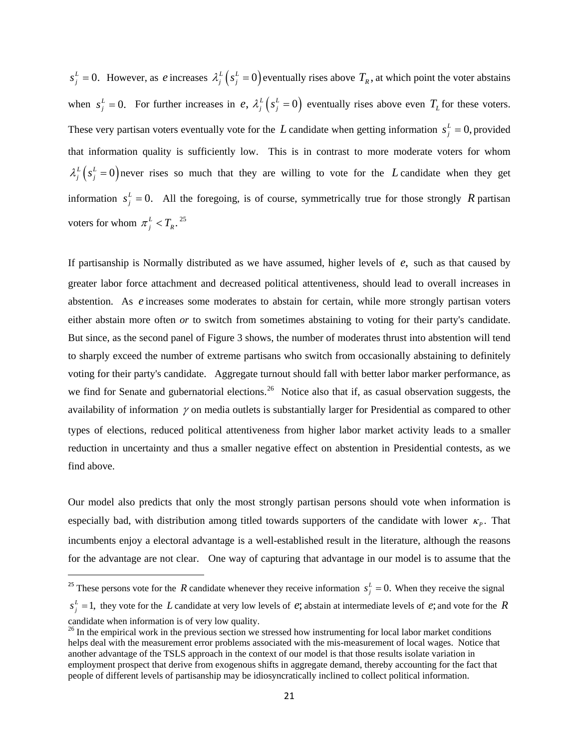$s_j^L = 0.$ However, as $e$ increases $\lambda_j^L\left(s_j^L = 0\right)$ eventually rises above $T_R$, at which point the voter abstains when $s_j^L = 0.$ For further increases in $e$, $\lambda_j^L\left(s_j^L = 0\right)$ eventually rises above even $T_L$ for these voters. These very partisan voters eventually vote for the $L$ candidate when getting information $s_j^L = 0,$ provided that information quality is sufficiently low. This is in contrast to more moderate voters for whom $\lambda_j^L\left(s_j^L = 0\right)$ never rises so much that they are willing to vote for the $L$ candidate when they get information $s_j^L = 0.$ All the foregoing, is of course, symmetrically true for those strongly $R$ partisan voters for whom $\pi_j^L < T_R.$ [25]

If partisanship is Normally distributed as we have assumed, higher levels of $e$, such as that caused by greater labor force attachment and decreased political attentiveness, should lead to overall increases in abstention. As $e$ increases some moderates to abstain for certain, while more strongly partisan voters either abstain more often *or* to switch from sometimes abstaining to voting for their party's candidate. But since, as the second panel of Figure 3 shows, the number of moderates thrust into abstention will tend to sharply exceed the number of extreme partisans who switch from occasionally abstaining to definitely voting for their party's candidate. Aggregate turnout should fall with better labor marker performance, as we find for Senate and gubernatorial elections.[26] Notice also that if, as casual observation suggests, the availability of information $\gamma$ on media outlets is substantially larger for Presidential as compared to other types of elections, reduced political attentiveness from higher labor market activity leads to a smaller reduction in uncertainty and thus a smaller negative effect on abstention in Presidential contests, as we find above.

Our model also predicts that only the most strongly partisan persons should vote when information is especially bad, with distribution among titled towards supporters of the candidate with lower $\kappa_P$. That incumbents enjoy a electoral advantage is a well-established result in the literature, although the reasons for the advantage are not clear. One way of capturing that advantage in our model is to assume that the

---

[25] These persons vote for the $R$ candidate whenever they receive information $s_j^L = 0.$ When they receive the signal $s_j^L = 1,$ they vote for the $L$ candidate at very low levels of $e$; abstain at intermediate levels of $e$; and vote for the $R$ candidate when information is of very low quality.

[26] In the empirical work in the previous section we stressed how instrumenting for local labor market conditions helps deal with the measurement error problems associated with the mis-measurement of local wages. Notice that another advantage of the TSLS approach in the context of our model is that those results isolate variation in employment prospect that derive from exogenous shifts in aggregate demand, thereby accounting for the fact that people of different levels of partisanship may be idiosyncratically inclined to collect political information.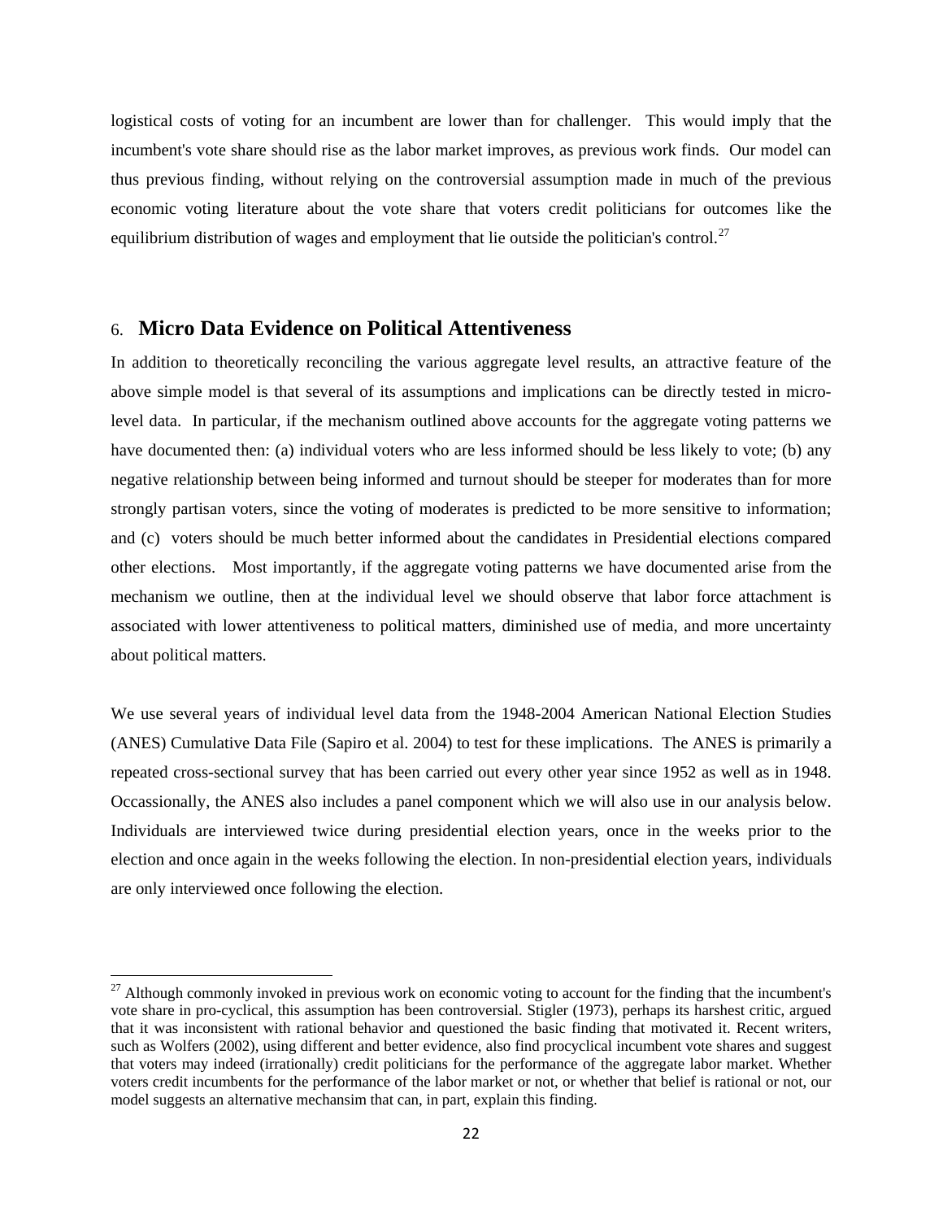logistical costs of voting for an incumbent are lower than for challenger. This would imply that the incumbent's vote share should rise as the labor market improves, as previous work finds. Our model can thus previous finding, without relying on the controversial assumption made in much of the previous economic voting literature about the vote share that voters credit politicians for outcomes like the equilibrium distribution of wages and employment that lie outside the politician's control.[27]

## 6. Micro Data Evidence on Political Attentiveness

In addition to theoretically reconciling the various aggregate level results, an attractive feature of the above simple model is that several of its assumptions and implications can be directly tested in micro-level data. In particular, if the mechanism outlined above accounts for the aggregate voting patterns we have documented then: (a) individual voters who are less informed should be less likely to vote; (b) any negative relationship between being informed and turnout should be steeper for moderates than for more strongly partisan voters, since the voting of moderates is predicted to be more sensitive to information; and (c) voters should be much better informed about the candidates in Presidential elections compared other elections. Most importantly, if the aggregate voting patterns we have documented arise from the mechanism we outline, then at the individual level we should observe that labor force attachment is associated with lower attentiveness to political matters, diminished use of media, and more uncertainty about political matters.

We use several years of individual level data from the 1948-2004 American National Election Studies (ANES) Cumulative Data File (Sapiro et al. 2004) to test for these implications. The ANES is primarily a repeated cross-sectional survey that has been carried out every other year since 1952 as well as in 1948. Occassionally, the ANES also includes a panel component which we will also use in our analysis below. Individuals are interviewed twice during presidential election years, once in the weeks prior to the election and once again in the weeks following the election. In non-presidential election years, individuals are only interviewed once following the election.

---

[27] Although commonly invoked in previous work on economic voting to account for the finding that the incumbent's vote share in pro-cyclical, this assumption has been controversial. Stigler (1973), perhaps its harshest critic, argued that it was inconsistent with rational behavior and questioned the basic finding that motivated it. Recent writers, such as Wolfers (2002), using different and better evidence, also find procyclical incumbent vote shares and suggest that voters may indeed (irrationally) credit politicians for the performance of the aggregate labor market. Whether voters credit incumbents for the performance of the labor market or not, or whether that belief is rational or not, our model suggests an alternative mechansim that can, in part, explain this finding.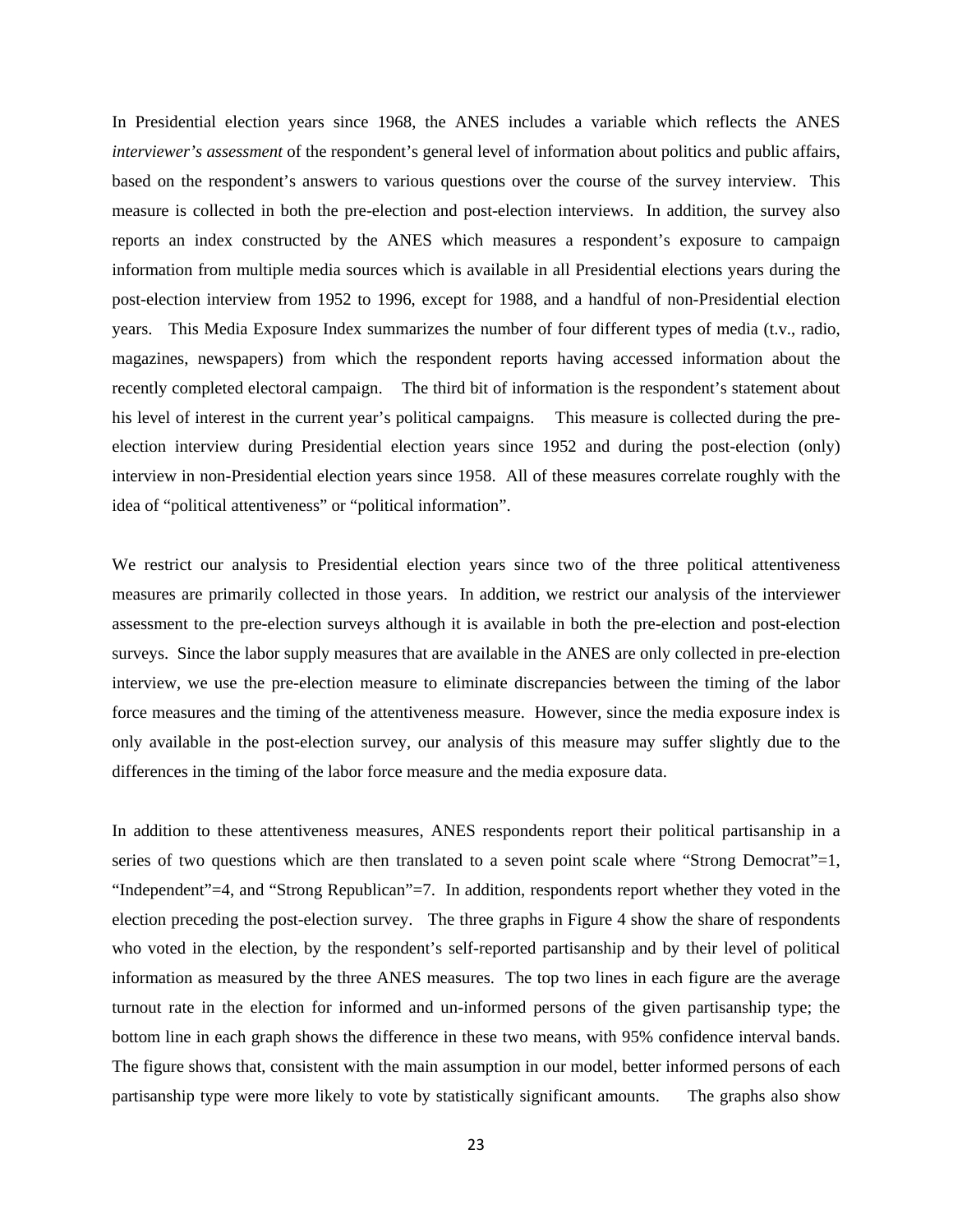In Presidential election years since 1968, the ANES includes a variable which reflects the ANES *interviewer's assessment* of the respondent's general level of information about politics and public affairs, based on the respondent's answers to various questions over the course of the survey interview. This measure is collected in both the pre-election and post-election interviews. In addition, the survey also reports an index constructed by the ANES which measures a respondent's exposure to campaign information from multiple media sources which is available in all Presidential elections years during the post-election interview from 1952 to 1996, except for 1988, and a handful of non-Presidential election years. This Media Exposure Index summarizes the number of four different types of media (t.v., radio, magazines, newspapers) from which the respondent reports having accessed information about the recently completed electoral campaign. The third bit of information is the respondent's statement about his level of interest in the current year's political campaigns. This measure is collected during the pre-election interview during Presidential election years since 1952 and during the post-election (only) interview in non-Presidential election years since 1958. All of these measures correlate roughly with the idea of "political attentiveness" or "political information".

We restrict our analysis to Presidential election years since two of the three political attentiveness measures are primarily collected in those years. In addition, we restrict our analysis of the interviewer assessment to the pre-election surveys although it is available in both the pre-election and post-election surveys. Since the labor supply measures that are available in the ANES are only collected in pre-election interview, we use the pre-election measure to eliminate discrepancies between the timing of the labor force measures and the timing of the attentiveness measure. However, since the media exposure index is only available in the post-election survey, our analysis of this measure may suffer slightly due to the differences in the timing of the labor force measure and the media exposure data.

In addition to these attentiveness measures, ANES respondents report their political partisanship in a series of two questions which are then translated to a seven point scale where "Strong Democrat"=1, "Independent"=4, and "Strong Republican"=7. In addition, respondents report whether they voted in the election preceding the post-election survey. The three graphs in Figure 4 show the share of respondents who voted in the election, by the respondent's self-reported partisanship and by their level of political information as measured by the three ANES measures. The top two lines in each figure are the average turnout rate in the election for informed and un-informed persons of the given partisanship type; the bottom line in each graph shows the difference in these two means, with 95% confidence interval bands. The figure shows that, consistent with the main assumption in our model, better informed persons of each partisanship type were more likely to vote by statistically significant amounts. The graphs also show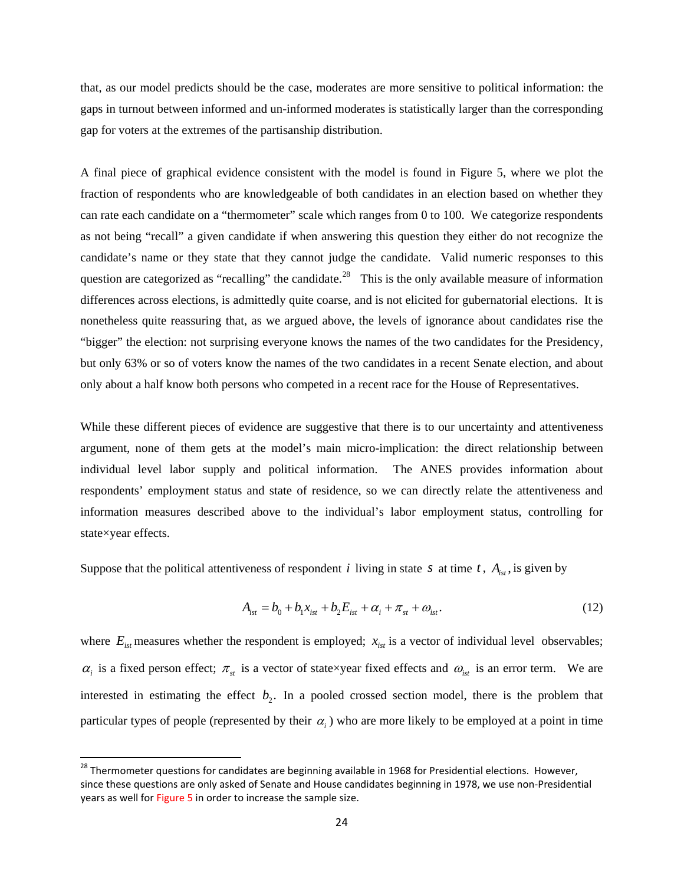that, as our model predicts should be the case, moderates are more sensitive to political information: the gaps in turnout between informed and un-informed moderates is statistically larger than the corresponding gap for voters at the extremes of the partisanship distribution.

A final piece of graphical evidence consistent with the model is found in Figure 5, where we plot the fraction of respondents who are knowledgeable of both candidates in an election based on whether they can rate each candidate on a "thermometer" scale which ranges from 0 to 100. We categorize respondents as not being "recall" a given candidate if when answering this question they either do not recognize the candidate's name or they state that they cannot judge the candidate. Valid numeric responses to this question are categorized as "recalling" the candidate.[28] This is the only available measure of information differences across elections, is admittedly quite coarse, and is not elicited for gubernatorial elections. It is nonetheless quite reassuring that, as we argued above, the levels of ignorance about candidates rise the "bigger" the election: not surprising everyone knows the names of the two candidates for the Presidency, but only 63% or so of voters know the names of the two candidates in a recent Senate election, and about only about a half know both persons who competed in a recent race for the House of Representatives.

While these different pieces of evidence are suggestive that there is to our uncertainty and attentiveness argument, none of them gets at the model's main micro-implication: the direct relationship between individual level labor supply and political information. The ANES provides information about respondents' employment status and state of residence, so we can directly relate the attentiveness and information measures described above to the individual's labor employment status, controlling for state×year effects.

Suppose that the political attentiveness of respondent $i$ living in state $s$ at time $t$, $A_{ist}$, is given by

$$A_{ist} = b_0 + b_1 x_{ist} + b_2 E_{ist} + \alpha_i + \pi_{st} + \omega_{ist}. \tag{12}$$

where $E_{ist}$ measures whether the respondent is employed; $x_{ist}$ is a vector of individual level observables; $\alpha_i$ is a fixed person effect; $\pi_{st}$ is a vector of state×year fixed effects and $\omega_{ist}$ is an error term. We are interested in estimating the effect $b_2$. In a pooled crossed section model, there is the problem that particular types of people (represented by their $\alpha_i$) who are more likely to be employed at a point in time

[28] Thermometer questions for candidates are beginning available in 1968 for Presidential elections. However, since these questions are only asked of Senate and House candidates beginning in 1978, we use non-Presidential years as well for Figure 5 in order to increase the sample size.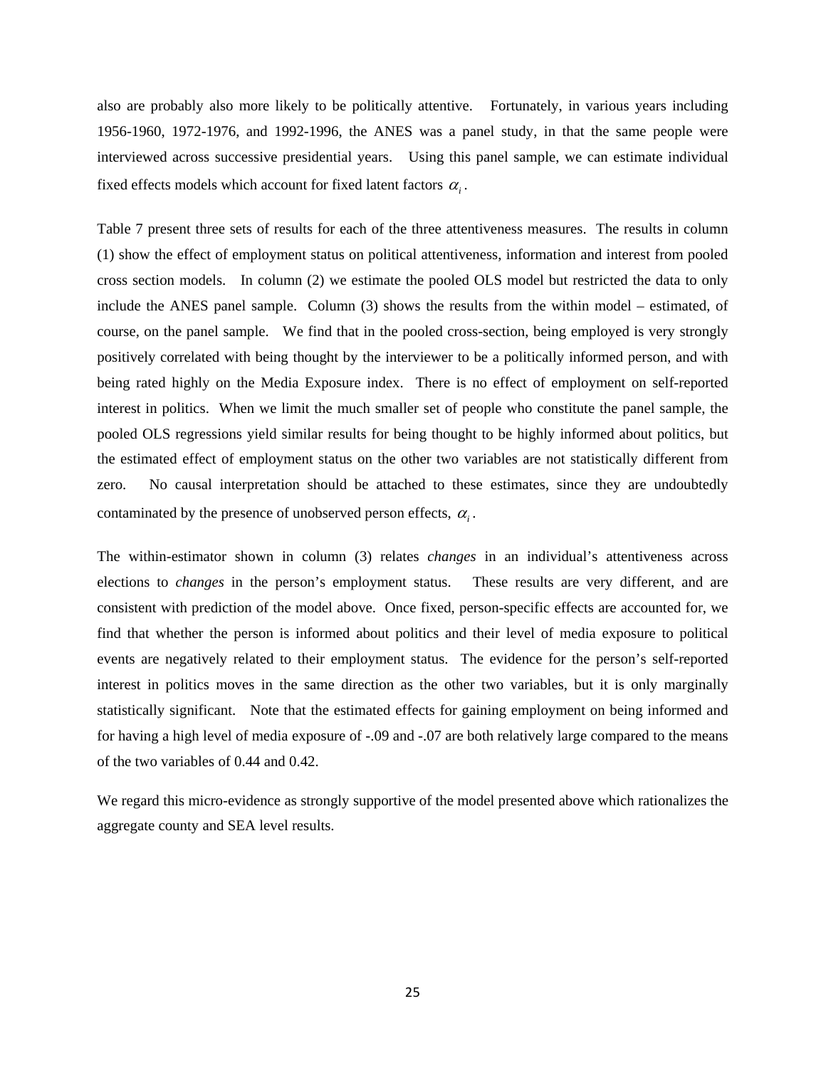also are probably also more likely to be politically attentive. Fortunately, in various years including 1956-1960, 1972-1976, and 1992-1996, the ANES was a panel study, in that the same people were interviewed across successive presidential years. Using this panel sample, we can estimate individual fixed effects models which account for fixed latent factors $\alpha_i$.

Table 7 present three sets of results for each of the three attentiveness measures. The results in column (1) show the effect of employment status on political attentiveness, information and interest from pooled cross section models. In column (2) we estimate the pooled OLS model but restricted the data to only include the ANES panel sample. Column (3) shows the results from the within model – estimated, of course, on the panel sample. We find that in the pooled cross-section, being employed is very strongly positively correlated with being thought by the interviewer to be a politically informed person, and with being rated highly on the Media Exposure index. There is no effect of employment on self-reported interest in politics. When we limit the much smaller set of people who constitute the panel sample, the pooled OLS regressions yield similar results for being thought to be highly informed about politics, but the estimated effect of employment status on the other two variables are not statistically different from zero. No causal interpretation should be attached to these estimates, since they are undoubtedly contaminated by the presence of unobserved person effects, $\alpha_i$.

The within-estimator shown in column (3) relates *changes* in an individual's attentiveness across elections to *changes* in the person's employment status. These results are very different, and are consistent with prediction of the model above. Once fixed, person-specific effects are accounted for, we find that whether the person is informed about politics and their level of media exposure to political events are negatively related to their employment status. The evidence for the person's self-reported interest in politics moves in the same direction as the other two variables, but it is only marginally statistically significant. Note that the estimated effects for gaining employment on being informed and for having a high level of media exposure of -.09 and -.07 are both relatively large compared to the means of the two variables of 0.44 and 0.42.

We regard this micro-evidence as strongly supportive of the model presented above which rationalizes the aggregate county and SEA level results.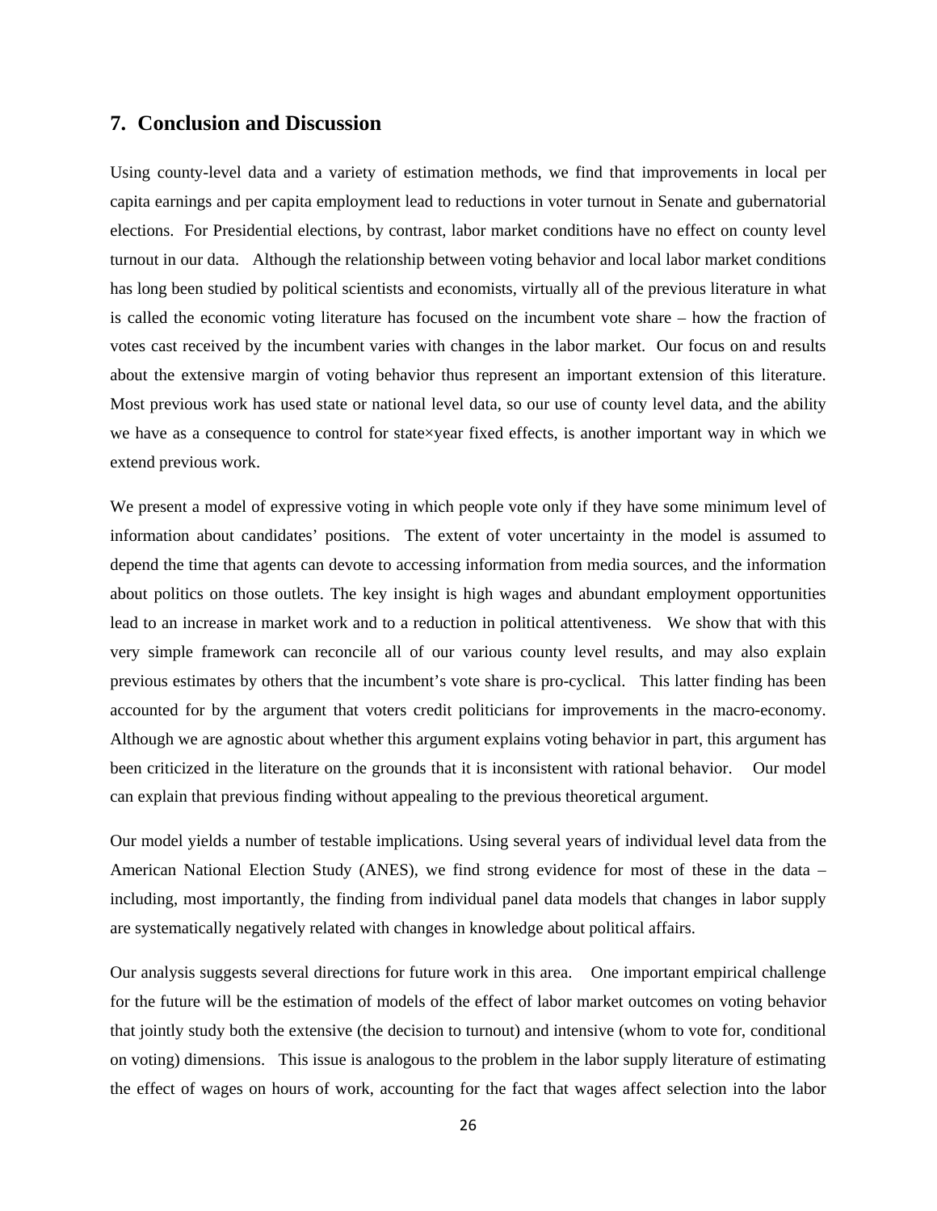## 7. Conclusion and Discussion

Using county-level data and a variety of estimation methods, we find that improvements in local per capita earnings and per capita employment lead to reductions in voter turnout in Senate and gubernatorial elections. For Presidential elections, by contrast, labor market conditions have no effect on county level turnout in our data. Although the relationship between voting behavior and local labor market conditions has long been studied by political scientists and economists, virtually all of the previous literature in what is called the economic voting literature has focused on the incumbent vote share – how the fraction of votes cast received by the incumbent varies with changes in the labor market. Our focus on and results about the extensive margin of voting behavior thus represent an important extension of this literature. Most previous work has used state or national level data, so our use of county level data, and the ability we have as a consequence to control for state×year fixed effects, is another important way in which we extend previous work.

We present a model of expressive voting in which people vote only if they have some minimum level of information about candidates' positions. The extent of voter uncertainty in the model is assumed to depend the time that agents can devote to accessing information from media sources, and the information about politics on those outlets. The key insight is high wages and abundant employment opportunities lead to an increase in market work and to a reduction in political attentiveness. We show that with this very simple framework can reconcile all of our various county level results, and may also explain previous estimates by others that the incumbent's vote share is pro-cyclical. This latter finding has been accounted for by the argument that voters credit politicians for improvements in the macro-economy. Although we are agnostic about whether this argument explains voting behavior in part, this argument has been criticized in the literature on the grounds that it is inconsistent with rational behavior. Our model can explain that previous finding without appealing to the previous theoretical argument.

Our model yields a number of testable implications. Using several years of individual level data from the American National Election Study (ANES), we find strong evidence for most of these in the data – including, most importantly, the finding from individual panel data models that changes in labor supply are systematically negatively related with changes in knowledge about political affairs.

Our analysis suggests several directions for future work in this area. One important empirical challenge for the future will be the estimation of models of the effect of labor market outcomes on voting behavior that jointly study both the extensive (the decision to turnout) and intensive (whom to vote for, conditional on voting) dimensions. This issue is analogous to the problem in the labor supply literature of estimating the effect of wages on hours of work, accounting for the fact that wages affect selection into the labor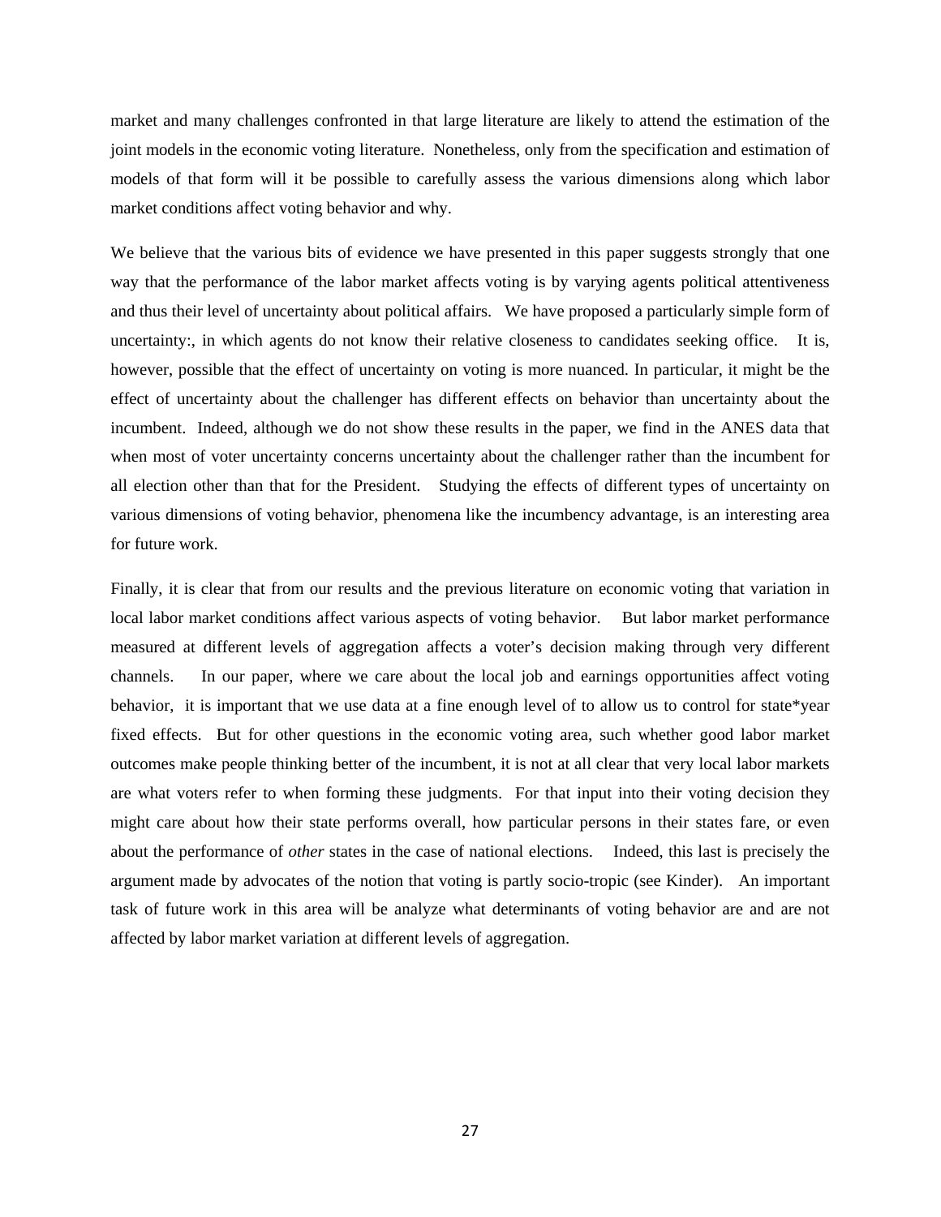market and many challenges confronted in that large literature are likely to attend the estimation of the joint models in the economic voting literature. Nonetheless, only from the specification and estimation of models of that form will it be possible to carefully assess the various dimensions along which labor market conditions affect voting behavior and why.

We believe that the various bits of evidence we have presented in this paper suggests strongly that one way that the performance of the labor market affects voting is by varying agents political attentiveness and thus their level of uncertainty about political affairs. We have proposed a particularly simple form of uncertainty:, in which agents do not know their relative closeness to candidates seeking office. It is, however, possible that the effect of uncertainty on voting is more nuanced. In particular, it might be the effect of uncertainty about the challenger has different effects on behavior than uncertainty about the incumbent. Indeed, although we do not show these results in the paper, we find in the ANES data that when most of voter uncertainty concerns uncertainty about the challenger rather than the incumbent for all election other than that for the President. Studying the effects of different types of uncertainty on various dimensions of voting behavior, phenomena like the incumbency advantage, is an interesting area for future work.

Finally, it is clear that from our results and the previous literature on economic voting that variation in local labor market conditions affect various aspects of voting behavior. But labor market performance measured at different levels of aggregation affects a voter's decision making through very different channels. In our paper, where we care about the local job and earnings opportunities affect voting behavior, it is important that we use data at a fine enough level of to allow us to control for state*year fixed effects. But for other questions in the economic voting area, such whether good labor market outcomes make people thinking better of the incumbent, it is not at all clear that very local labor markets are what voters refer to when forming these judgments. For that input into their voting decision they might care about how their state performs overall, how particular persons in their states fare, or even about the performance of *other* states in the case of national elections. Indeed, this last is precisely the argument made by advocates of the notion that voting is partly socio-tropic (see Kinder). An important task of future work in this area will be analyze what determinants of voting behavior are and are not affected by labor market variation at different levels of aggregation.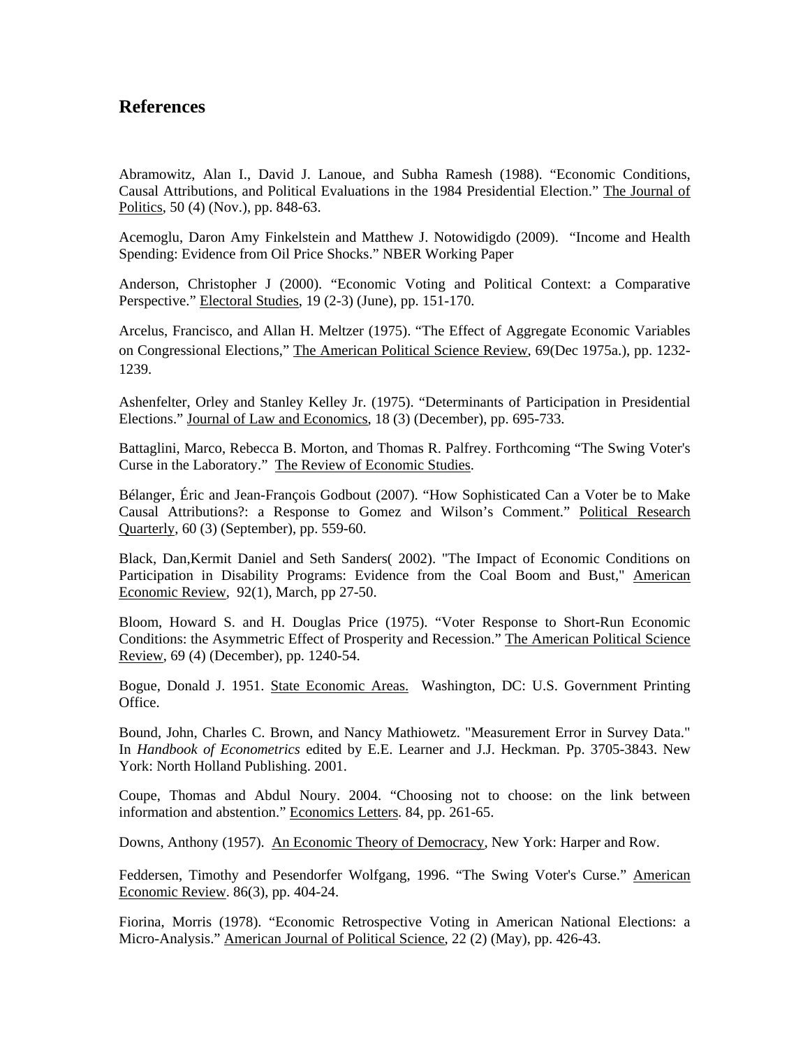## References

Abramowitz, Alan I., David J. Lanoue, and Subha Ramesh (1988). "Economic Conditions, Causal Attributions, and Political Evaluations in the 1984 Presidential Election." The Journal of Politics, 50 (4) (Nov.), pp. 848-63.

Acemoglu, Daron Amy Finkelstein and Matthew J. Notowidigdo (2009). "Income and Health Spending: Evidence from Oil Price Shocks." NBER Working Paper

Anderson, Christopher J (2000). "Economic Voting and Political Context: a Comparative Perspective." Electoral Studies, 19 (2-3) (June), pp. 151-170.

Arcelus, Francisco, and Allan H. Meltzer (1975). "The Effect of Aggregate Economic Variables on Congressional Elections," The American Political Science Review, 69(Dec 1975a.), pp. 1232-1239.

Ashenfelter, Orley and Stanley Kelley Jr. (1975). "Determinants of Participation in Presidential Elections." Journal of Law and Economics, 18 (3) (December), pp. 695-733.

Battaglini, Marco, Rebecca B. Morton, and Thomas R. Palfrey. Forthcoming "The Swing Voter's Curse in the Laboratory." The Review of Economic Studies.

Bélanger, Éric and Jean-François Godbout (2007). "How Sophisticated Can a Voter be to Make Causal Attributions?: a Response to Gomez and Wilson's Comment." Political Research Quarterly, 60 (3) (September), pp. 559-60.

Black, Dan,Kermit Daniel and Seth Sanders( 2002). "The Impact of Economic Conditions on Participation in Disability Programs: Evidence from the Coal Boom and Bust," American Economic Review, 92(1), March, pp 27-50.

Bloom, Howard S. and H. Douglas Price (1975). "Voter Response to Short-Run Economic Conditions: the Asymmetric Effect of Prosperity and Recession." The American Political Science Review, 69 (4) (December), pp. 1240-54.

Bogue, Donald J. 1951. State Economic Areas. Washington, DC: U.S. Government Printing Office.

Bound, John, Charles C. Brown, and Nancy Mathiowetz. "Measurement Error in Survey Data." In *Handbook of Econometrics* edited by E.E. Learner and J.J. Heckman. Pp. 3705-3843. New York: North Holland Publishing. 2001.

Coupe, Thomas and Abdul Noury. 2004. "Choosing not to choose: on the link between information and abstention." Economics Letters. 84, pp. 261-65.

Downs, Anthony (1957). An Economic Theory of Democracy, New York: Harper and Row.

Feddersen, Timothy and Pesendorfer Wolfgang, 1996. "The Swing Voter's Curse." American Economic Review. 86(3), pp. 404-24.

Fiorina, Morris (1978). "Economic Retrospective Voting in American National Elections: a Micro-Analysis." American Journal of Political Science, 22 (2) (May), pp. 426-43.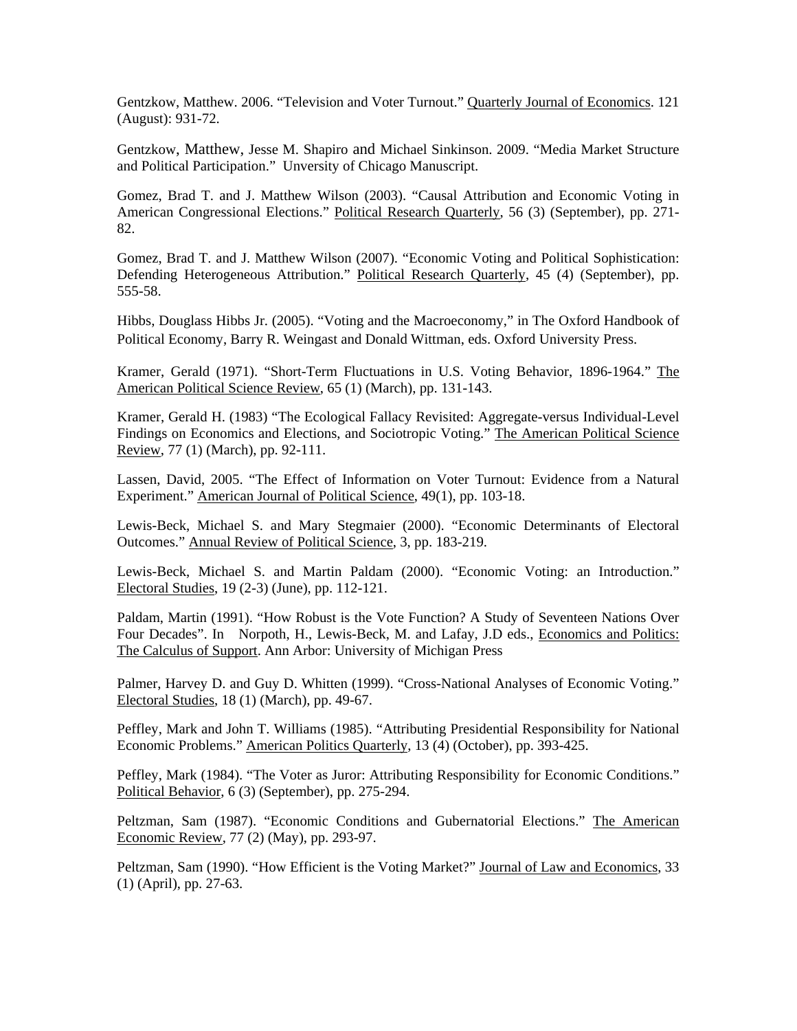Gentzkow, Matthew. 2006. “Television and Voter Turnout.” Quarterly Journal of Economics. 121 (August): 931-72.

Gentzkow, Matthew, Jesse M. Shapiro and Michael Sinkinson. 2009. “Media Market Structure and Political Participation.” Unversity of Chicago Manuscript.

Gomez, Brad T. and J. Matthew Wilson (2003). “Causal Attribution and Economic Voting in American Congressional Elections.” Political Research Quarterly, 56 (3) (September), pp. 271-82.

Gomez, Brad T. and J. Matthew Wilson (2007). “Economic Voting and Political Sophistication: Defending Heterogeneous Attribution.” Political Research Quarterly, 45 (4) (September), pp. 555-58.

Hibbs, Douglass Hibbs Jr. (2005). “Voting and the Macroeconomy,” in The Oxford Handbook of Political Economy, Barry R. Weingast and Donald Wittman, eds. Oxford University Press.

Kramer, Gerald (1971). “Short-Term Fluctuations in U.S. Voting Behavior, 1896-1964.” The American Political Science Review, 65 (1) (March), pp. 131-143.

Kramer, Gerald H. (1983) “The Ecological Fallacy Revisited: Aggregate-versus Individual-Level Findings on Economics and Elections, and Sociotropic Voting.” The American Political Science Review, 77 (1) (March), pp. 92-111.

Lassen, David, 2005. “The Effect of Information on Voter Turnout: Evidence from a Natural Experiment.” American Journal of Political Science, 49(1), pp. 103-18.

Lewis-Beck, Michael S. and Mary Stegmaier (2000). “Economic Determinants of Electoral Outcomes.” Annual Review of Political Science, 3, pp. 183-219.

Lewis-Beck, Michael S. and Martin Paldam (2000). “Economic Voting: an Introduction.” Electoral Studies, 19 (2-3) (June), pp. 112-121.

Paldam, Martin (1991). “How Robust is the Vote Function? A Study of Seventeen Nations Over Four Decades”. In Norpoth, H., Lewis-Beck, M. and Lafay, J.D eds., Economics and Politics: The Calculus of Support. Ann Arbor: University of Michigan Press

Palmer, Harvey D. and Guy D. Whitten (1999). “Cross-National Analyses of Economic Voting.” Electoral Studies, 18 (1) (March), pp. 49-67.

Peffley, Mark and John T. Williams (1985). “Attributing Presidential Responsibility for National Economic Problems.” American Politics Quarterly, 13 (4) (October), pp. 393-425.

Peffley, Mark (1984). “The Voter as Juror: Attributing Responsibility for Economic Conditions.” Political Behavior, 6 (3) (September), pp. 275-294.

Peltzman, Sam (1987). “Economic Conditions and Gubernatorial Elections.” The American Economic Review, 77 (2) (May), pp. 293-97.

Peltzman, Sam (1990). “How Efficient is the Voting Market?” Journal of Law and Economics, 33 (1) (April), pp. 27-63.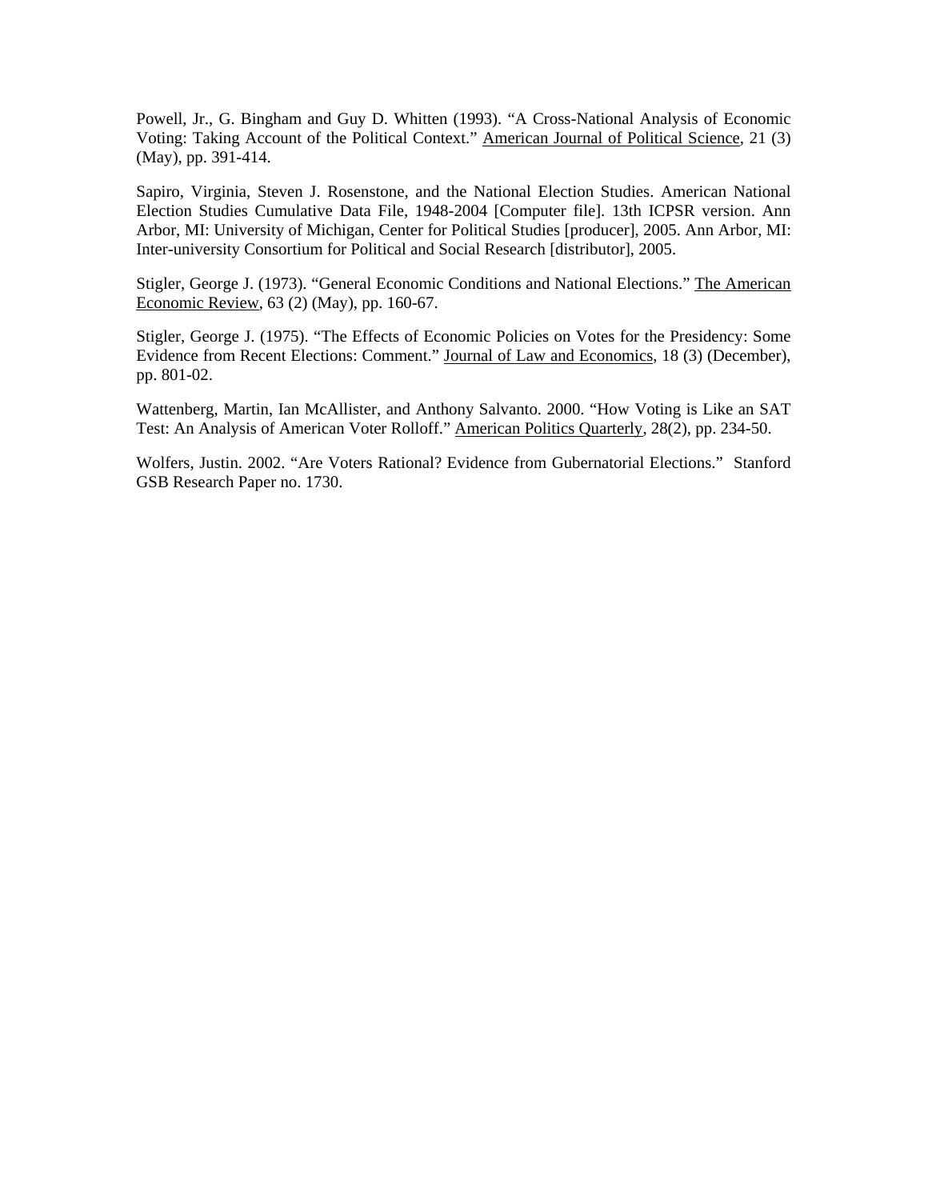Powell, Jr., G. Bingham and Guy D. Whitten (1993). "A Cross-National Analysis of Economic Voting: Taking Account of the Political Context." American Journal of Political Science, 21 (3) (May), pp. 391-414.

Sapiro, Virginia, Steven J. Rosenstone, and the National Election Studies. American National Election Studies Cumulative Data File, 1948-2004 [Computer file]. 13th ICPSR version. Ann Arbor, MI: University of Michigan, Center for Political Studies [producer], 2005. Ann Arbor, MI: Inter-university Consortium for Political and Social Research [distributor], 2005.

Stigler, George J. (1973). "General Economic Conditions and National Elections." The American Economic Review, 63 (2) (May), pp. 160-67.

Stigler, George J. (1975). "The Effects of Economic Policies on Votes for the Presidency: Some Evidence from Recent Elections: Comment." Journal of Law and Economics, 18 (3) (December), pp. 801-02.

Wattenberg, Martin, Ian McAllister, and Anthony Salvanto. 2000. "How Voting is Like an SAT Test: An Analysis of American Voter Rolloff." American Politics Quarterly, 28(2), pp. 234-50.

Wolfers, Justin. 2002. "Are Voters Rational? Evidence from Gubernatorial Elections." Stanford GSB Research Paper no. 1730.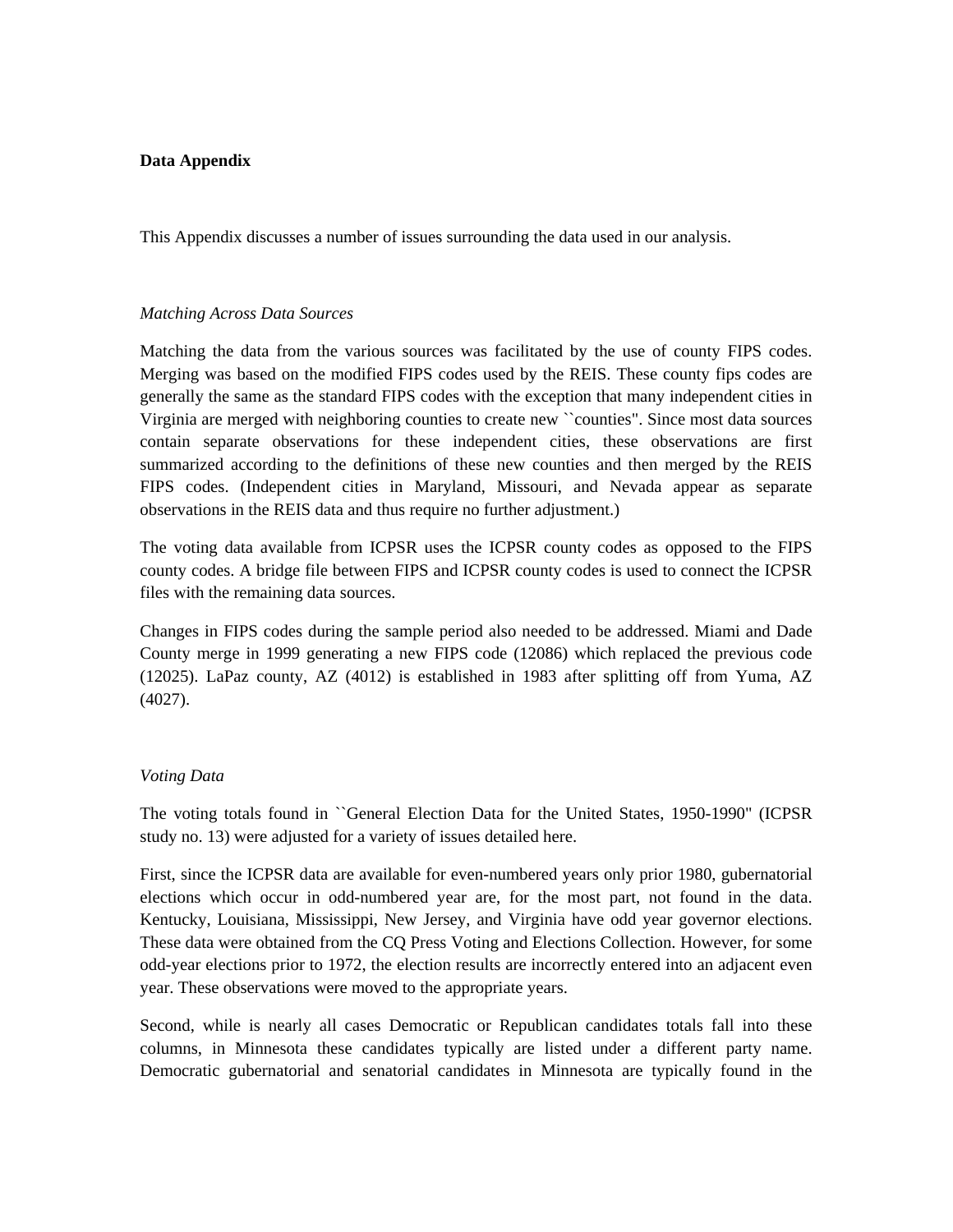**Data Appendix**

This Appendix discusses a number of issues surrounding the data used in our analysis.

*Matching Across Data Sources*

Matching the data from the various sources was facilitated by the use of county FIPS codes. Merging was based on the modified FIPS codes used by the REIS. These county fips codes are generally the same as the standard FIPS codes with the exception that many independent cities in Virginia are merged with neighboring counties to create new ``counties". Since most data sources contain separate observations for these independent cities, these observations are first summarized according to the definitions of these new counties and then merged by the REIS FIPS codes. (Independent cities in Maryland, Missouri, and Nevada appear as separate observations in the REIS data and thus require no further adjustment.)

The voting data available from ICPSR uses the ICPSR county codes as opposed to the FIPS county codes. A bridge file between FIPS and ICPSR county codes is used to connect the ICPSR files with the remaining data sources.

Changes in FIPS codes during the sample period also needed to be addressed. Miami and Dade County merge in 1999 generating a new FIPS code (12086) which replaced the previous code (12025). LaPaz county, AZ (4012) is established in 1983 after splitting off from Yuma, AZ (4027).

*Voting Data*

The voting totals found in ``General Election Data for the United States, 1950-1990" (ICPSR study no. 13) were adjusted for a variety of issues detailed here.

First, since the ICPSR data are available for even-numbered years only prior 1980, gubernatorial elections which occur in odd-numbered year are, for the most part, not found in the data. Kentucky, Louisiana, Mississippi, New Jersey, and Virginia have odd year governor elections. These data were obtained from the CQ Press Voting and Elections Collection. However, for some odd-year elections prior to 1972, the election results are incorrectly entered into an adjacent even year. These observations were moved to the appropriate years.

Second, while is nearly all cases Democratic or Republican candidates totals fall into these columns, in Minnesota these candidates typically are listed under a different party name. Democratic gubernatorial and senatorial candidates in Minnesota are typically found in the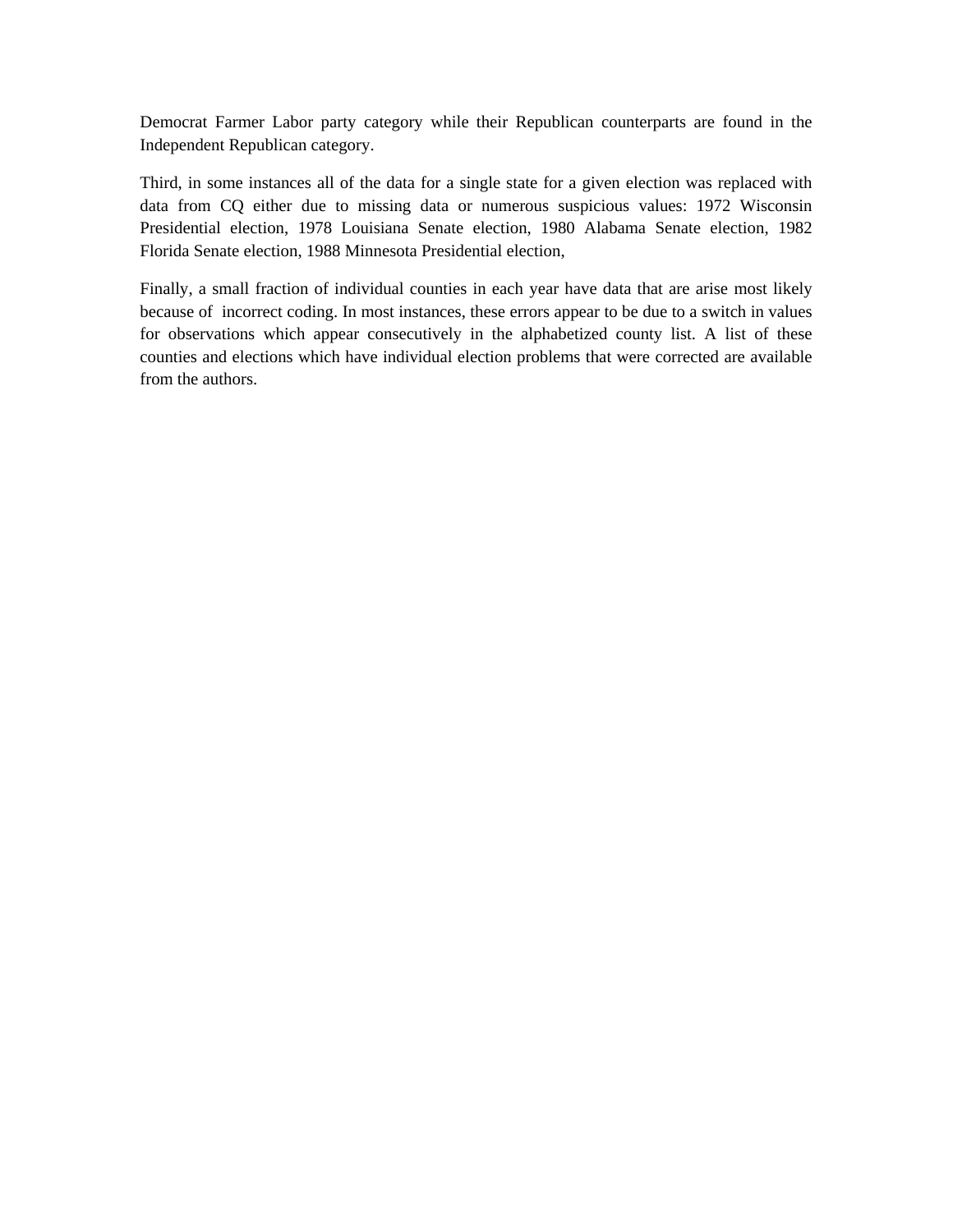Democrat Farmer Labor party category while their Republican counterparts are found in the Independent Republican category.

Third, in some instances all of the data for a single state for a given election was replaced with data from CQ either due to missing data or numerous suspicious values: 1972 Wisconsin Presidential election, 1978 Louisiana Senate election, 1980 Alabama Senate election, 1982 Florida Senate election, 1988 Minnesota Presidential election,

Finally, a small fraction of individual counties in each year have data that are arise most likely because of incorrect coding. In most instances, these errors appear to be due to a switch in values for observations which appear consecutively in the alphabetized county list. A list of these counties and elections which have individual election problems that were corrected are available from the authors.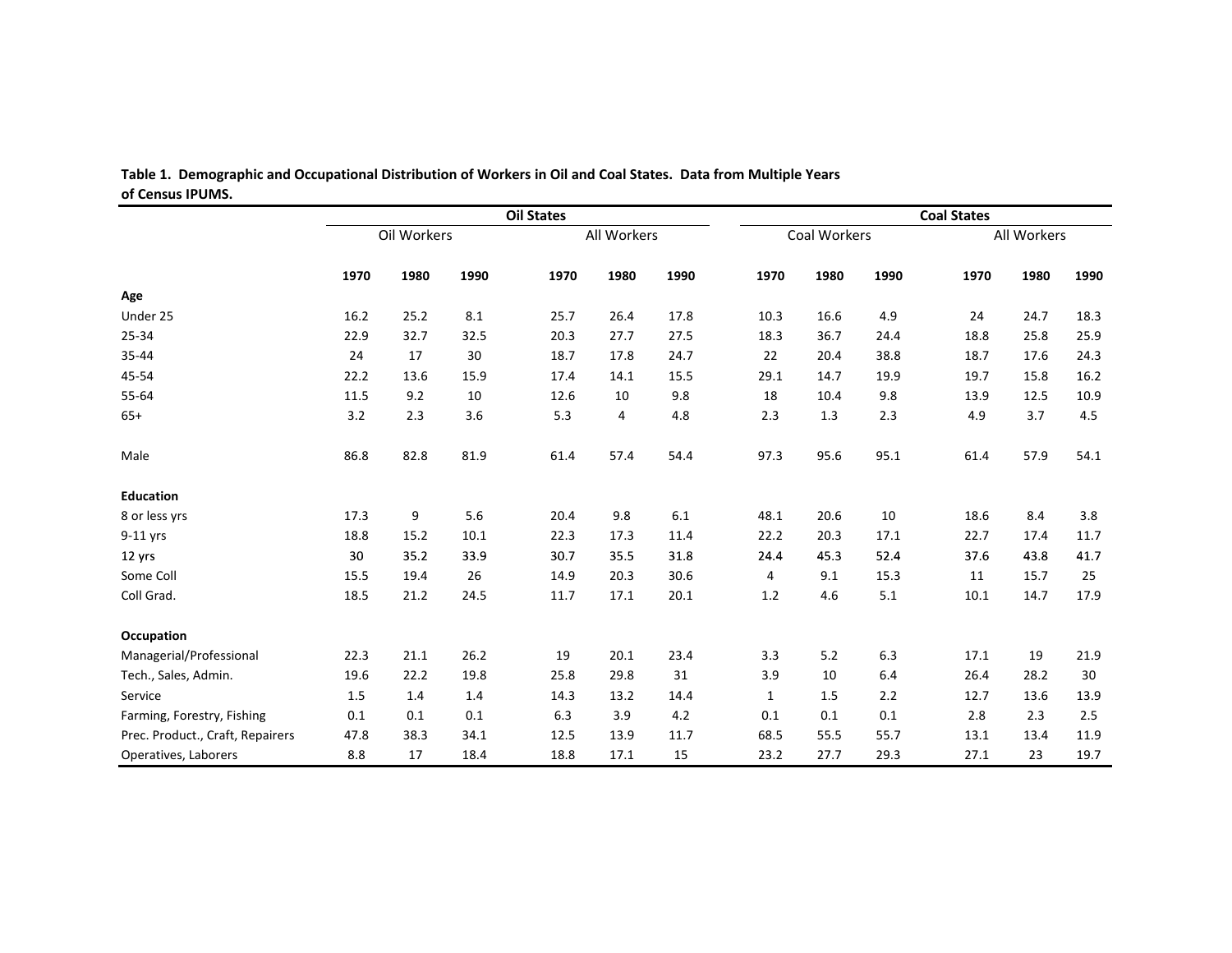**Table 1. Demographic and Occupational Distribution of Workers in Oil and Coal States. Data from Multiple Years of Census IPUMS.**

| | Oil States | | | | | | Coal States | | | | | |
|---|---|---|---|---|---|---|---|---|---|---|---|---|
| | Oil Workers | | | All Workers | | | Coal Workers | | | All Workers | | |
| | **1970** | **1980** | **1990** | **1970** | **1980** | **1990** | **1970** | **1980** | **1990** | **1970** | **1980** | **1990** |
| **Age** | | | | | | | | | | | | |
| Under 25 | 16.2 | 25.2 | 8.1 | 25.7 | 26.4 | 17.8 | 10.3 | 16.6 | 4.9 | 24 | 24.7 | 18.3 |
| 25-34 | 22.9 | 32.7 | 32.5 | 20.3 | 27.7 | 27.5 | 18.3 | 36.7 | 24.4 | 18.8 | 25.8 | 25.9 |
| 35-44 | 24 | 17 | 30 | 18.7 | 17.8 | 24.7 | 22 | 20.4 | 38.8 | 18.7 | 17.6 | 24.3 |
| 45-54 | 22.2 | 13.6 | 15.9 | 17.4 | 14.1 | 15.5 | 29.1 | 14.7 | 19.9 | 19.7 | 15.8 | 16.2 |
| 55-64 | 11.5 | 9.2 | 10 | 12.6 | 10 | 9.8 | 18 | 10.4 | 9.8 | 13.9 | 12.5 | 10.9 |
| 65+ | 3.2 | 2.3 | 3.6 | 5.3 | 4 | 4.8 | 2.3 | 1.3 | 2.3 | 4.9 | 3.7 | 4.5 |
| Male | 86.8 | 82.8 | 81.9 | 61.4 | 57.4 | 54.4 | 97.3 | 95.6 | 95.1 | 61.4 | 57.9 | 54.1 |
| **Education** | | | | | | | | | | | | |
| 8 or less yrs | 17.3 | 9 | 5.6 | 20.4 | 9.8 | 6.1 | 48.1 | 20.6 | 10 | 18.6 | 8.4 | 3.8 |
| 9-11 yrs | 18.8 | 15.2 | 10.1 | 22.3 | 17.3 | 11.4 | 22.2 | 20.3 | 17.1 | 22.7 | 17.4 | 11.7 |
| 12 yrs | 30 | 35.2 | 33.9 | 30.7 | 35.5 | 31.8 | 24.4 | 45.3 | 52.4 | 37.6 | 43.8 | 41.7 |
| Some Coll | 15.5 | 19.4 | 26 | 14.9 | 20.3 | 30.6 | 4 | 9.1 | 15.3 | 11 | 15.7 | 25 |
| Coll Grad. | 18.5 | 21.2 | 24.5 | 11.7 | 17.1 | 20.1 | 1.2 | 4.6 | 5.1 | 10.1 | 14.7 | 17.9 |
| **Occupation** | | | | | | | | | | | | |
| Managerial/Professional | 22.3 | 21.1 | 26.2 | 19 | 20.1 | 23.4 | 3.3 | 5.2 | 6.3 | 17.1 | 19 | 21.9 |
| Tech., Sales, Admin. | 19.6 | 22.2 | 19.8 | 25.8 | 29.8 | 31 | 3.9 | 10 | 6.4 | 26.4 | 28.2 | 30 |
| Service | 1.5 | 1.4 | 1.4 | 14.3 | 13.2 | 14.4 | 1 | 1.5 | 2.2 | 12.7 | 13.6 | 13.9 |
| Farming, Forestry, Fishing | 0.1 | 0.1 | 0.1 | 6.3 | 3.9 | 4.2 | 0.1 | 0.1 | 0.1 | 2.8 | 2.3 | 2.5 |
| Prec. Product., Craft, Repairers | 47.8 | 38.3 | 34.1 | 12.5 | 13.9 | 11.7 | 68.5 | 55.5 | 55.7 | 13.1 | 13.4 | 11.9 |
| Operatives, Laborers | 8.8 | 17 | 18.4 | 18.8 | 17.1 | 15 | 23.2 | 27.7 | 29.3 | 27.1 | 23 | 19.7 |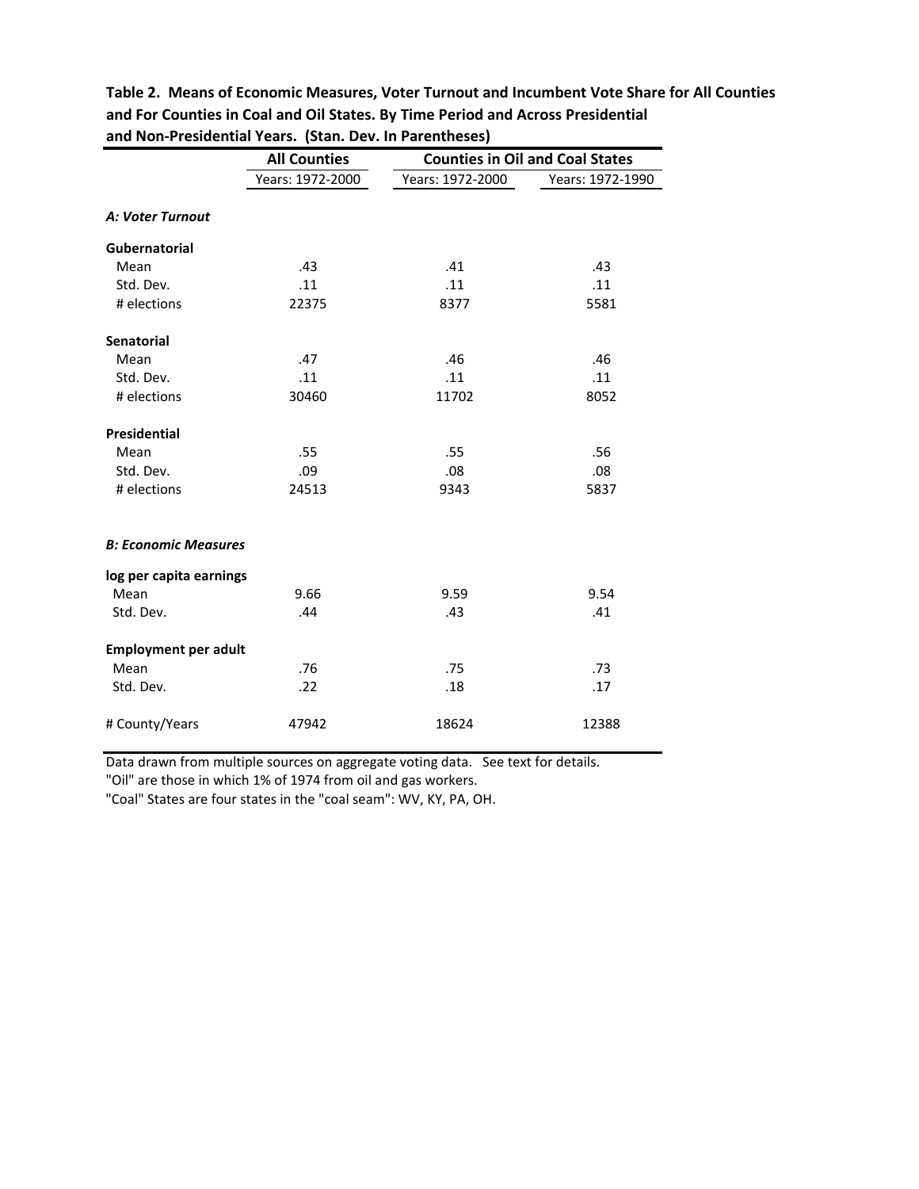**Table 2. Means of Economic Measures, Voter Turnout and Incumbent Vote Share for All Counties and For Counties in Coal and Oil States. By Time Period and Across Presidential and Non-Presidential Years. (Stan. Dev. In Parentheses)**

| | All Counties | Counties in Oil and Coal States | |
|---|---|---|---|
| | Years: 1972-2000 | Years: 1972-2000 | Years: 1972-1990 |
| ***A: Voter Turnout*** | | | |
| **Gubernatorial** | | | |
| Mean | .43 | .41 | .43 |
| Std. Dev. | .11 | .11 | .11 |
| # elections | 22375 | 8377 | 5581 |
| **Senatorial** | | | |
| Mean | .47 | .46 | .46 |
| Std. Dev. | .11 | .11 | .11 |
| # elections | 30460 | 11702 | 8052 |
| **Presidential** | | | |
| Mean | .55 | .55 | .56 |
| Std. Dev. | .09 | .08 | .08 |
| # elections | 24513 | 9343 | 5837 |
| ***B: Economic Measures*** | | | |
| **log per capita earnings** | | | |
| Mean | 9.66 | 9.59 | 9.54 |
| Std. Dev. | .44 | .43 | .41 |
| **Employment per adult** | | | |
| Mean | .76 | .75 | .73 |
| Std. Dev. | .22 | .18 | .17 |
| # County/Years | 47942 | 18624 | 12388 |

Data drawn from multiple sources on aggregate voting data. See text for details.
"Oil" are those in which 1% of 1974 from oil and gas workers.
"Coal" States are four states in the "coal seam": WV, KY, PA, OH.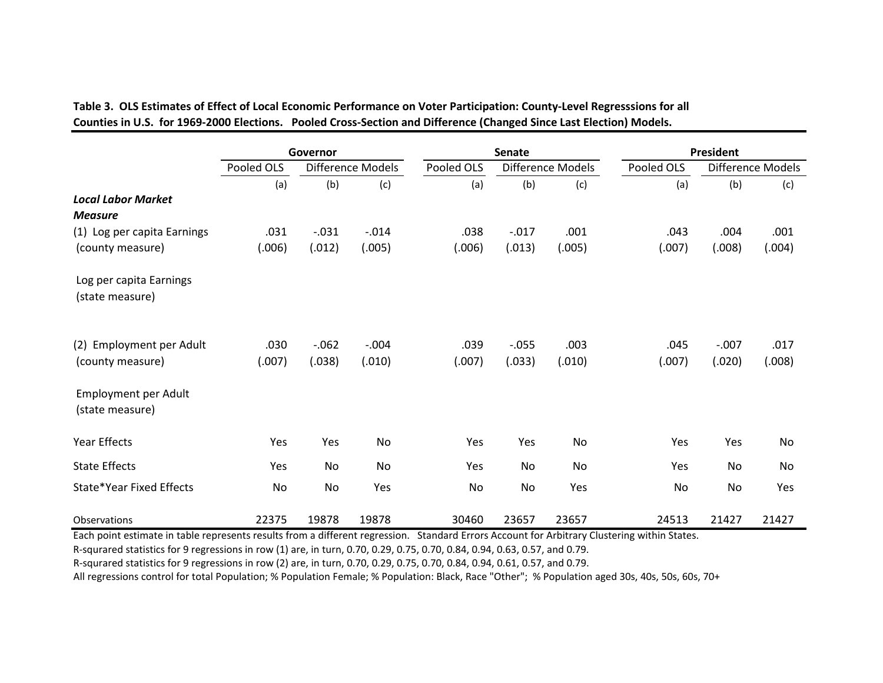**Table 3. OLS Estimates of Effect of Local Economic Performance on Voter Participation: County-Level Regresssions for all Counties in U.S. for 1969-2000 Elections. Pooled Cross-Section and Difference (Changed Since Last Election) Models.**

| | Governor | | | Senate | | | President | | |
|---|---|---|---|---|---|---|---|---|---|
| | Pooled OLS | Difference Models | | Pooled OLS | Difference Models | | Pooled OLS | Difference Models | |
| | (a) | (b) | (c) | (a) | (b) | (c) | (a) | (b) | (c) |
| ***Local Labor Market Measure*** | | | | | | | | | |
| (1) Log per capita Earnings | .031 | -.031 | -.014 | .038 | -.017 | .001 | .043 | .004 | .001 |
| (county measure) | (.006) | (.012) | (.005) | (.006) | (.013) | (.005) | (.007) | (.008) | (.004) |
| Log per capita Earnings (state measure) | | | | | | | | | |
| (2) Employment per Adult | .030 | -.062 | -.004 | .039 | -.055 | .003 | .045 | -.007 | .017 |
| (county measure) | (.007) | (.038) | (.010) | (.007) | (.033) | (.010) | (.007) | (.020) | (.008) |
| Employment per Adult (state measure) | | | | | | | | | |
| Year Effects | Yes | Yes | No | Yes | Yes | No | Yes | Yes | No |
| State Effects | Yes | No | No | Yes | No | No | Yes | No | No |
| State*Year Fixed Effects | No | No | Yes | No | No | Yes | No | No | Yes |
| Observations | 22375 | 19878 | 19878 | 30460 | 23657 | 23657 | 24513 | 21427 | 21427 |

Each point estimate in table represents results from a different regression. Standard Errors Account for Arbitrary Clustering within States.

R-squrared statistics for 9 regressions in row (1) are, in turn, 0.70, 0.29, 0.75, 0.70, 0.84, 0.94, 0.63, 0.57, and 0.79.

R-squrared statistics for 9 regressions in row (2) are, in turn, 0.70, 0.29, 0.75, 0.70, 0.84, 0.94, 0.61, 0.57, and 0.79.

All regressions control for total Population; % Population Female; % Population: Black, Race "Other"; % Population aged 30s, 40s, 50s, 60s, 70+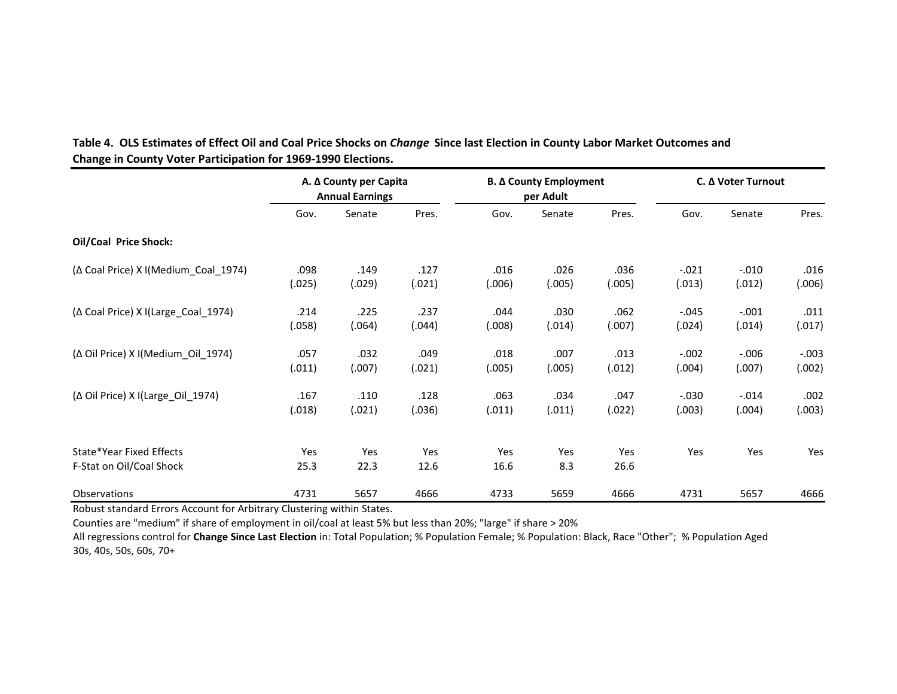**Table 4. OLS Estimates of Effect Oil and Coal Price Shocks on *Change* Since last Election in County Labor Market Outcomes and Change in County Voter Participation for 1969-1990 Elections.**

| | A. Δ County per Capita Annual Earnings | | | B. Δ County Employment per Adult | | | C. Δ Voter Turnout | | |
|---|---|---|---|---|---|---|---|---|---|
| | Gov. | Senate | Pres. | Gov. | Senate | Pres. | Gov. | Senate | Pres. |
| **Oil/Coal Price Shock:** | | | | | | | | | |
| (Δ Coal Price) X I(Medium_Coal_1974) | .098 | .149 | .127 | .016 | .026 | .036 | -.021 | -.010 | .016 |
| | (.025) | (.029) | (.021) | (.006) | (.005) | (.005) | (.013) | (.012) | (.006) |
| (Δ Coal Price) X I(Large_Coal_1974) | .214 | .225 | .237 | .044 | .030 | .062 | -.045 | -.001 | .011 |
| | (.058) | (.064) | (.044) | (.008) | (.014) | (.007) | (.024) | (.014) | (.017) |
| (Δ Oil Price) X I(Medium_Oil_1974) | .057 | .032 | .049 | .018 | .007 | .013 | -.002 | -.006 | -.003 |
| | (.011) | (.007) | (.021) | (.005) | (.005) | (.012) | (.004) | (.007) | (.002) |
| (Δ Oil Price) X I(Large_Oil_1974) | .167 | .110 | .128 | .063 | .034 | .047 | -.030 | -.014 | .002 |
| | (.018) | (.021) | (.036) | (.011) | (.011) | (.022) | (.003) | (.004) | (.003) |
| State*Year Fixed Effects | Yes | Yes | Yes | Yes | Yes | Yes | Yes | Yes | Yes |
| F-Stat on Oil/Coal Shock | 25.3 | 22.3 | 12.6 | 16.6 | 8.3 | 26.6 | | | |
| Observations | 4731 | 5657 | 4666 | 4733 | 5659 | 4666 | 4731 | 5657 | 4666 |

Robust standard Errors Account for Arbitrary Clustering within States.

Counties are "medium" if share of employment in oil/coal at least 5% but less than 20%; "large" if share > 20%

All regressions control for **Change Since Last Election** in: Total Population; % Population Female; % Population: Black, Race "Other"; % Population Aged 30s, 40s, 50s, 60s, 70+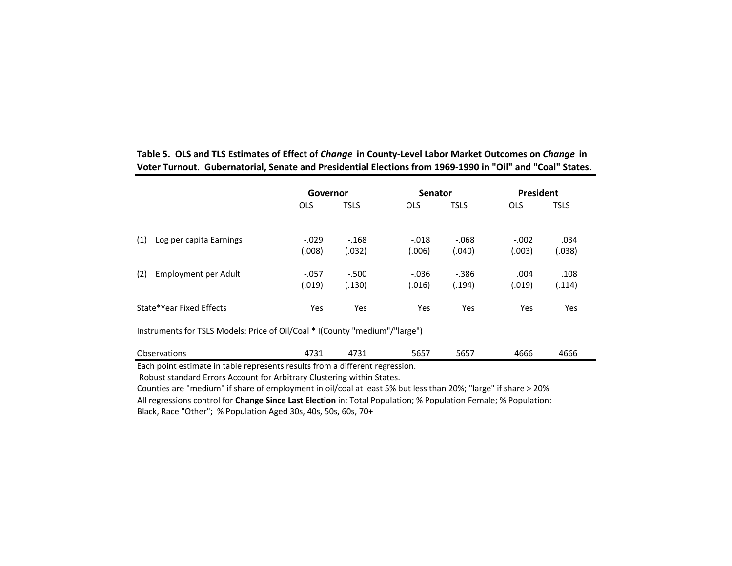**Table 5. OLS and TLS Estimates of Effect of *Change* in County-Level Labor Market Outcomes on *Change* in Voter Turnout. Gubernatorial, Senate and Presidential Elections from 1969-1990 in "Oil" and "Coal" States.**

| | Governor | | Senator | | President | |
|---|---|---|---|---|---|---|
| | OLS | TSLS | OLS | TSLS | OLS | TSLS |
| (1) Log per capita Earnings | -.029 | -.168 | -.018 | -.068 | -.002 | .034 |
| | (.008) | (.032) | (.006) | (.040) | (.003) | (.038) |
| (2) Employment per Adult | -.057 | -.500 | -.036 | -.386 | .004 | .108 |
| | (.019) | (.130) | (.016) | (.194) | (.019) | (.114) |
| State*Year Fixed Effects | Yes | Yes | Yes | Yes | Yes | Yes |
| Instruments for TSLS Models: Price of Oil/Coal * I(County "medium"/"large") | | | | | | |
| Observations | 4731 | 4731 | 5657 | 5657 | 4666 | 4666 |

Each point estimate in table represents results from a different regression.
Robust standard Errors Account for Arbitrary Clustering within States.
Counties are "medium" if share of employment in oil/coal at least 5% but less than 20%; "large" if share > 20%
All regressions control for **Change Since Last Election** in: Total Population; % Population Female; % Population: Black, Race "Other"; % Population Aged 30s, 40s, 50s, 60s, 70+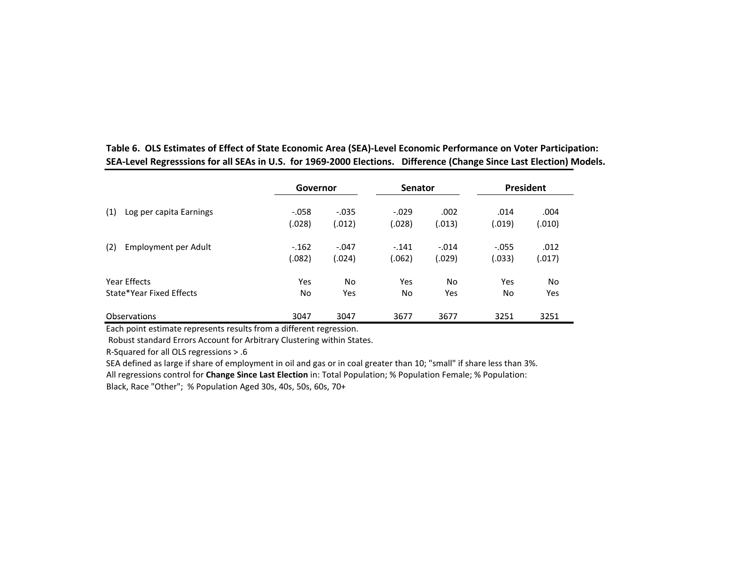**Table 6. OLS Estimates of Effect of State Economic Area (SEA)-Level Economic Performance on Voter Participation: SEA-Level Regresssions for all SEAs in U.S. for 1969-2000 Elections. Difference (Change Since Last Election) Models.**

| | Governor | | Senator | | President | |
|---|---|---|---|---|---|---|
| (1) Log per capita Earnings | -.058 | -.035 | -.029 | .002 | .014 | .004 |
| | (.028) | (.012) | (.028) | (.013) | (.019) | (.010) |
| (2) Employment per Adult | -.162 | -.047 | -.141 | -.014 | -.055 | .012 |
| | (.082) | (.024) | (.062) | (.029) | (.033) | (.017) |
| Year Effects | Yes | No | Yes | No | Yes | No |
| State*Year Fixed Effects | No | Yes | No | Yes | No | Yes |
| Observations | 3047 | 3047 | 3677 | 3677 | 3251 | 3251 |

Each point estimate represents results from a different regression.

Robust standard Errors Account for Arbitrary Clustering within States.

R-Squared for all OLS regressions > .6

SEA defined as large if share of employment in oil and gas or in coal greater than 10; "small" if share less than 3%.

All regressions control for **Change Since Last Election** in: Total Population; % Population Female; % Population: Black, Race "Other"; % Population Aged 30s, 40s, 50s, 60s, 70+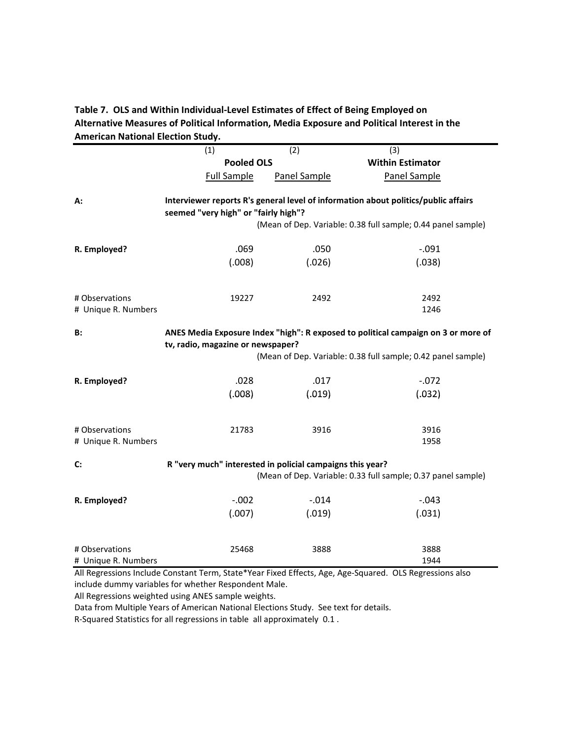**Table 7. OLS and Within Individual-Level Estimates of Effect of Being Employed on Alternative Measures of Political Information, Media Exposure and Political Interest in the American National Election Study.**

| | (1) | (2) | (3) |
|---|---|---|---|
| | **Pooled OLS** | | **Within Estimator** |
| | Full Sample | Panel Sample | Panel Sample |
| **A:** | **Interviewer reports R's general level of information about politics/public affairs seemed "very high" or "fairly high"?** | | |
| | | (Mean of Dep. Variable: 0.38 full sample; 0.44 panel sample) | |
| **R. Employed?** | .069 | .050 | -.091 |
| | (.008) | (.026) | (.038) |
| # Observations | 19227 | 2492 | 2492 |
| # Unique R. Numbers | | | 1246 |
| **B:** | **ANES Media Exposure Index "high": R exposed to political campaign on 3 or more of tv, radio, magazine or newspaper?** | | |
| | | (Mean of Dep. Variable: 0.38 full sample; 0.42 panel sample) | |
| **R. Employed?** | .028 | .017 | -.072 |
| | (.008) | (.019) | (.032) |
| # Observations | 21783 | 3916 | 3916 |
| # Unique R. Numbers | | | 1958 |
| **C:** | **R "very much" interested in policial campaigns this year?** | | |
| | | (Mean of Dep. Variable: 0.33 full sample; 0.37 panel sample) | |
| **R. Employed?** | -.002 | -.014 | -.043 |
| | (.007) | (.019) | (.031) |
| # Observations | 25468 | 3888 | 3888 |
| # Unique R. Numbers | | | 1944 |

All Regressions Include Constant Term, State*Year Fixed Effects, Age, Age-Squared. OLS Regressions also include dummy variables for whether Respondent Male.
All Regressions weighted using ANES sample weights.
Data from Multiple Years of American National Elections Study. See text for details.
R-Squared Statistics for all regressions in table all approximately 0.1 .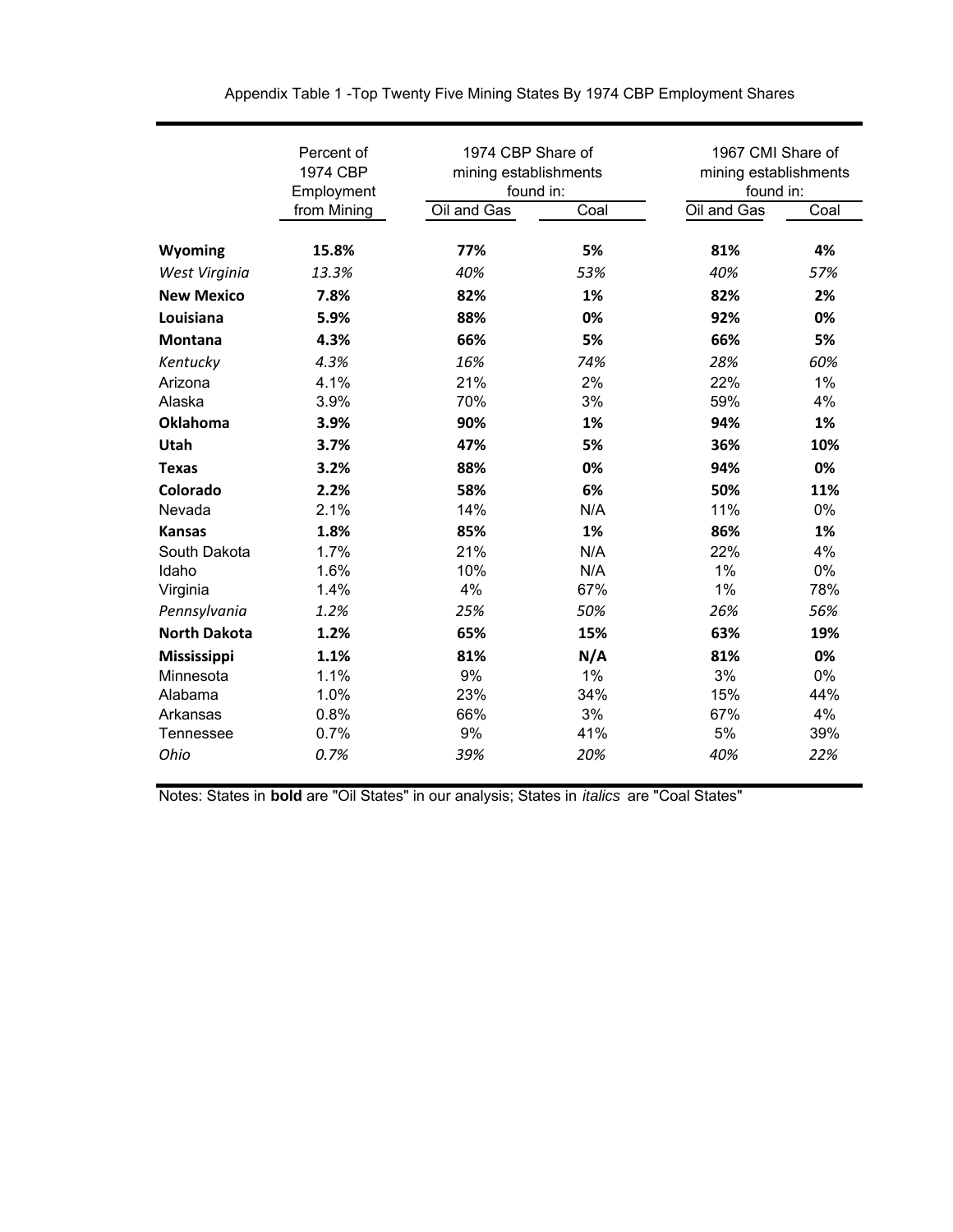Appendix Table 1 -Top Twenty Five Mining States By 1974 CBP Employment Shares

| | Percent of 1974 CBP Employment from Mining | 1974 CBP Share of mining establishments found in: | | 1967 CMI Share of mining establishments found in: | |
|---|---|---|---|---|---|
| | | Oil and Gas | Coal | Oil and Gas | Coal |
| **Wyoming** | **15.8%** | **77%** | **5%** | **81%** | **4%** |
| *West Virginia* | *13.3%* | *40%* | *53%* | *40%* | *57%* |
| **New Mexico** | **7.8%** | **82%** | **1%** | **82%** | **2%** |
| **Louisiana** | **5.9%** | **88%** | **0%** | **92%** | **0%** |
| **Montana** | **4.3%** | **66%** | **5%** | **66%** | **5%** |
| *Kentucky* | *4.3%* | *16%* | *74%* | *28%* | *60%* |
| Arizona | 4.1% | 21% | 2% | 22% | 1% |
| Alaska | 3.9% | 70% | 3% | 59% | 4% |
| **Oklahoma** | **3.9%** | **90%** | **1%** | **94%** | **1%** |
| **Utah** | **3.7%** | **47%** | **5%** | **36%** | **10%** |
| **Texas** | **3.2%** | **88%** | **0%** | **94%** | **0%** |
| **Colorado** | **2.2%** | **58%** | **6%** | **50%** | **11%** |
| Nevada | 2.1% | 14% | N/A | 11% | 0% |
| **Kansas** | **1.8%** | **85%** | **1%** | **86%** | **1%** |
| South Dakota | 1.7% | 21% | N/A | 22% | 4% |
| Idaho | 1.6% | 10% | N/A | 1% | 0% |
| Virginia | 1.4% | 4% | 67% | 1% | 78% |
| *Pennsylvania* | *1.2%* | *25%* | *50%* | *26%* | *56%* |
| **North Dakota** | **1.2%** | **65%** | **15%** | **63%** | **19%** |
| **Mississippi** | **1.1%** | **81%** | **N/A** | **81%** | **0%** |
| Minnesota | 1.1% | 9% | 1% | 3% | 0% |
| Alabama | 1.0% | 23% | 34% | 15% | 44% |
| Arkansas | 0.8% | 66% | 3% | 67% | 4% |
| Tennessee | 0.7% | 9% | 41% | 5% | 39% |
| *Ohio* | *0.7%* | *39%* | *20%* | *40%* | *22%* |

Notes: States in **bold** are "Oil States" in our analysis; States in *italics* are "Coal States"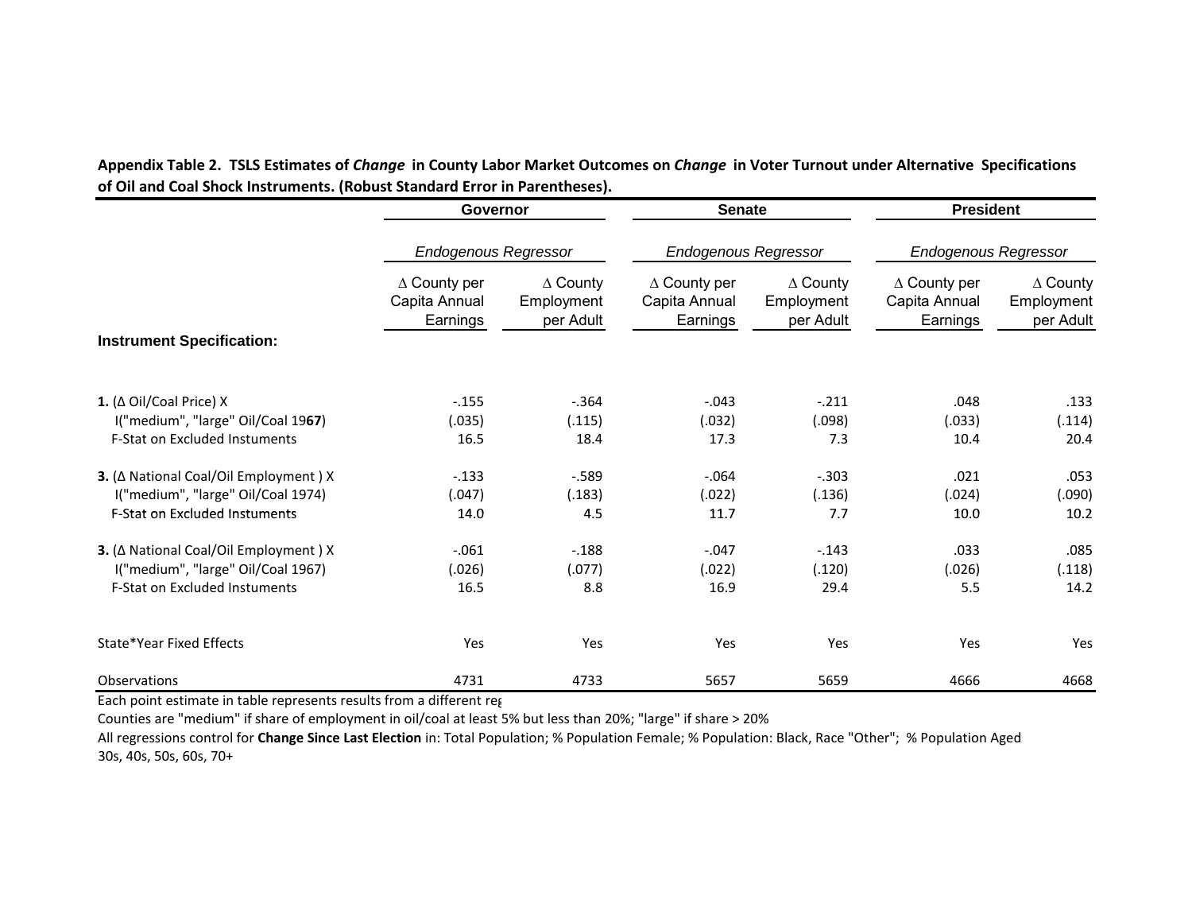**Appendix Table 2. TSLS Estimates of *Change* in County Labor Market Outcomes on *Change* in Voter Turnout under Alternative Specifications of Oil and Coal Shock Instruments. (Robust Standard Error in Parentheses).**

| | Governor | | Senate | | President | |
|---|---|---|---|---|---|---|
| | *Endogenous Regressor* | | *Endogenous Regressor* | | *Endogenous Regressor* | |
| **Instrument Specification:** | ∆ County per Capita Annual Earnings | ∆ County Employment per Adult | ∆ County per Capita Annual Earnings | ∆ County Employment per Adult | ∆ County per Capita Annual Earnings | ∆ County Employment per Adult |
| **1.** (∆ Oil/Coal Price) X | -.155 | -.364 | -.043 | -.211 | .048 | .133 |
| I("medium", "large" Oil/Coal 19**67**) | (.035) | (.115) | (.032) | (.098) | (.033) | (.114) |
| F-Stat on Excluded Instuments | 16.5 | 18.4 | 17.3 | 7.3 | 10.4 | 20.4 |
| **3.** (∆ National Coal/Oil Employment ) X | -.133 | -.589 | -.064 | -.303 | .021 | .053 |
| I("medium", "large" Oil/Coal 1974) | (.047) | (.183) | (.022) | (.136) | (.024) | (.090) |
| F-Stat on Excluded Instuments | 14.0 | 4.5 | 11.7 | 7.7 | 10.0 | 10.2 |
| **3.** (∆ National Coal/Oil Employment ) X | -.061 | -.188 | -.047 | -.143 | .033 | .085 |
| I("medium", "large" Oil/Coal 1967) | (.026) | (.077) | (.022) | (.120) | (.026) | (.118) |
| F-Stat on Excluded Instuments | 16.5 | 8.8 | 16.9 | 29.4 | 5.5 | 14.2 |
| State*Year Fixed Effects | Yes | Yes | Yes | Yes | Yes | Yes |
| Observations | 4731 | 4733 | 5657 | 5659 | 4666 | 4668 |

Each point estimate in table represents results from a different reg

Counties are "medium" if share of employment in oil/coal at least 5% but less than 20%; "large" if share > 20%

All regressions control for **Change Since Last Election** in: Total Population; % Population Female; % Population: Black, Race "Other"; % Population Aged 30s, 40s, 50s, 60s, 70+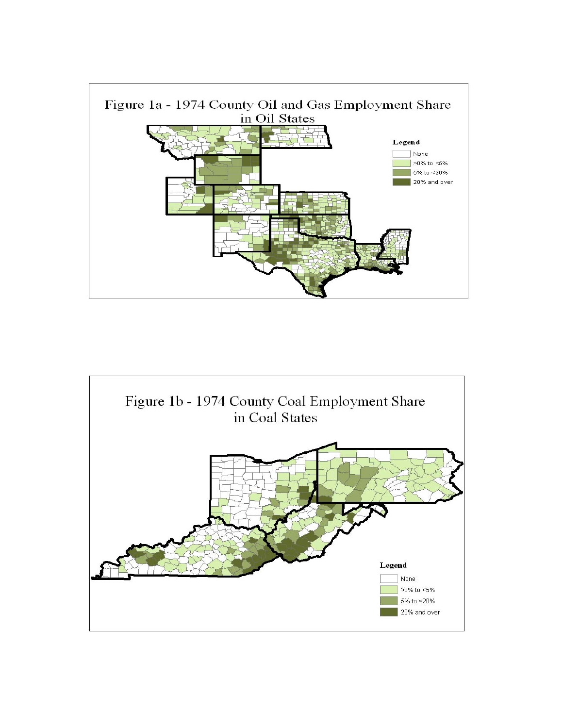Figure 1a - 1974 County Oil and Gas Employment Share in Oil States

**Legend**

- None
- >0% to <5%
- 5% to <20%
- 20% and over

Figure 1b - 1974 County Coal Employment Share in Coal States

**Legend**

- None
- >0% to <5%
- 5% to <20%
- 20% and over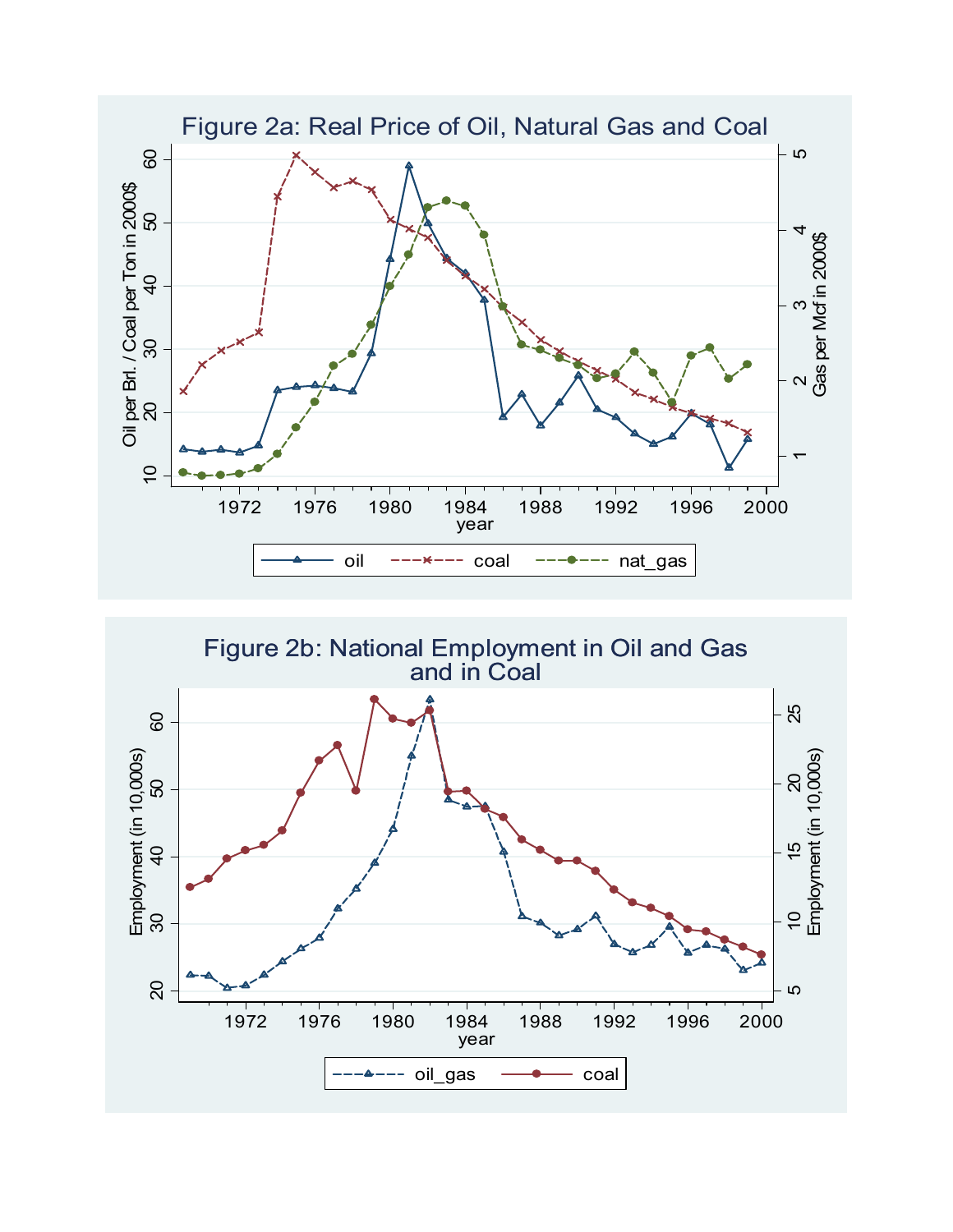## Figure 2a: Real Price of Oil, Natural Gas and Coal

## Figure 2b: National Employment in Oil and Gas and in Coal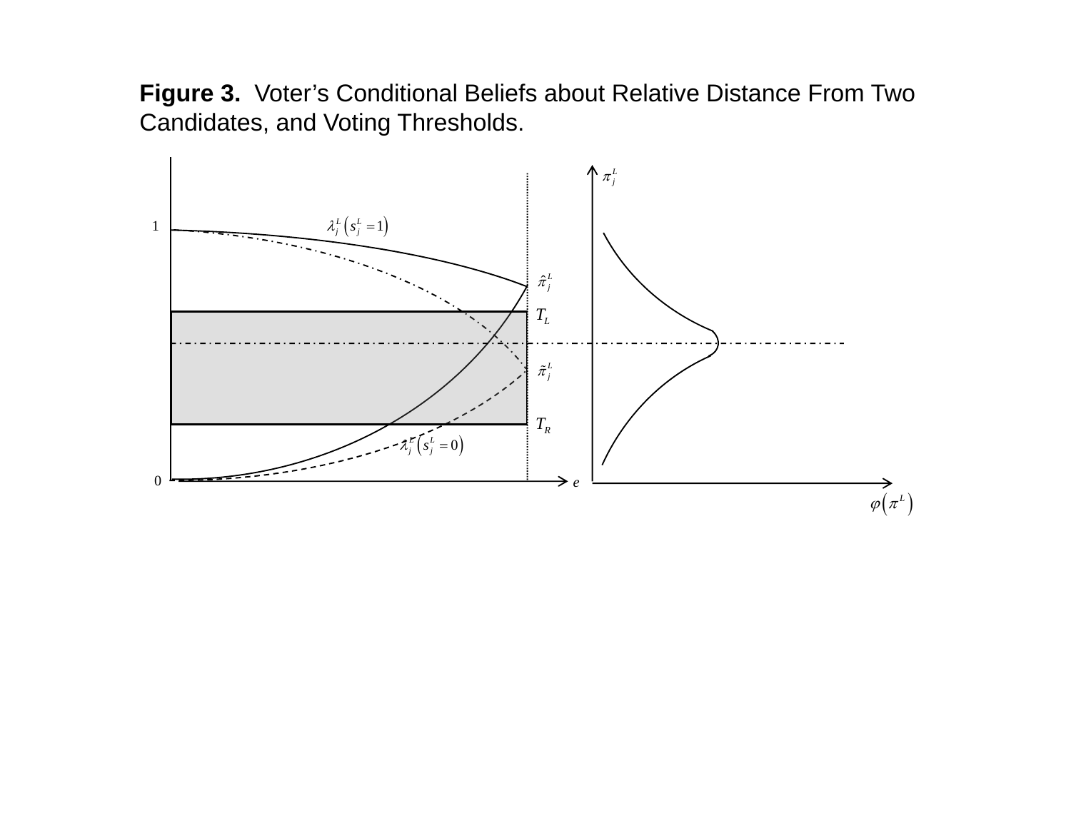**Figure 3.** Voter's Conditional Beliefs about Relative Distance From Two Candidates, and Voting Thresholds.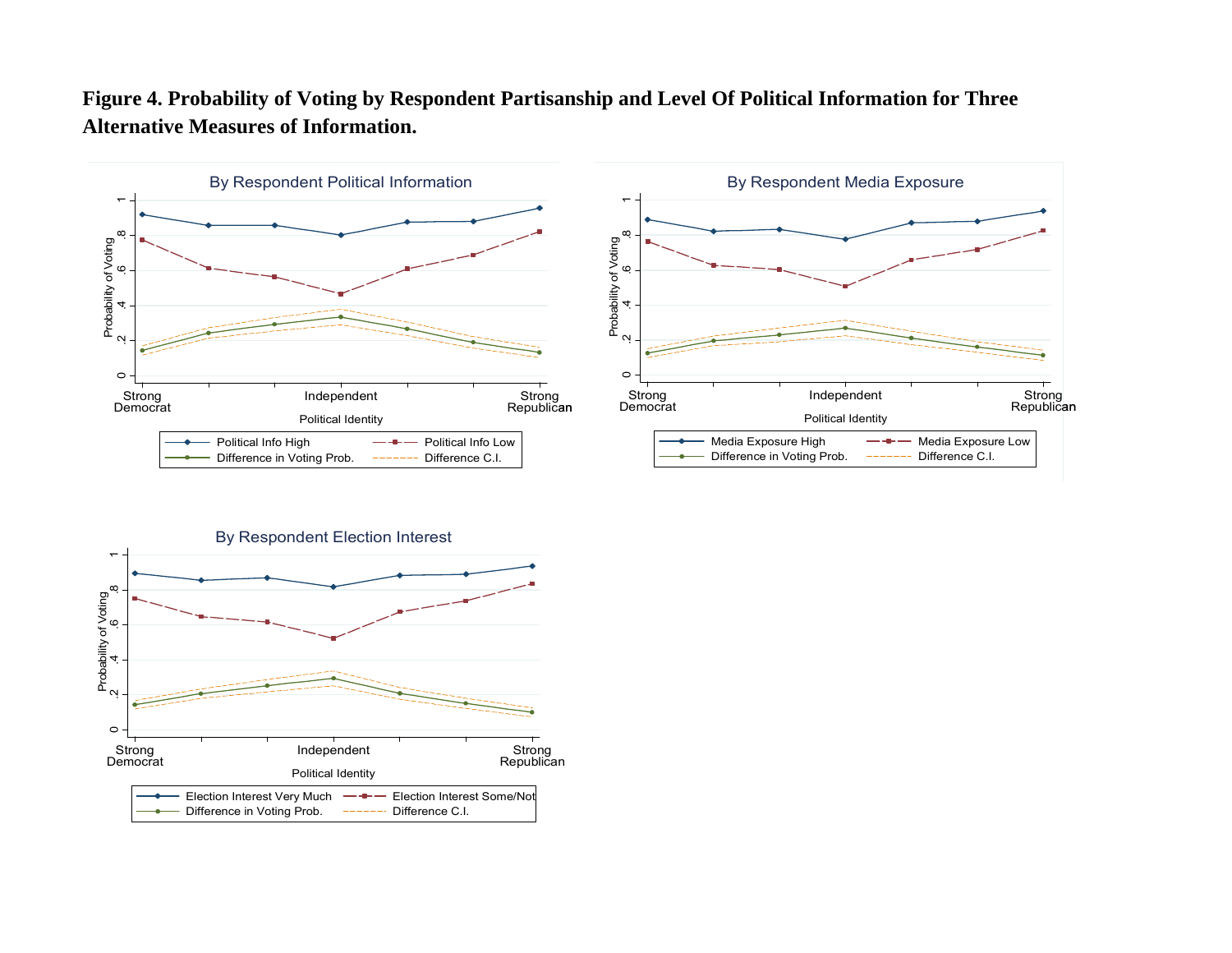**Figure 4. Probability of Voting by Respondent Partisanship and Level Of Political Information for Three Alternative Measures of Information.**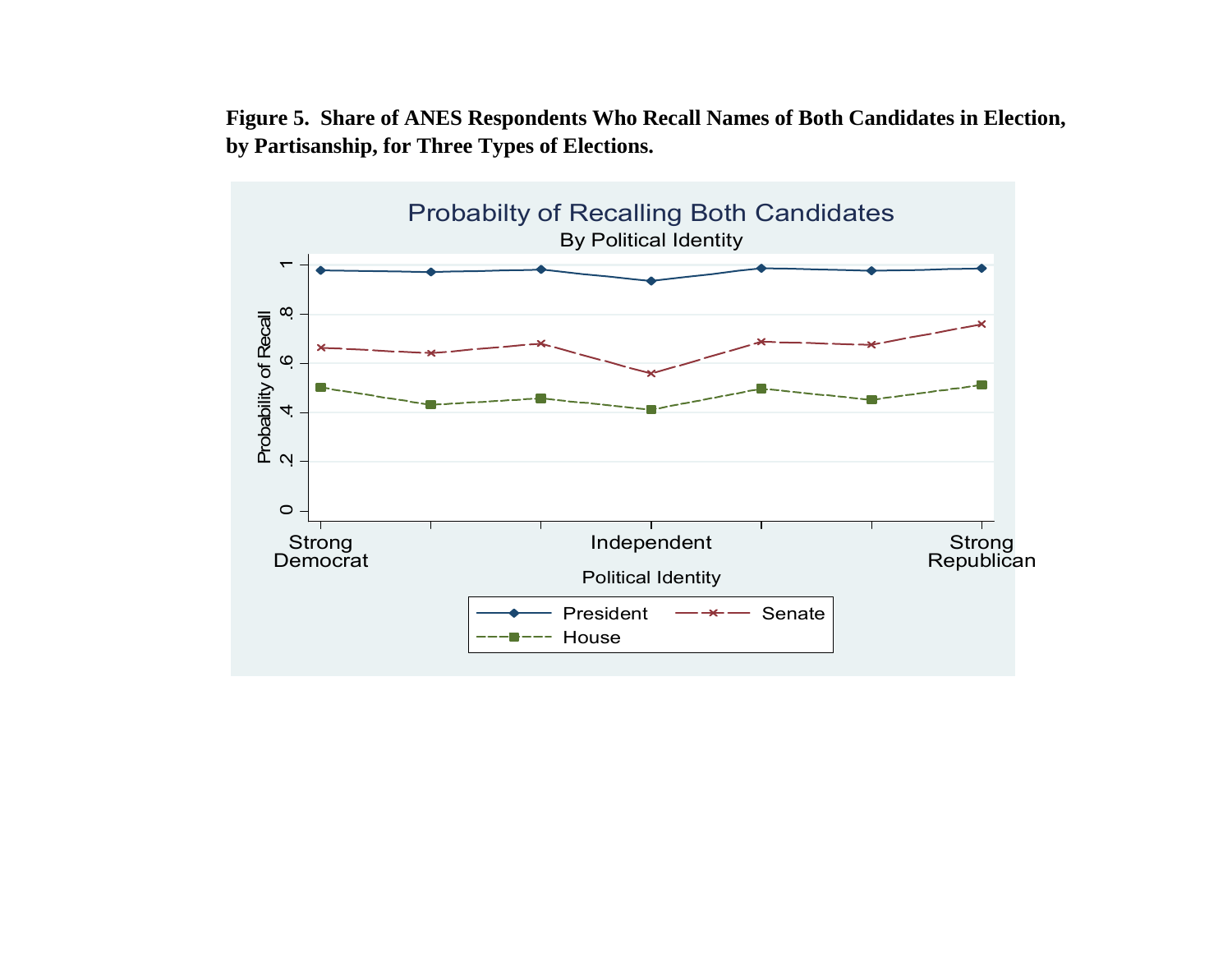**Figure 5. Share of ANES Respondents Who Recall Names of Both Candidates in Election, by Partisanship, for Three Types of Elections.**

Probabilty of Recalling Both Candidates

By Political Identity

Probability of Recall

0

.2

.4

.6

.8

1

Strong Democrat

Independent

Strong Republican

Political Identity

President

Senate

House